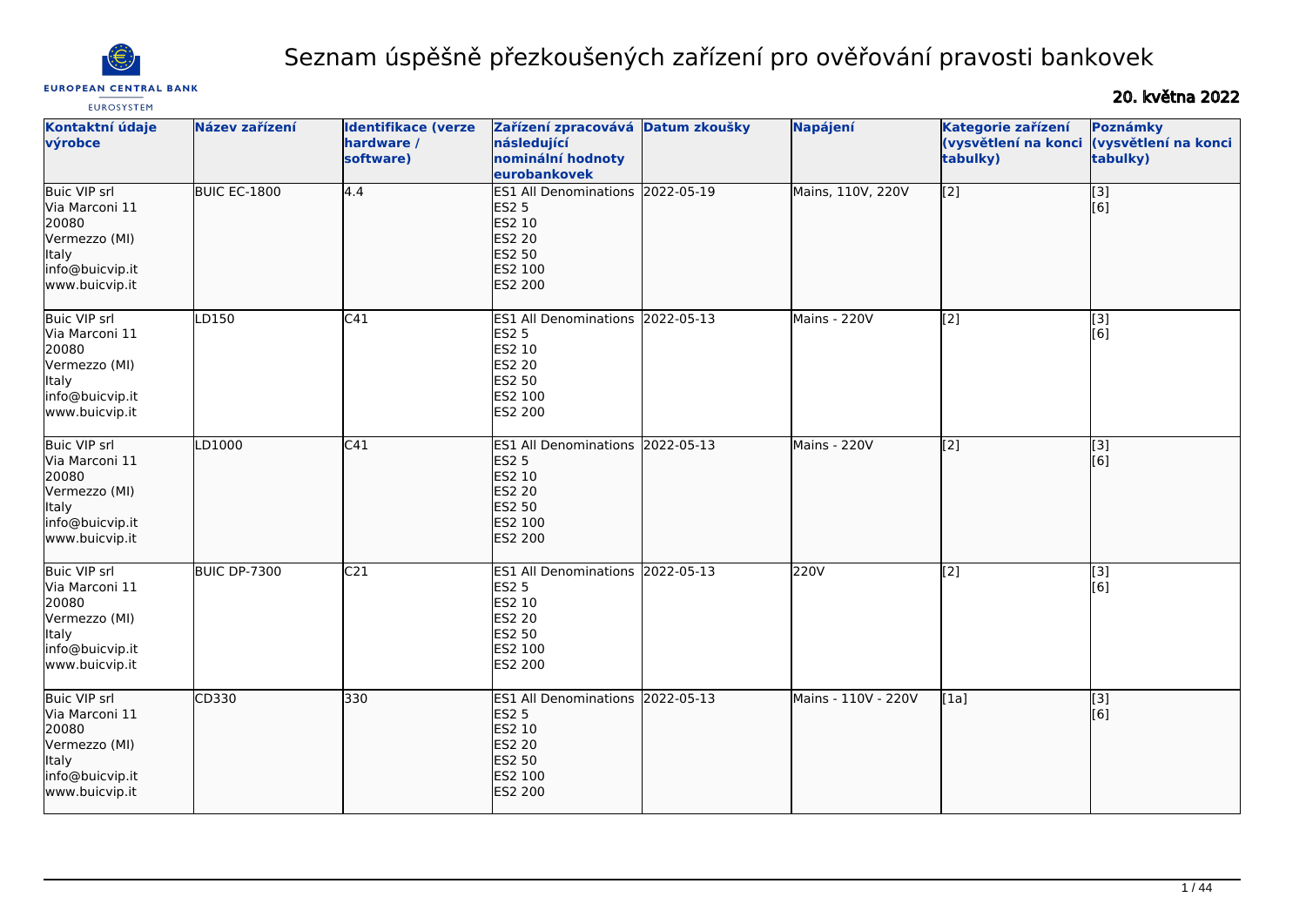# Seznam úspěšně přezkoušených zařízení pro ověřování pravosti bankovek

EUROPEAN CENTRAL BANK
EUROSYSTEM

## 20. května 2022

| Kontaktní údaje výrobce | Název zařízení | Identifikace (verze hardware / software) | Zařízení zpracovává následující nominální hodnoty eurobankovek | Datum zkoušky | Napájení | Kategorie zařízení (vysvětlení na konci tabulky) | Poznámky (vysvětlení na konci tabulky) |
|---|---|---|---|---|---|---|---|
| Buic VIP srl<br>Via Marconi 11<br>20080<br>Vermezzo (MI)<br>Italy<br>info@buicvip.it<br>www.buicvip.it | BUIC EC-1800 | 4.4 | ES1 All Denominations<br>ES2 5<br>ES2 10<br>ES2 20<br>ES2 50<br>ES2 100<br>ES2 200 | 2022-05-19 | Mains, 110V, 220V | [2] | [3]<br>[6] |
| Buic VIP srl<br>Via Marconi 11<br>20080<br>Vermezzo (MI)<br>Italy<br>info@buicvip.it<br>www.buicvip.it | LD150 | C41 | ES1 All Denominations<br>ES2 5<br>ES2 10<br>ES2 20<br>ES2 50<br>ES2 100<br>ES2 200 | 2022-05-13 | Mains - 220V | [2] | [3]<br>[6] |
| Buic VIP srl<br>Via Marconi 11<br>20080<br>Vermezzo (MI)<br>Italy<br>info@buicvip.it<br>www.buicvip.it | LD1000 | C41 | ES1 All Denominations<br>ES2 5<br>ES2 10<br>ES2 20<br>ES2 50<br>ES2 100<br>ES2 200 | 2022-05-13 | Mains - 220V | [2] | [3]<br>[6] |
| Buic VIP srl<br>Via Marconi 11<br>20080<br>Vermezzo (MI)<br>Italy<br>info@buicvip.it<br>www.buicvip.it | BUIC DP-7300 | C21 | ES1 All Denominations<br>ES2 5<br>ES2 10<br>ES2 20<br>ES2 50<br>ES2 100<br>ES2 200 | 2022-05-13 | 220V | [2] | [3]<br>[6] |
| Buic VIP srl<br>Via Marconi 11<br>20080<br>Vermezzo (MI)<br>Italy<br>info@buicvip.it<br>www.buicvip.it | CD330 | 330 | ES1 All Denominations<br>ES2 5<br>ES2 10<br>ES2 20<br>ES2 50<br>ES2 100<br>ES2 200 | 2022-05-13 | Mains - 110V - 220V | [1a] | [3]<br>[6] |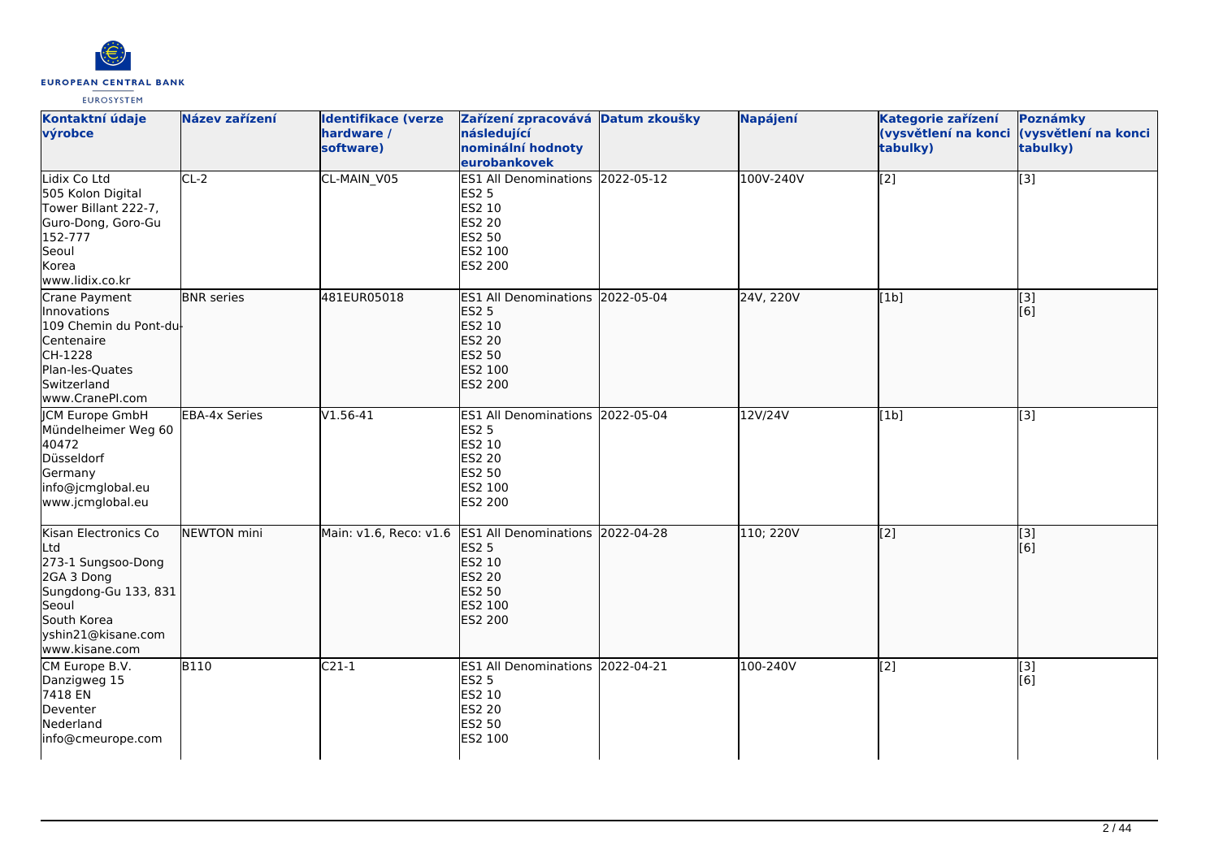| Kontaktní údaje výrobce | Název zařízení | Identifikace (verze hardware / software) | Zařízení zpracovává následující nominální hodnoty eurobankovek | Datum zkoušky | Napájení | Kategorie zařízení (vysvětlení na konci tabulky) | Poznámky (vysvětlení na konci tabulky) |
|---|---|---|---|---|---|---|---|
| Lidix Co Ltd<br>505 Kolon Digital Tower Billant 222-7, Guro-Dong, Goro-Gu<br>152-777<br>Seoul<br>Korea<br>www.lidix.co.kr | CL-2 | CL-MAIN_V05 | ES1 All Denominations<br>ES2 5<br>ES2 10<br>ES2 20<br>ES2 50<br>ES2 100<br>ES2 200 | 2022-05-12 | 100V-240V | [2] | [3] |
| Crane Payment Innovations<br>109 Chemin du Pont-du-Centenaire<br>CH-1228<br>Plan-les-Quates<br>Switzerland<br>www.CranePI.com | BNR series | 481EUR05018 | ES1 All Denominations<br>ES2 5<br>ES2 10<br>ES2 20<br>ES2 50<br>ES2 100<br>ES2 200 | 2022-05-04 | 24V, 220V | [1b] | [3]<br>[6] |
| JCM Europe GmbH<br>Mündelheimer Weg 60<br>40472<br>Düsseldorf<br>Germany<br>info@jcmglobal.eu<br>www.jcmglobal.eu | EBA-4x Series | V1.56-41 | ES1 All Denominations<br>ES2 5<br>ES2 10<br>ES2 20<br>ES2 50<br>ES2 100<br>ES2 200 | 2022-05-04 | 12V/24V | [1b] | [3] |
| Kisan Electronics Co Ltd<br>273-1 Sungsoo-Dong 2GA 3 Dong<br>Sungdong-Gu 133, 831<br>Seoul<br>South Korea<br>yshin21@kisane.com<br>www.kisane.com | NEWTON mini | Main: v1.6, Reco: v1.6 | ES1 All Denominations<br>ES2 5<br>ES2 10<br>ES2 20<br>ES2 50<br>ES2 100<br>ES2 200 | 2022-04-28 | 110; 220V | [2] | [3]<br>[6] |
| CM Europe B.V.<br>Danzigweg 15<br>7418 EN<br>Deventer<br>Nederland<br>info@cmeurope.com | B110 | C21-1 | ES1 All Denominations<br>ES2 5<br>ES2 10<br>ES2 20<br>ES2 50<br>ES2 100 | 2022-04-21 | 100-240V | [2] | [3]<br>[6] |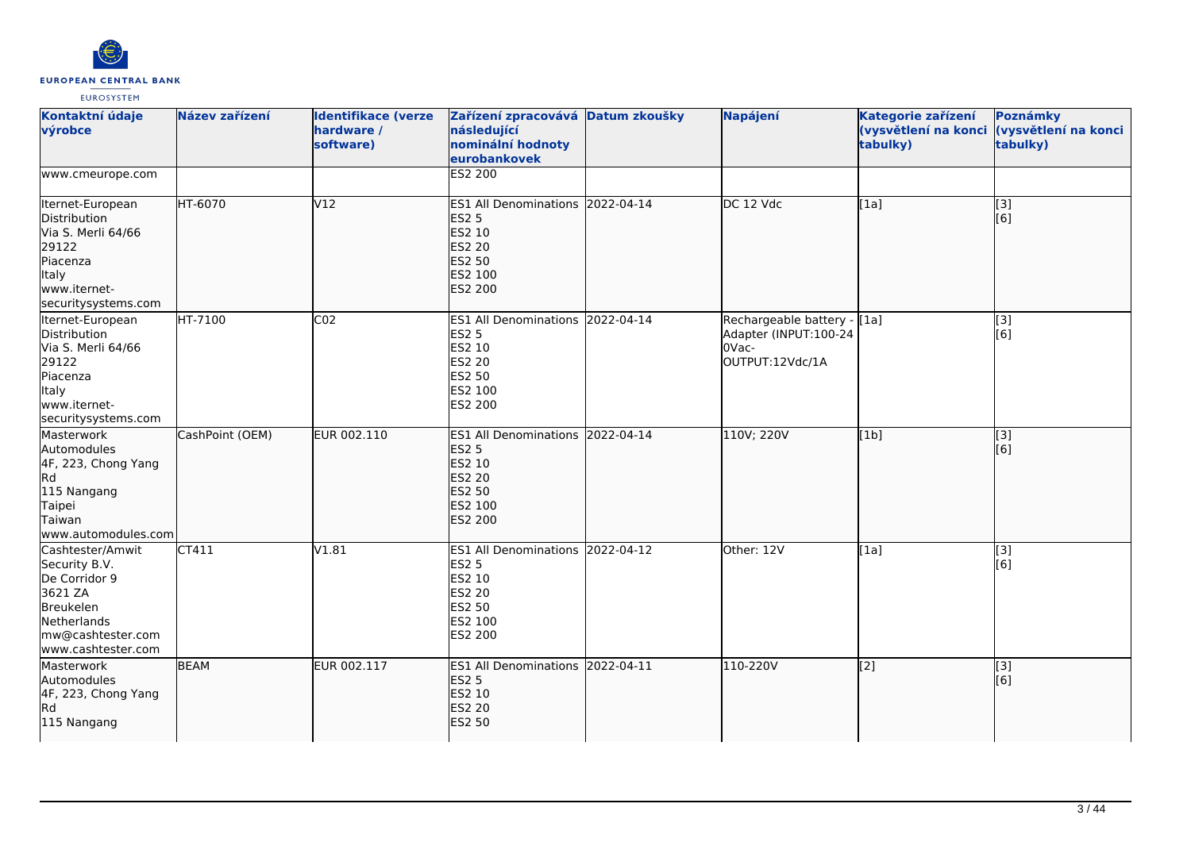| Kontaktní údaje výrobce | Název zařízení | Identifikace (verze hardware / software) | Zařízení zpracovává následující nominální hodnoty eurobankovek | Datum zkoušky | Napájení | Kategorie zařízení (vysvětlení na konci tabulky) | Poznámky (vysvětlení na konci tabulky) |
|---|---|---|---|---|---|---|---|
| www.cmeurope.com | | | ES2 200 | | | | |
| Iternet-European Distribution<br>Via S. Merli 64/66<br>29122<br>Piacenza<br>Italy<br>www.iternet-securitysystems.com | HT-6070 | V12 | ES1 All Denominations<br>ES2 5<br>ES2 10<br>ES2 20<br>ES2 50<br>ES2 100<br>ES2 200 | 2022-04-14 | DC 12 Vdc | [1a] | [3]<br>[6] |
| Iternet-European Distribution<br>Via S. Merli 64/66<br>29122<br>Piacenza<br>Italy<br>www.iternet-securitysystems.com | HT-7100 | C02 | ES1 All Denominations<br>ES2 5<br>ES2 10<br>ES2 20<br>ES2 50<br>ES2 100<br>ES2 200 | 2022-04-14 | Rechargeable battery - Adapter (INPUT:100-240Vac-OUTPUT:12Vdc/1A | [1a] | [3]<br>[6] |
| Masterwork Automodules<br>4F, 223, Chong Yang Rd<br>115 Nangang<br>Taipei<br>Taiwan<br>www.automodules.com | CashPoint (OEM) | EUR 002.110 | ES1 All Denominations<br>ES2 5<br>ES2 10<br>ES2 20<br>ES2 50<br>ES2 100<br>ES2 200 | 2022-04-14 | 110V; 220V | [1b] | [3]<br>[6] |
| Cashtester/Amwit Security B.V.<br>De Corridor 9<br>3621 ZA<br>Breukelen<br>Netherlands<br>mw@cashtester.com<br>www.cashtester.com | CT411 | V1.81 | ES1 All Denominations<br>ES2 5<br>ES2 10<br>ES2 20<br>ES2 50<br>ES2 100<br>ES2 200 | 2022-04-12 | Other: 12V | [1a] | [3]<br>[6] |
| Masterwork Automodules<br>4F, 223, Chong Yang Rd<br>115 Nangang | BEAM | EUR 002.117 | ES1 All Denominations<br>ES2 5<br>ES2 10<br>ES2 20<br>ES2 50 | 2022-04-11 | 110-220V | [2] | [3]<br>[6] |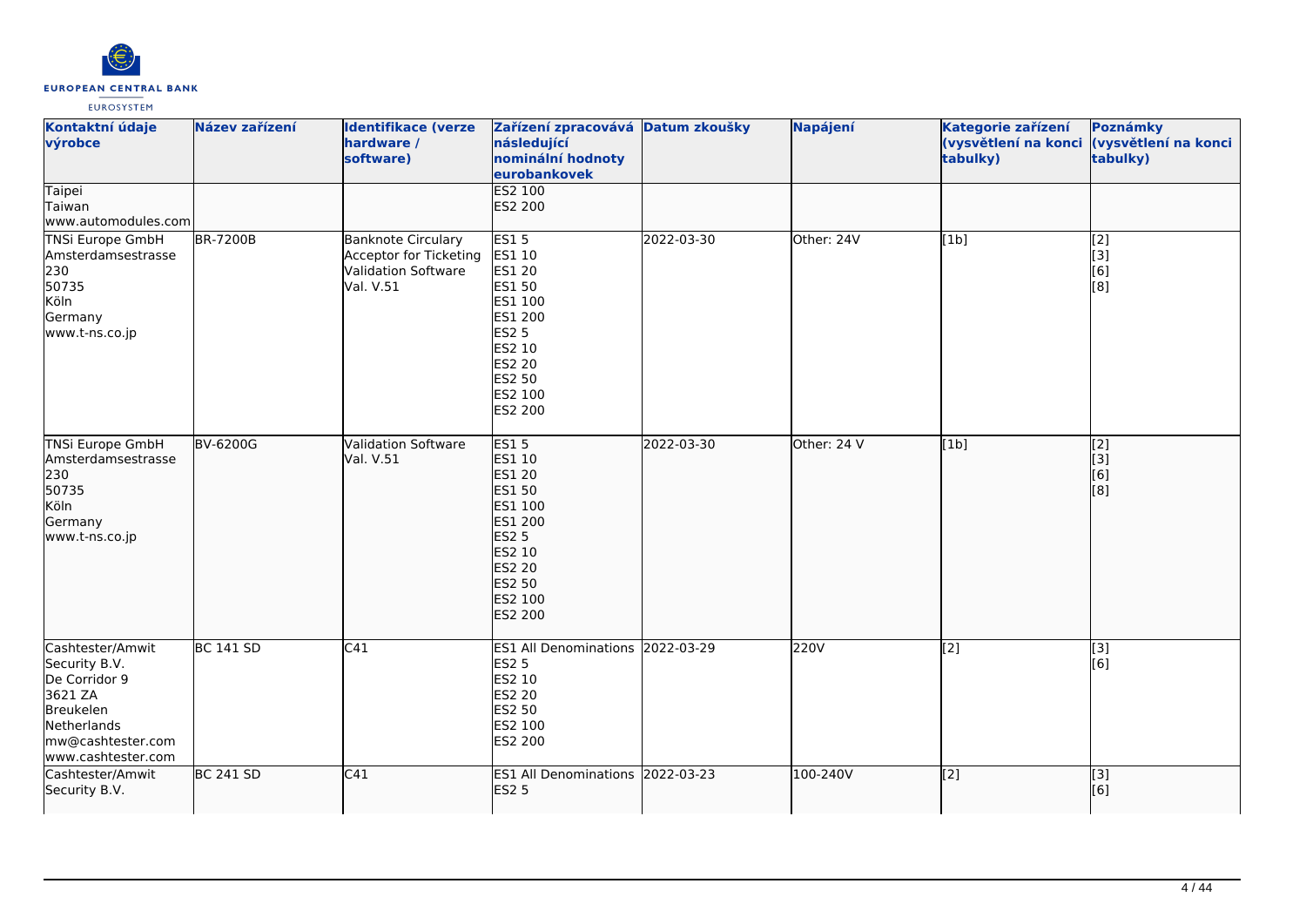| Kontaktní údaje výrobce | Název zařízení | Identifikace (verze hardware / software) | Zařízení zpracovává následující nominální hodnoty eurobankovek | Datum zkoušky | Napájení | Kategorie zařízení (vysvětlení na konci tabulky) | Poznámky (vysvětlení na konci tabulky) |
|---|---|---|---|---|---|---|---|
| Taipei<br>Taiwan<br>www.automodules.com | | | ES2 100<br>ES2 200 | | | | |
| TNSi Europe GmbH<br>Amsterdamsestrasse 230<br>50735<br>Köln<br>Germany<br>www.t-ns.co.jp | BR-7200B | Banknote Circulary Acceptor for Ticketing Validation Software Val. V.51 | ES1 5<br>ES1 10<br>ES1 20<br>ES1 50<br>ES1 100<br>ES1 200<br>ES2 5<br>ES2 10<br>ES2 20<br>ES2 50<br>ES2 100<br>ES2 200 | 2022-03-30 | Other: 24V | [1b] | [2]<br>[3]<br>[6]<br>[8] |
| TNSi Europe GmbH<br>Amsterdamsestrasse 230<br>50735<br>Köln<br>Germany<br>www.t-ns.co.jp | BV-6200G | Validation Software Val. V.51 | ES1 5<br>ES1 10<br>ES1 20<br>ES1 50<br>ES1 100<br>ES1 200<br>ES2 5<br>ES2 10<br>ES2 20<br>ES2 50<br>ES2 100<br>ES2 200 | 2022-03-30 | Other: 24 V | [1b] | [2]<br>[3]<br>[6]<br>[8] |
| Cashtester/Amwit Security B.V.<br>De Corridor 9<br>3621 ZA<br>Breukelen<br>Netherlands<br>mw@cashtester.com<br>www.cashtester.com | BC 141 SD | C41 | ES1 All Denominations<br>ES2 5<br>ES2 10<br>ES2 20<br>ES2 50<br>ES2 100<br>ES2 200 | 2022-03-29 | 220V | [2] | [3]<br>[6] |
| Cashtester/Amwit Security B.V. | BC 241 SD | C41 | ES1 All Denominations<br>ES2 5 | 2022-03-23 | 100-240V | [2] | [3]<br>[6] |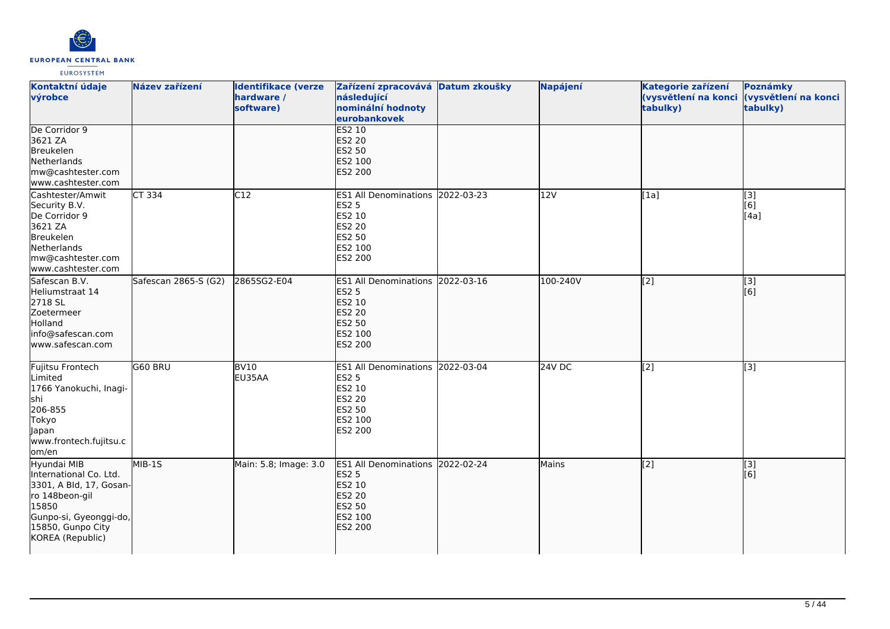| Kontaktní údaje výrobce | Název zařízení | Identifikace (verze hardware / software) | Zařízení zpracovává následující nominální hodnoty eurobankovek | Datum zkoušky | Napájení | Kategorie zařízení (vysvětlení na konci tabulky) | Poznámky (vysvětlení na konci tabulky) |
|---|---|---|---|---|---|---|---|
| De Corridor 9<br>3621 ZA<br>Breukelen<br>Netherlands<br>mw@cashtester.com<br>www.cashtester.com | | | ES2 10<br>ES2 20<br>ES2 50<br>ES2 100<br>ES2 200 | | | | |
| Cashtester/Amwit Security B.V.<br>De Corridor 9<br>3621 ZA<br>Breukelen<br>Netherlands<br>mw@cashtester.com<br>www.cashtester.com | CT 334 | C12 | ES1 All Denominations<br>ES2 5<br>ES2 10<br>ES2 20<br>ES2 50<br>ES2 100<br>ES2 200 | 2022-03-23 | 12V | [1a] | [3]<br>[6]<br>[4a] |
| Safescan B.V.<br>Heliumstraat 14<br>2718 SL<br>Zoetermeer<br>Holland<br>info@safescan.com<br>www.safescan.com | Safescan 2865-S (G2) | 2865SG2-E04 | ES1 All Denominations<br>ES2 5<br>ES2 10<br>ES2 20<br>ES2 50<br>ES2 100<br>ES2 200 | 2022-03-16 | 100-240V | [2] | [3]<br>[6] |
| Fujitsu Frontech Limited<br>1766 Yanokuchi, Inagi-shi<br>206-855<br>Tokyo<br>Japan<br>www.frontech.fujitsu.com/en | G60 BRU | BV10<br>EU35AA | ES1 All Denominations<br>ES2 5<br>ES2 10<br>ES2 20<br>ES2 50<br>ES2 100<br>ES2 200 | 2022-03-04 | 24V DC | [2] | [3] |
| Hyundai MIB International Co. Ltd.<br>3301, A Bld, 17, Gosan-ro 148beon-gil<br>15850<br>Gunpo-si, Gyeonggi-do,<br>15850, Gunpo City<br>KOREA (Republic) | MIB-1S | Main: 5.8; Image: 3.0 | ES1 All Denominations<br>ES2 5<br>ES2 10<br>ES2 20<br>ES2 50<br>ES2 100<br>ES2 200 | 2022-02-24 | Mains | [2] | [3]<br>[6] |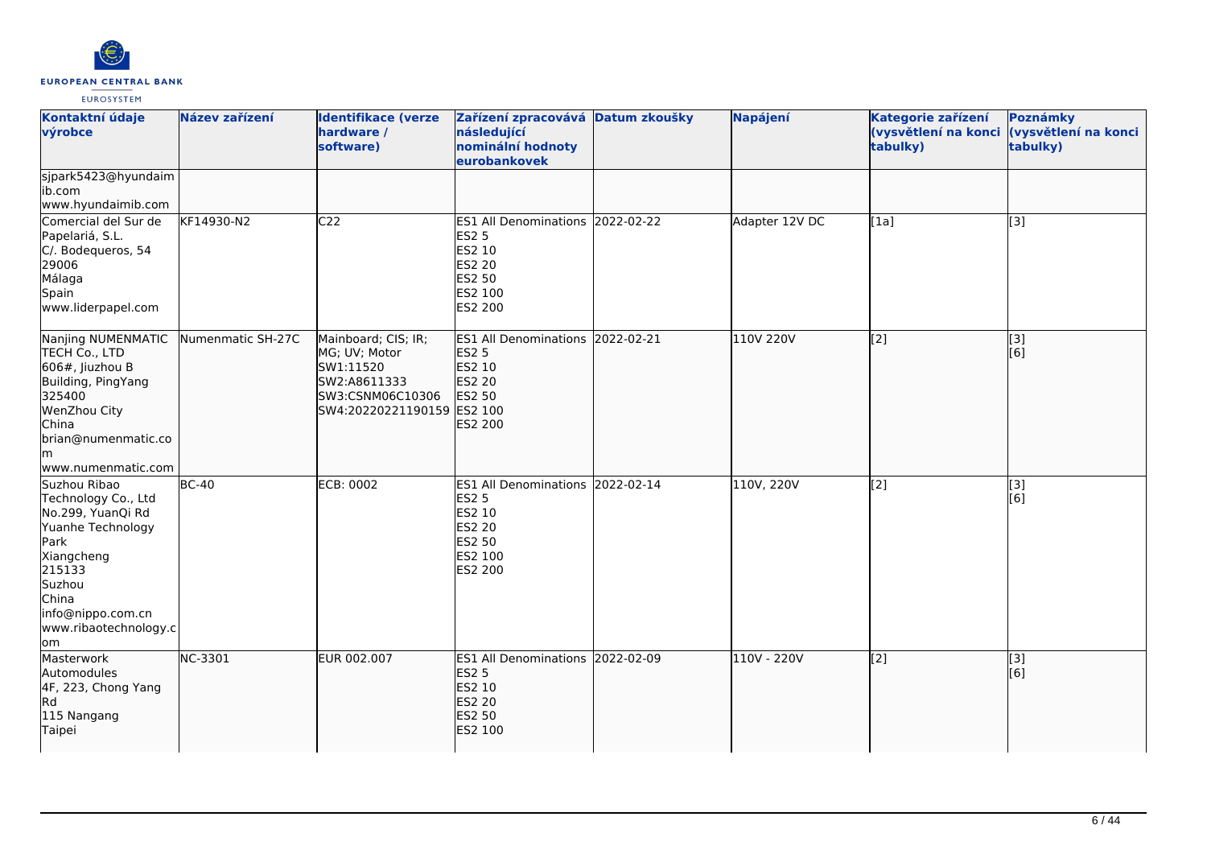| Kontaktní údaje výrobce | Název zařízení | Identifikace (verze hardware / software) | Zařízení zpracovává následující nominální hodnoty eurobankovek | Datum zkoušky | Napájení | Kategorie zařízení (vysvětlení na konci tabulky) | Poznámky (vysvětlení na konci tabulky) |
|---|---|---|---|---|---|---|---|
| sjpark5423@hyundaimib.com<br>www.hyundaimib.com | | | | | | | |
| Comercial del Sur de Papelariá, S.L.<br>C/. Bodequeros, 54<br>29006<br>Málaga<br>Spain<br>www.liderpapel.com | KF14930-N2 | C22 | ES1 All Denominations<br>ES2 5<br>ES2 10<br>ES2 20<br>ES2 50<br>ES2 100<br>ES2 200 | 2022-02-22 | Adapter 12V DC | [1a] | [3] |
| Nanjing NUMENMATIC TECH Co., LTD<br>606#, Jiuzhou B Building, PingYang<br>325400<br>WenZhou City<br>China<br>brian@numenmatic.com<br>www.numenmatic.com | Numenmatic SH-27C | Mainboard; CIS; IR; MG; UV; Motor<br>SW1:11520<br>SW2:A8611333<br>SW3:CSNM06C10306<br>SW4:20220221190159 | ES1 All Denominations<br>ES2 5<br>ES2 10<br>ES2 20<br>ES2 50<br>ES2 100<br>ES2 200 | 2022-02-21 | 110V 220V | [2] | [3]<br>[6] |
| Suzhou Ribao Technology Co., Ltd<br>No.299, YuanQi Rd<br>Yuanhe Technology Park<br>Xiangcheng<br>215133<br>Suzhou<br>China<br>info@nippo.com.cn<br>www.ribaotechnology.com | BC-40 | ECB: 0002 | ES1 All Denominations<br>ES2 5<br>ES2 10<br>ES2 20<br>ES2 50<br>ES2 100<br>ES2 200 | 2022-02-14 | 110V, 220V | [2] | [3]<br>[6] |
| Masterwork Automodules<br>4F, 223, Chong Yang Rd<br>115 Nangang<br>Taipei | NC-3301 | EUR 002.007 | ES1 All Denominations<br>ES2 5<br>ES2 10<br>ES2 20<br>ES2 50<br>ES2 100 | 2022-02-09 | 110V - 220V | [2] | [3]<br>[6] |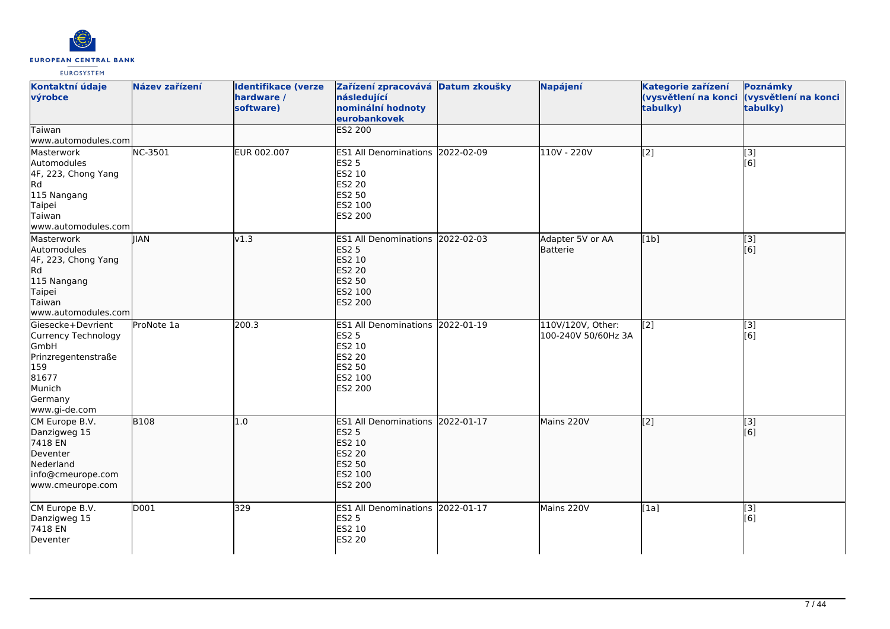| Kontaktní údaje výrobce | Název zařízení | Identifikace (verze hardware / software) | Zařízení zpracovává následující nominální hodnoty eurobankovek | Datum zkoušky | Napájení | Kategorie zařízení (vysvětlení na konci tabulky) | Poznámky (vysvětlení na konci tabulky) |
| --- | --- | --- | --- | --- | --- | --- | --- |
| Taiwan<br>www.automodules.com | | | ES2 200 | | | | |
| Masterwork Automodules<br>4F, 223, Chong Yang Rd<br>115 Nangang<br>Taipei<br>Taiwan<br>www.automodules.com | NC-3501 | EUR 002.007 | ES1 All Denominations<br>ES2 5<br>ES2 10<br>ES2 20<br>ES2 50<br>ES2 100<br>ES2 200 | 2022-02-09 | 110V - 220V | [2] | [3]<br>[6] |
| Masterwork Automodules<br>4F, 223, Chong Yang Rd<br>115 Nangang<br>Taipei<br>Taiwan<br>www.automodules.com | JIAN | v1.3 | ES1 All Denominations<br>ES2 5<br>ES2 10<br>ES2 20<br>ES2 50<br>ES2 100<br>ES2 200 | 2022-02-03 | Adapter 5V or AA Batterie | [1b] | [3]<br>[6] |
| Giesecke+Devrient Currency Technology GmbH<br>Prinzregentenstraße 159<br>81677<br>Munich<br>Germany<br>www.gi-de.com | ProNote 1a | 200.3 | ES1 All Denominations<br>ES2 5<br>ES2 10<br>ES2 20<br>ES2 50<br>ES2 100<br>ES2 200 | 2022-01-19 | 110V/120V, Other: 100-240V 50/60Hz 3A | [2] | [3]<br>[6] |
| CM Europe B.V.<br>Danzigweg 15<br>7418 EN<br>Deventer<br>Nederland<br>info@cmeurope.com<br>www.cmeurope.com | B108 | 1.0 | ES1 All Denominations<br>ES2 5<br>ES2 10<br>ES2 20<br>ES2 50<br>ES2 100<br>ES2 200 | 2022-01-17 | Mains 220V | [2] | [3]<br>[6] |
| CM Europe B.V.<br>Danzigweg 15<br>7418 EN<br>Deventer | D001 | 329 | ES1 All Denominations<br>ES2 5<br>ES2 10<br>ES2 20 | 2022-01-17 | Mains 220V | [1a] | [3]<br>[6] |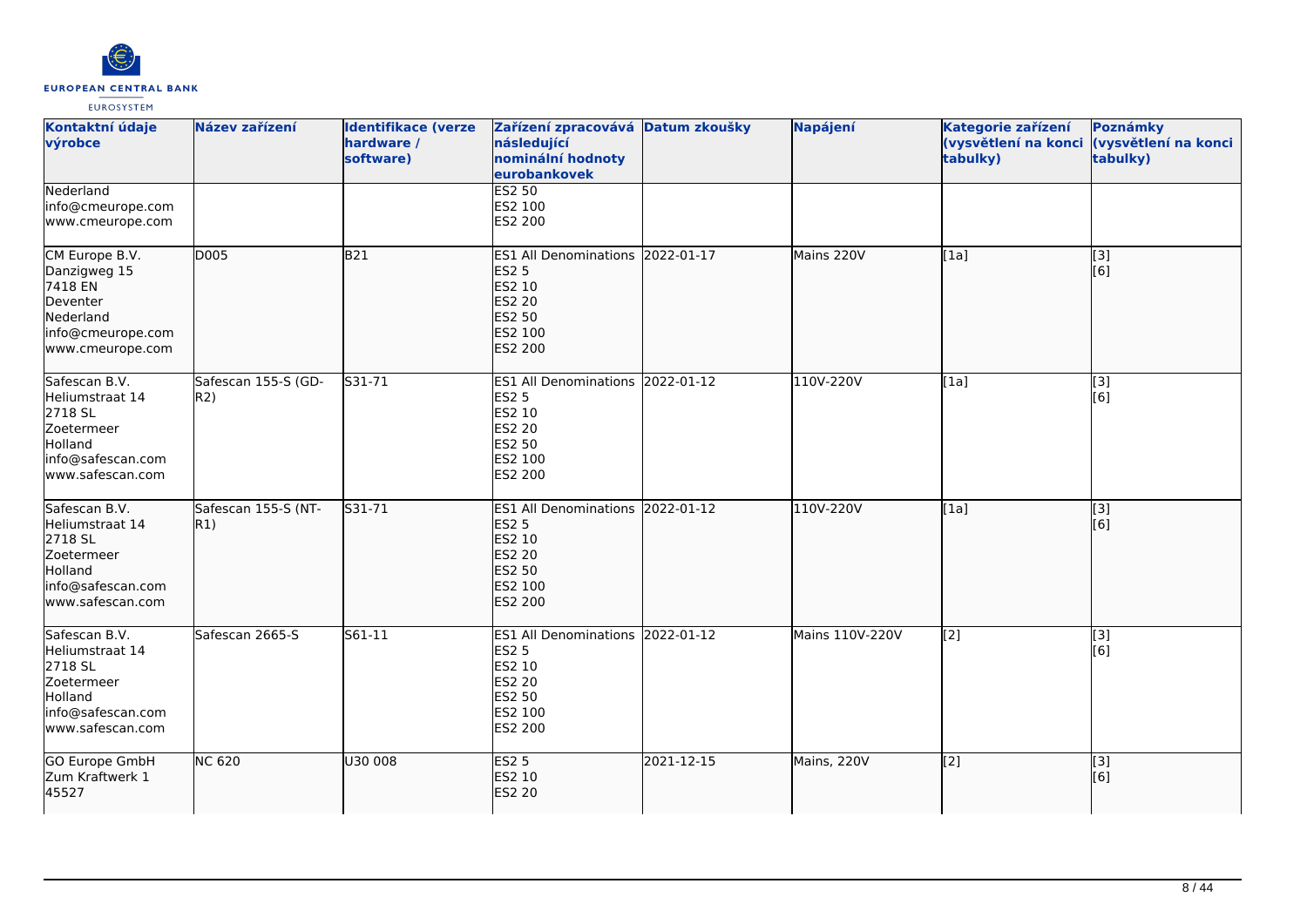| Kontaktní údaje výrobce | Název zařízení | Identifikace (verze hardware / software) | Zařízení zpracovává následující nominální hodnoty eurobankovek | Datum zkoušky | Napájení | Kategorie zařízení (vysvětlení na konci tabulky) | Poznámky (vysvětlení na konci tabulky) |
|---|---|---|---|---|---|---|---|
| Nederland<br>info@cmeurope.com<br>www.cmeurope.com | | | ES2 50<br>ES2 100<br>ES2 200 | | | | |
| CM Europe B.V.<br>Danzigweg 15<br>7418 EN<br>Deventer<br>Nederland<br>info@cmeurope.com<br>www.cmeurope.com | D005 | B21 | ES1 All Denominations<br>ES2 5<br>ES2 10<br>ES2 20<br>ES2 50<br>ES2 100<br>ES2 200 | 2022-01-17 | Mains 220V | [1a] | [3]<br>[6] |
| Safescan B.V.<br>Heliumstraat 14<br>2718 SL<br>Zoetermeer<br>Holland<br>info@safescan.com<br>www.safescan.com | Safescan 155-S (GD-R2) | S31-71 | ES1 All Denominations<br>ES2 5<br>ES2 10<br>ES2 20<br>ES2 50<br>ES2 100<br>ES2 200 | 2022-01-12 | 110V-220V | [1a] | [3]<br>[6] |
| Safescan B.V.<br>Heliumstraat 14<br>2718 SL<br>Zoetermeer<br>Holland<br>info@safescan.com<br>www.safescan.com | Safescan 155-S (NT-R1) | S31-71 | ES1 All Denominations<br>ES2 5<br>ES2 10<br>ES2 20<br>ES2 50<br>ES2 100<br>ES2 200 | 2022-01-12 | 110V-220V | [1a] | [3]<br>[6] |
| Safescan B.V.<br>Heliumstraat 14<br>2718 SL<br>Zoetermeer<br>Holland<br>info@safescan.com<br>www.safescan.com | Safescan 2665-S | S61-11 | ES1 All Denominations<br>ES2 5<br>ES2 10<br>ES2 20<br>ES2 50<br>ES2 100<br>ES2 200 | 2022-01-12 | Mains 110V-220V | [2] | [3]<br>[6] |
| GO Europe GmbH<br>Zum Kraftwerk 1<br>45527 | NC 620 | U30 008 | ES2 5<br>ES2 10<br>ES2 20 | 2021-12-15 | Mains, 220V | [2] | [3]<br>[6] |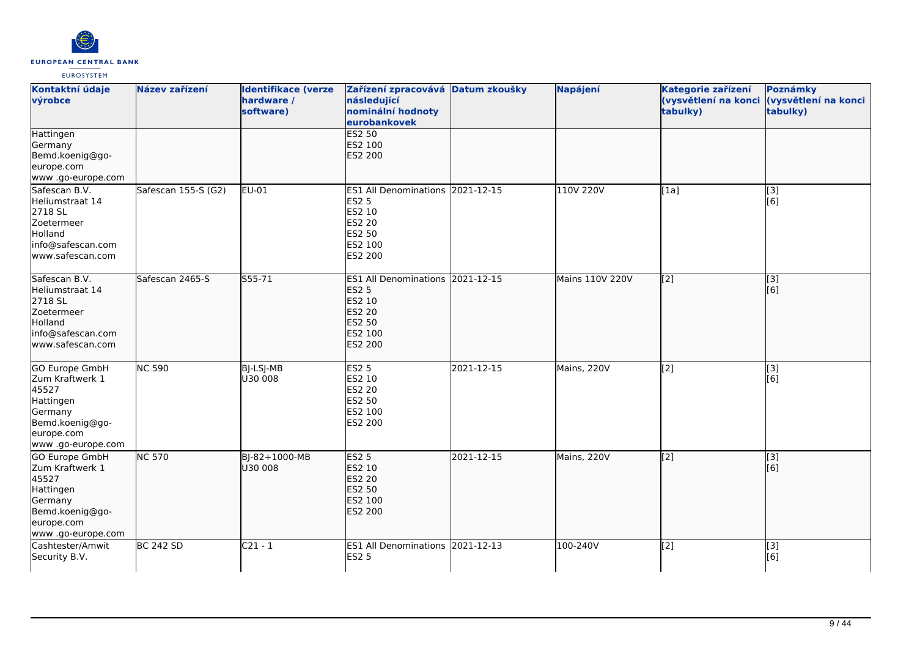| Kontaktní údaje výrobce | Název zařízení | Identifikace (verze hardware / software) | Zařízení zpracovává následující nominální hodnoty eurobankovek | Datum zkoušky | Napájení | Kategorie zařízení (vysvětlení na konci tabulky) | Poznámky (vysvětlení na konci tabulky) |
|---|---|---|---|---|---|---|---|
| Hattingen<br>Germany<br>Bemd.koenig@go-europe.com<br>www .go-europe.com | | | ES2 50<br>ES2 100<br>ES2 200 | | | | |
| Safescan B.V.<br>Heliumstraat 14<br>2718 SL<br>Zoetermeer<br>Holland<br>info@safescan.com<br>www.safescan.com | Safescan 155-S (G2) | EU-01 | ES1 All Denominations<br>ES2 5<br>ES2 10<br>ES2 20<br>ES2 50<br>ES2 100<br>ES2 200 | 2021-12-15 | 110V 220V | [1a] | [3]<br>[6] |
| Safescan B.V.<br>Heliumstraat 14<br>2718 SL<br>Zoetermeer<br>Holland<br>info@safescan.com<br>www.safescan.com | Safescan 2465-S | S55-71 | ES1 All Denominations<br>ES2 5<br>ES2 10<br>ES2 20<br>ES2 50<br>ES2 100<br>ES2 200 | 2021-12-15 | Mains 110V 220V | [2] | [3]<br>[6] |
| GO Europe GmbH<br>Zum Kraftwerk 1<br>45527<br>Hattingen<br>Germany<br>Bemd.koenig@go-europe.com<br>www .go-europe.com | NC 590 | BJ-LSJ-MB<br>U30 008 | ES2 5<br>ES2 10<br>ES2 20<br>ES2 50<br>ES2 100<br>ES2 200 | 2021-12-15 | Mains, 220V | [2] | [3]<br>[6] |
| GO Europe GmbH<br>Zum Kraftwerk 1<br>45527<br>Hattingen<br>Germany<br>Bemd.koenig@go-europe.com<br>www .go-europe.com | NC 570 | BJ-82+1000-MB<br>U30 008 | ES2 5<br>ES2 10<br>ES2 20<br>ES2 50<br>ES2 100<br>ES2 200 | 2021-12-15 | Mains, 220V | [2] | [3]<br>[6] |
| Cashtester/Amwit Security B.V. | BC 242 SD | C21 - 1 | ES1 All Denominations<br>ES2 5 | 2021-12-13 | 100-240V | [2] | [3]<br>[6] |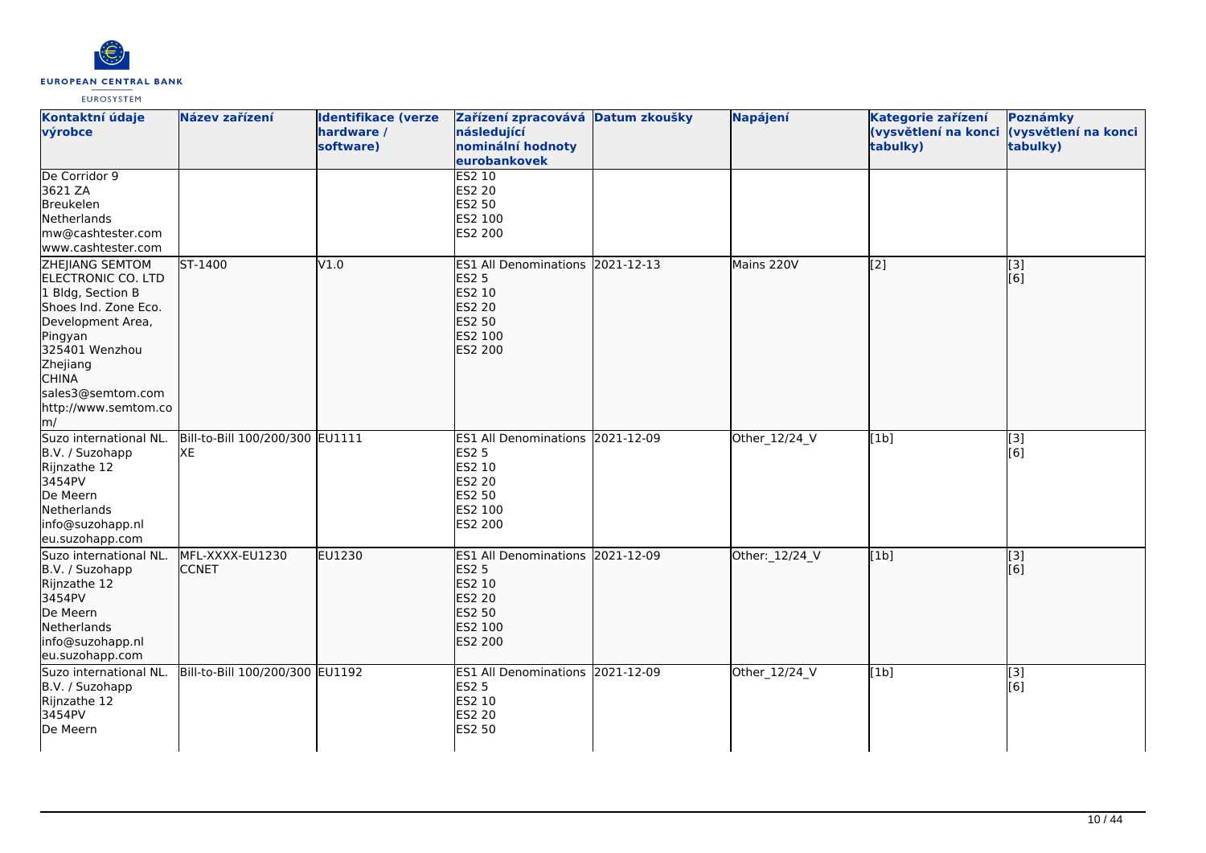| Kontaktní údaje výrobce | Název zařízení | Identifikace (verze hardware / software) | Zařízení zpracovává následující nominální hodnoty eurobankovek | Datum zkoušky | Napájení | Kategorie zařízení (vysvětlení na konci tabulky) | Poznámky (vysvětlení na konci tabulky) |
|---|---|---|---|---|---|---|---|
| De Corridor 9<br>3621 ZA<br>Breukelen<br>Netherlands<br>mw@cashtester.com<br>www.cashtester.com | | | ES2 10<br>ES2 20<br>ES2 50<br>ES2 100<br>ES2 200 | | | | |
| ZHEJIANG SEMTOM ELECTRONIC CO. LTD<br>1 Bldg, Section B<br>Shoes Ind. Zone Eco. Development Area, Pingyan<br>325401 Wenzhou<br>Zhejiang<br>CHINA<br>sales3@semtom.com<br>http://www.semtom.com/ | ST-1400 | V1.0 | ES1 All Denominations<br>ES2 5<br>ES2 10<br>ES2 20<br>ES2 50<br>ES2 100<br>ES2 200 | 2021-12-13 | Mains 220V | [2] | [3]<br>[6] |
| Suzo international NL. B.V. / Suzohapp<br>Rijnzathe 12<br>3454PV<br>De Meern<br>Netherlands<br>info@suzohapp.nl<br>eu.suzohapp.com | Bill-to-Bill 100/200/300 XE | EU1111 | ES1 All Denominations<br>ES2 5<br>ES2 10<br>ES2 20<br>ES2 50<br>ES2 100<br>ES2 200 | 2021-12-09 | Other_12/24_V | [1b] | [3]<br>[6] |
| Suzo international NL. B.V. / Suzohapp<br>Rijnzathe 12<br>3454PV<br>De Meern<br>Netherlands<br>info@suzohapp.nl<br>eu.suzohapp.com | MFL-XXXX-EU1230 CCNET | EU1230 | ES1 All Denominations<br>ES2 5<br>ES2 10<br>ES2 20<br>ES2 50<br>ES2 100<br>ES2 200 | 2021-12-09 | Other:_12/24_V | [1b] | [3]<br>[6] |
| Suzo international NL. B.V. / Suzohapp<br>Rijnzathe 12<br>3454PV<br>De Meern | Bill-to-Bill 100/200/300 | EU1192 | ES1 All Denominations<br>ES2 5<br>ES2 10<br>ES2 20<br>ES2 50 | 2021-12-09 | Other_12/24_V | [1b] | [3]<br>[6] |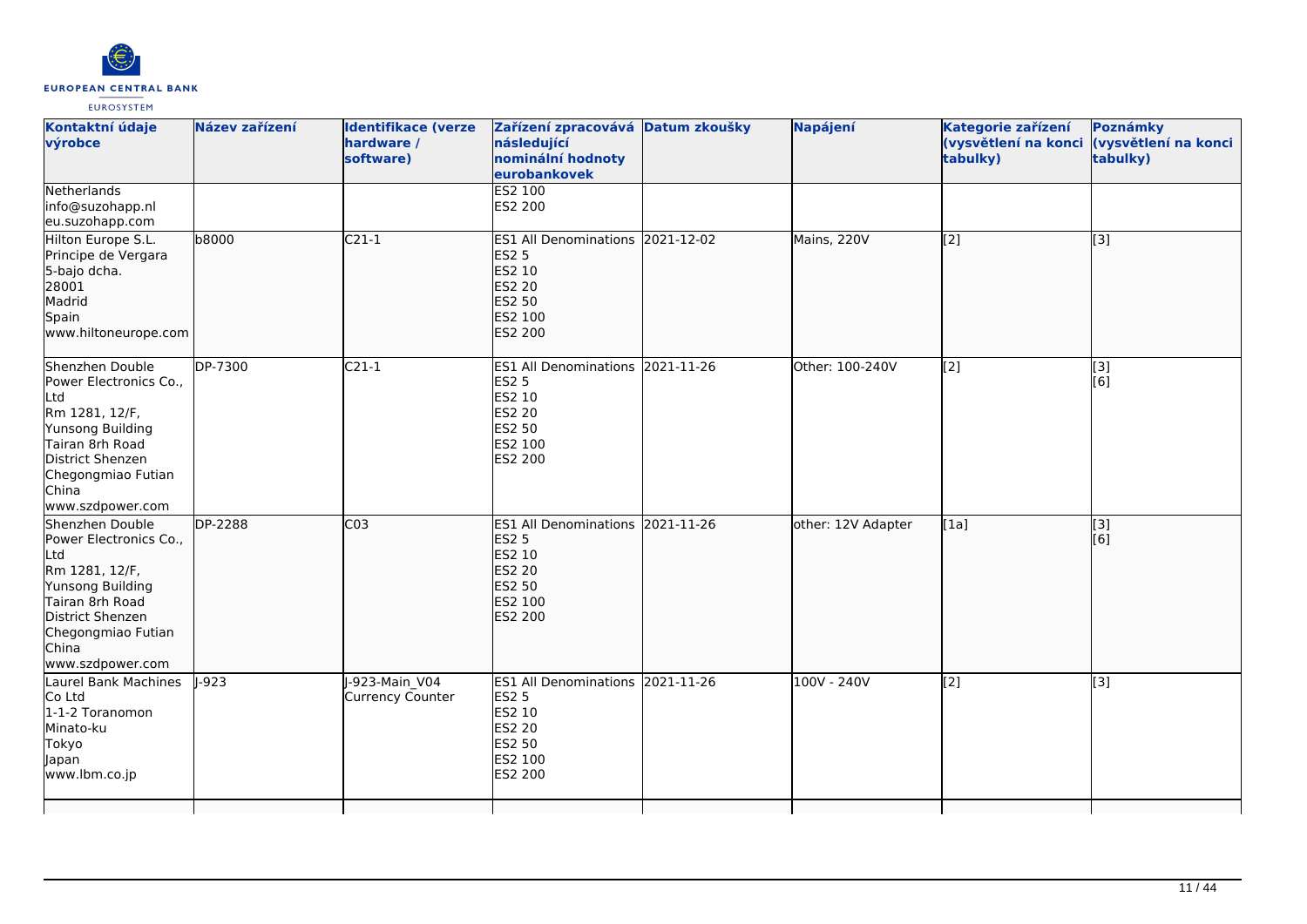| Kontaktní údaje výrobce | Název zařízení | Identifikace (verze hardware / software) | Zařízení zpracovává následující nominální hodnoty eurobankovek | Datum zkoušky | Napájení | Kategorie zařízení (vysvětlení na konci tabulky) | Poznámky (vysvětlení na konci tabulky) |
|---|---|---|---|---|---|---|---|
| Netherlands<br>info@suzohapp.nl<br>eu.suzohapp.com | | | ES2 100<br>ES2 200 | | | | |
| Hilton Europe S.L.<br>Principe de Vergara<br>5-bajo dcha.<br>28001<br>Madrid<br>Spain<br>www.hiltoneurope.com | b8000 | C21-1 | ES1 All Denominations<br>ES2 5<br>ES2 10<br>ES2 20<br>ES2 50<br>ES2 100<br>ES2 200 | 2021-12-02 | Mains, 220V | [2] | [3] |
| Shenzhen Double Power Electronics Co., Ltd<br>Rm 1281, 12/F,<br>Yunsong Building<br>Tairan 8rh Road<br>District Shenzen<br>Chegongmiao Futian<br>China<br>www.szdpower.com | DP-7300 | C21-1 | ES1 All Denominations<br>ES2 5<br>ES2 10<br>ES2 20<br>ES2 50<br>ES2 100<br>ES2 200 | 2021-11-26 | Other: 100-240V | [2] | [3]<br>[6] |
| Shenzhen Double Power Electronics Co., Ltd<br>Rm 1281, 12/F,<br>Yunsong Building<br>Tairan 8rh Road<br>District Shenzen<br>Chegongmiao Futian<br>China<br>www.szdpower.com | DP-2288 | C03 | ES1 All Denominations<br>ES2 5<br>ES2 10<br>ES2 20<br>ES2 50<br>ES2 100<br>ES2 200 | 2021-11-26 | other: 12V Adapter | [1a] | [3]<br>[6] |
| Laurel Bank Machines Co Ltd<br>1-1-2 Toranomon<br>Minato-ku<br>Tokyo<br>Japan<br>www.lbm.co.jp | J-923 | J-923-Main_V04 Currency Counter | ES1 All Denominations<br>ES2 5<br>ES2 10<br>ES2 20<br>ES2 50<br>ES2 100<br>ES2 200 | 2021-11-26 | 100V - 240V | [2] | [3] |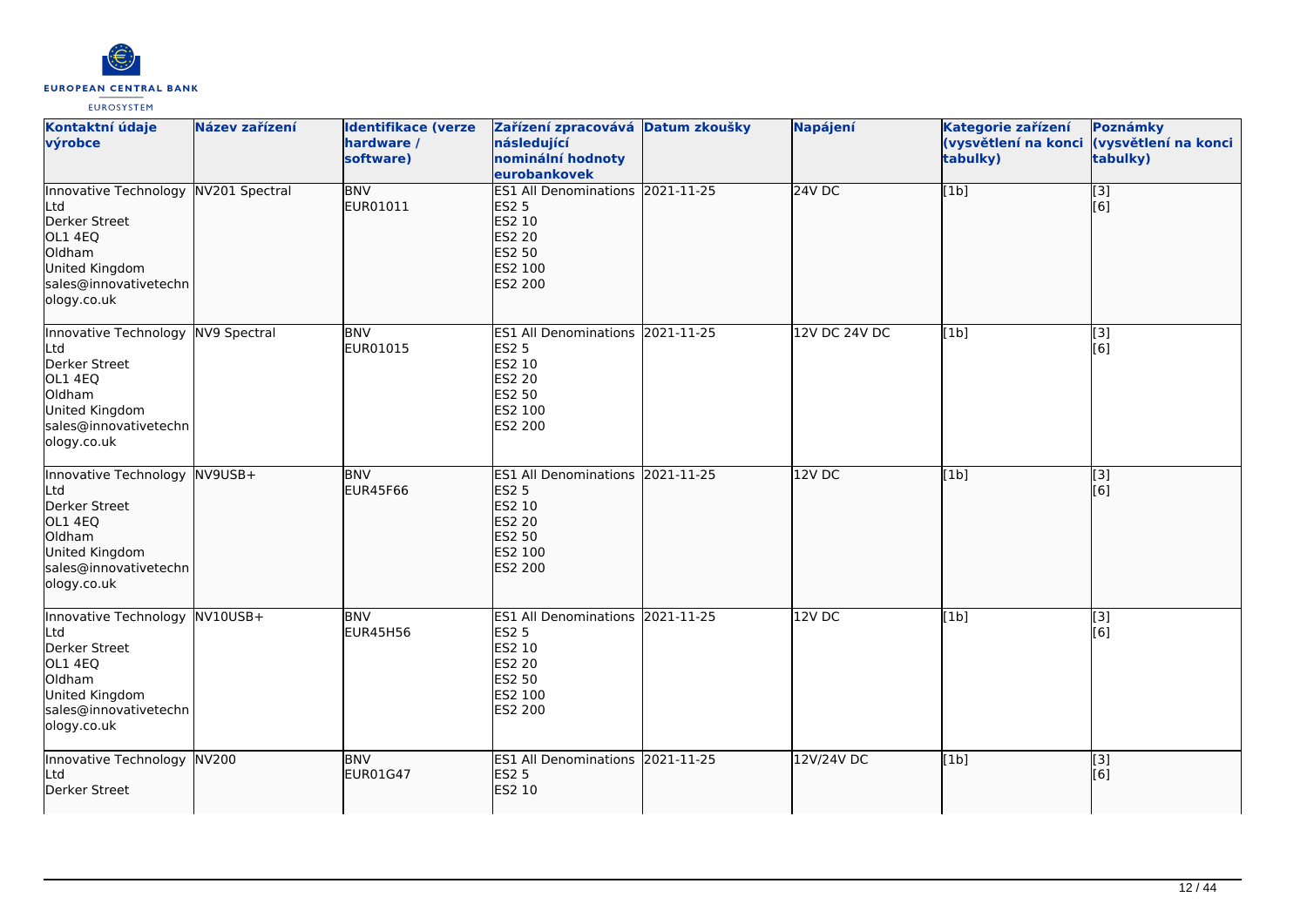| Kontaktní údaje výrobce | Název zařízení | Identifikace (verze hardware / software) | Zařízení zpracovává následující nominální hodnoty eurobankovek | Datum zkoušky | Napájení | Kategorie zařízení (vysvětlení na konci tabulky) | Poznámky (vysvětlení na konci tabulky) |
|---|---|---|---|---|---|---|---|
| Innovative Technology Ltd<br>Derker Street<br>OL1 4EQ<br>Oldham<br>United Kingdom<br>sales@innovativetechnology.co.uk | NV201 Spectral | BNV<br>EUR01011 | ES1 All Denominations<br>ES2 5<br>ES2 10<br>ES2 20<br>ES2 50<br>ES2 100<br>ES2 200 | 2021-11-25 | 24V DC | [1b] | [3]<br>[6] |
| Innovative Technology Ltd<br>Derker Street<br>OL1 4EQ<br>Oldham<br>United Kingdom<br>sales@innovativetechnology.co.uk | NV9 Spectral | BNV<br>EUR01015 | ES1 All Denominations<br>ES2 5<br>ES2 10<br>ES2 20<br>ES2 50<br>ES2 100<br>ES2 200 | 2021-11-25 | 12V DC 24V DC | [1b] | [3]<br>[6] |
| Innovative Technology Ltd<br>Derker Street<br>OL1 4EQ<br>Oldham<br>United Kingdom<br>sales@innovativetechnology.co.uk | NV9USB+ | BNV<br>EUR45F66 | ES1 All Denominations<br>ES2 5<br>ES2 10<br>ES2 20<br>ES2 50<br>ES2 100<br>ES2 200 | 2021-11-25 | 12V DC | [1b] | [3]<br>[6] |
| Innovative Technology Ltd<br>Derker Street<br>OL1 4EQ<br>Oldham<br>United Kingdom<br>sales@innovativetechnology.co.uk | NV10USB+ | BNV<br>EUR45H56 | ES1 All Denominations<br>ES2 5<br>ES2 10<br>ES2 20<br>ES2 50<br>ES2 100<br>ES2 200 | 2021-11-25 | 12V DC | [1b] | [3]<br>[6] |
| Innovative Technology Ltd<br>Derker Street | NV200 | BNV<br>EUR01G47 | ES1 All Denominations<br>ES2 5<br>ES2 10 | 2021-11-25 | 12V/24V DC | [1b] | [3]<br>[6] |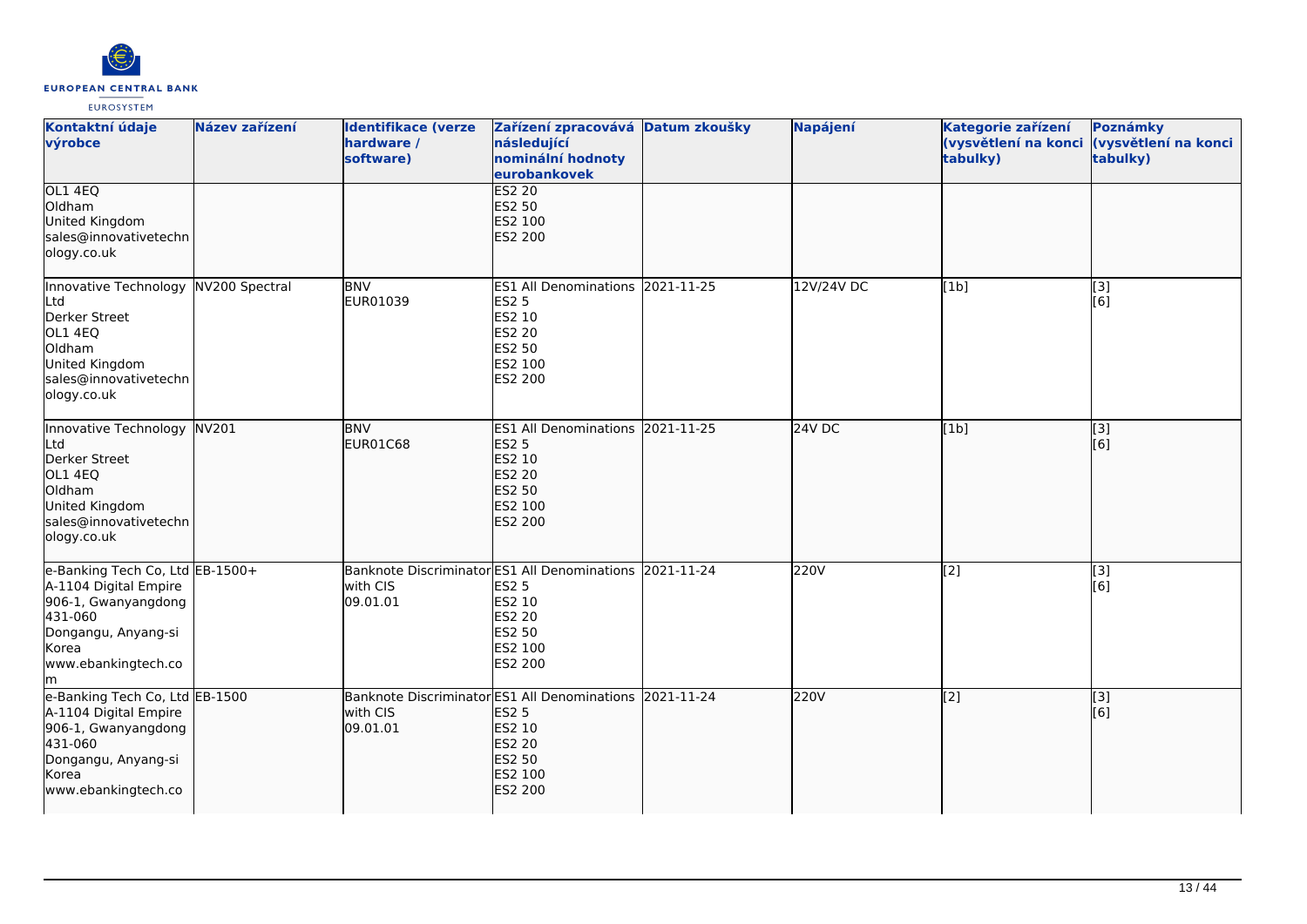| Kontaktní údaje výrobce | Název zařízení | Identifikace (verze hardware / software) | Zařízení zpracovává následující nominální hodnoty eurobankovek | Datum zkoušky | Napájení | Kategorie zařízení (vysvětlení na konci tabulky) | Poznámky (vysvětlení na konci tabulky) |
| --- | --- | --- | --- | --- | --- | --- | --- |
| OL1 4EQ<br>Oldham<br>United Kingdom<br>sales@innovativetechnology.co.uk | | | ES2 20<br>ES2 50<br>ES2 100<br>ES2 200 | | | | |
| Innovative Technology Ltd<br>Derker Street<br>OL1 4EQ<br>Oldham<br>United Kingdom<br>sales@innovativetechnology.co.uk | NV200 Spectral | BNV<br>EUR01039 | ES1 All Denominations<br>ES2 5<br>ES2 10<br>ES2 20<br>ES2 50<br>ES2 100<br>ES2 200 | 2021-11-25 | 12V/24V DC | [1b] | [3]<br>[6] |
| Innovative Technology Ltd<br>Derker Street<br>OL1 4EQ<br>Oldham<br>United Kingdom<br>sales@innovativetechnology.co.uk | NV201 | BNV<br>EUR01C68 | ES1 All Denominations<br>ES2 5<br>ES2 10<br>ES2 20<br>ES2 50<br>ES2 100<br>ES2 200 | 2021-11-25 | 24V DC | [1b] | [3]<br>[6] |
| e-Banking Tech Co, Ltd<br>A-1104 Digital Empire<br>906-1, Gwanyangdong<br>431-060<br>Dongangu, Anyang-si<br>Korea<br>www.ebankingtech.com | EB-1500+ | Banknote Discriminator with CIS<br>09.01.01 | ES1 All Denominations<br>ES2 5<br>ES2 10<br>ES2 20<br>ES2 50<br>ES2 100<br>ES2 200 | 2021-11-24 | 220V | [2] | [3]<br>[6] |
| e-Banking Tech Co, Ltd<br>A-1104 Digital Empire<br>906-1, Gwanyangdong<br>431-060<br>Dongangu, Anyang-si<br>Korea<br>www.ebankingtech.co | EB-1500 | Banknote Discriminator with CIS<br>09.01.01 | ES1 All Denominations<br>ES2 5<br>ES2 10<br>ES2 20<br>ES2 50<br>ES2 100<br>ES2 200 | 2021-11-24 | 220V | [2] | [3]<br>[6] |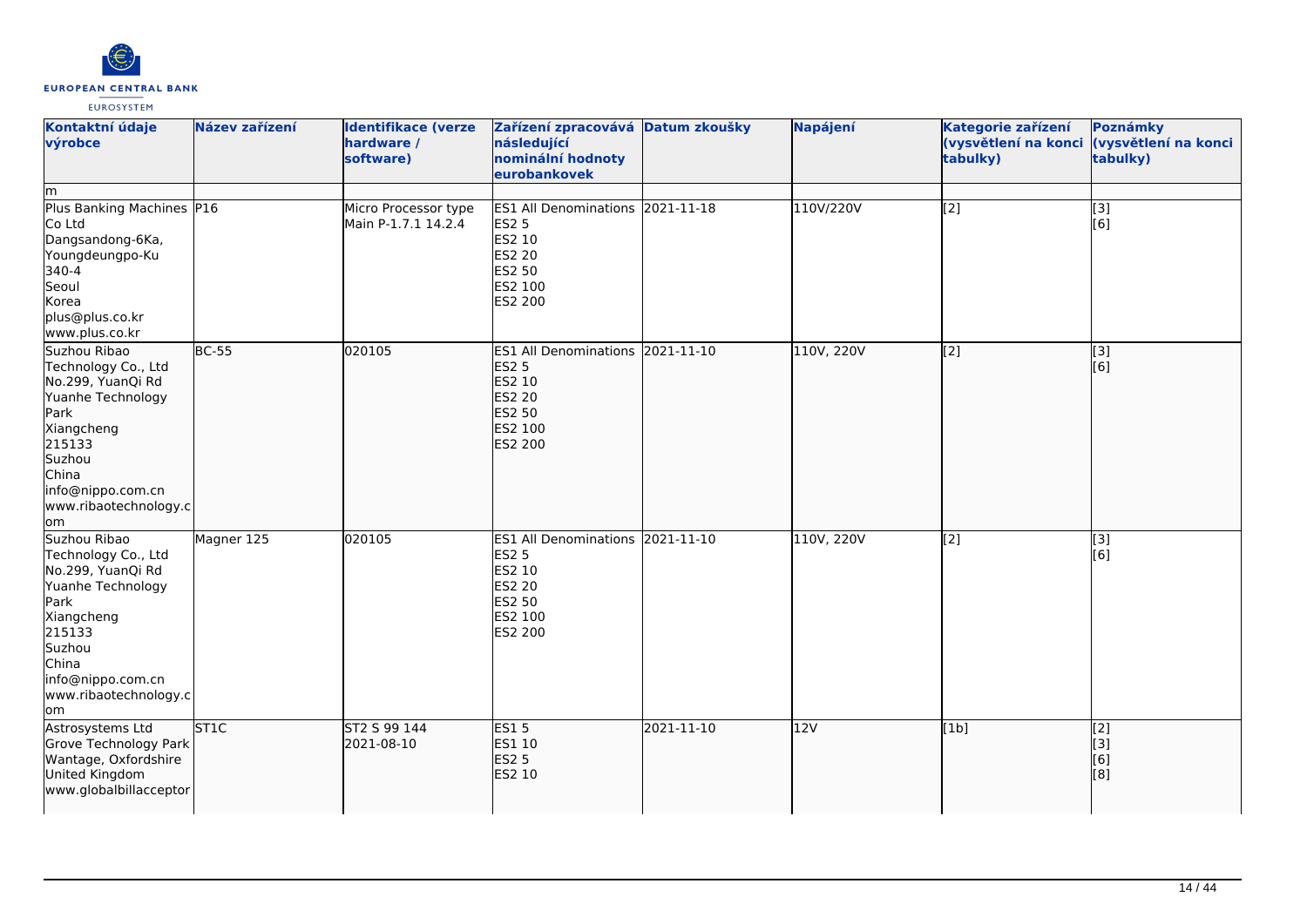| Kontaktní údaje výrobce | Název zařízení | Identifikace (verze hardware / software) | Zařízení zpracovává následující nominální hodnoty eurobankovek | Datum zkoušky | Napájení | Kategorie zařízení (vysvětlení na konci tabulky) | Poznámky (vysvětlení na konci tabulky) |
|---|---|---|---|---|---|---|---|
| m | | | | | | | |
| Plus Banking Machines Co Ltd<br>Dangsandong-6Ka, Youngdeungpo-Ku<br>340-4<br>Seoul<br>Korea<br>plus@plus.co.kr<br>www.plus.co.kr | P16 | Micro Processor type Main P-1.7.1 14.2.4 | ES1 All Denominations<br>ES2 5<br>ES2 10<br>ES2 20<br>ES2 50<br>ES2 100<br>ES2 200 | 2021-11-18 | 110V/220V | [2] | [3]<br>[6] |
| Suzhou Ribao Technology Co., Ltd<br>No.299, YuanQi Rd<br>Yuanhe Technology Park<br>Xiangcheng<br>215133<br>Suzhou<br>China<br>info@nippo.com.cn<br>www.ribaotechnology.com | BC-55 | 020105 | ES1 All Denominations<br>ES2 5<br>ES2 10<br>ES2 20<br>ES2 50<br>ES2 100<br>ES2 200 | 2021-11-10 | 110V, 220V | [2] | [3]<br>[6] |
| Suzhou Ribao Technology Co., Ltd<br>No.299, YuanQi Rd<br>Yuanhe Technology Park<br>Xiangcheng<br>215133<br>Suzhou<br>China<br>info@nippo.com.cn<br>www.ribaotechnology.com | Magner 125 | 020105 | ES1 All Denominations<br>ES2 5<br>ES2 10<br>ES2 20<br>ES2 50<br>ES2 100<br>ES2 200 | 2021-11-10 | 110V, 220V | [2] | [3]<br>[6] |
| Astrosystems Ltd<br>Grove Technology Park<br>Wantage, Oxfordshire<br>United Kingdom<br>www.globalbillacceptor | ST1C | ST2 S 99 144<br>2021-08-10 | ES1 5<br>ES1 10<br>ES2 5<br>ES2 10 | 2021-11-10 | 12V | [1b] | [2]<br>[3]<br>[6]<br>[8] |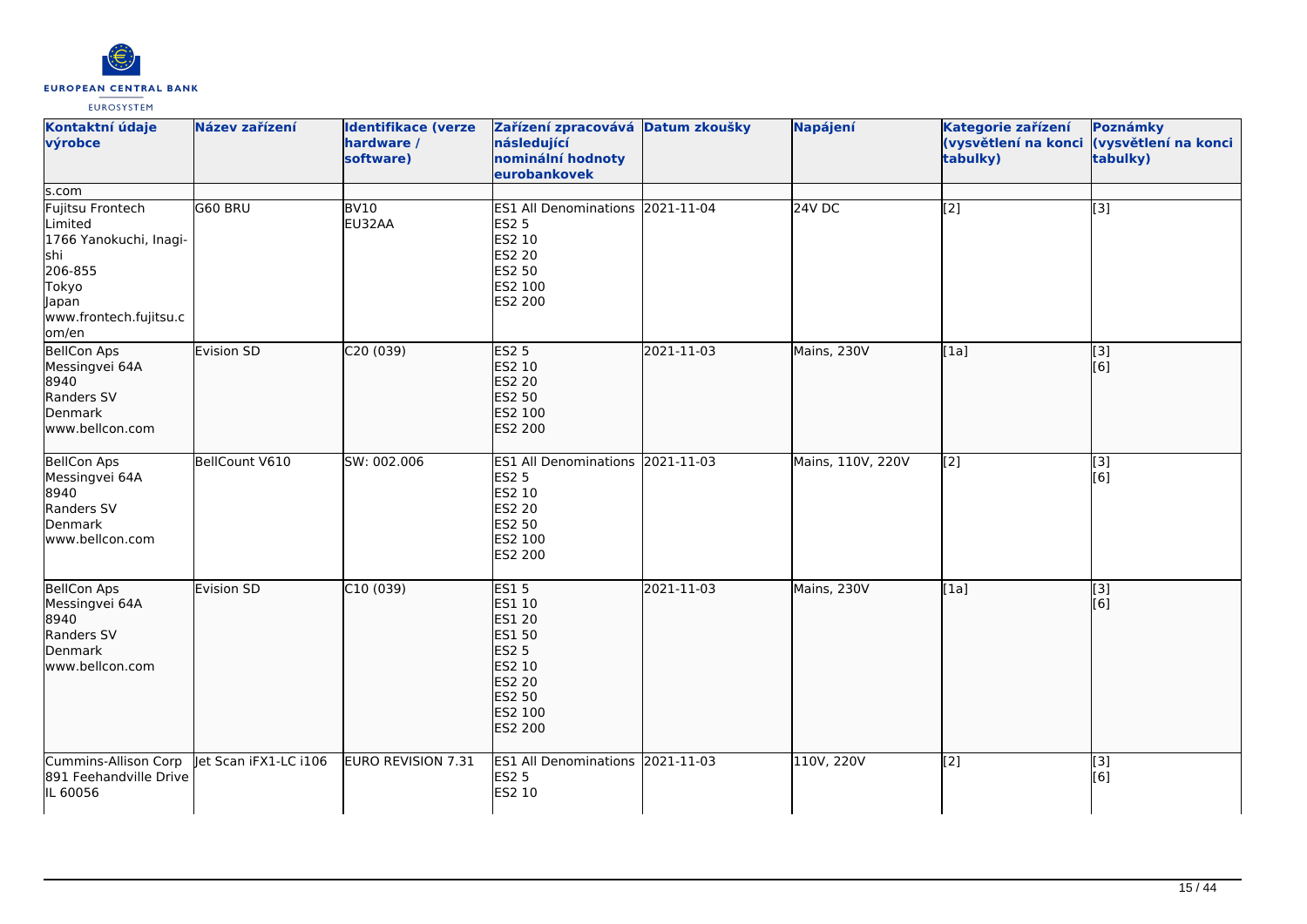| Kontaktní údaje výrobce | Název zařízení | Identifikace (verze hardware / software) | Zařízení zpracovává následující nominální hodnoty eurobankovek | Datum zkoušky | Napájení | Kategorie zařízení (vysvětlení na konci tabulky) | Poznámky (vysvětlení na konci tabulky) |
|---|---|---|---|---|---|---|---|
| s.com | | | | | | | |
| Fujitsu Frontech Limited<br>1766 Yanokuchi, Inagi-shi<br>206-855<br>Tokyo<br>Japan<br>www.frontech.fujitsu.com/en | G60 BRU | BV10<br>EU32AA | ES1 All Denominations<br>ES2 5<br>ES2 10<br>ES2 20<br>ES2 50<br>ES2 100<br>ES2 200 | 2021-11-04 | 24V DC | [2] | [3] |
| BellCon Aps<br>Messingvei 64A<br>8940<br>Randers SV<br>Denmark<br>www.bellcon.com | Evision SD | C20 (039) | ES2 5<br>ES2 10<br>ES2 20<br>ES2 50<br>ES2 100<br>ES2 200 | 2021-11-03 | Mains, 230V | [1a] | [3]<br>[6] |
| BellCon Aps<br>Messingvei 64A<br>8940<br>Randers SV<br>Denmark<br>www.bellcon.com | BellCount V610 | SW: 002.006 | ES1 All Denominations<br>ES2 5<br>ES2 10<br>ES2 20<br>ES2 50<br>ES2 100<br>ES2 200 | 2021-11-03 | Mains, 110V, 220V | [2] | [3]<br>[6] |
| BellCon Aps<br>Messingvei 64A<br>8940<br>Randers SV<br>Denmark<br>www.bellcon.com | Evision SD | C10 (039) | ES1 5<br>ES1 10<br>ES1 20<br>ES1 50<br>ES2 5<br>ES2 10<br>ES2 20<br>ES2 50<br>ES2 100<br>ES2 200 | 2021-11-03 | Mains, 230V | [1a] | [3]<br>[6] |
| Cummins-Allison Corp<br>891 Feehandville Drive<br>IL 60056 | Jet Scan iFX1-LC i106 | EURO REVISION 7.31 | ES1 All Denominations<br>ES2 5<br>ES2 10 | 2021-11-03 | 110V, 220V | [2] | [3]<br>[6] |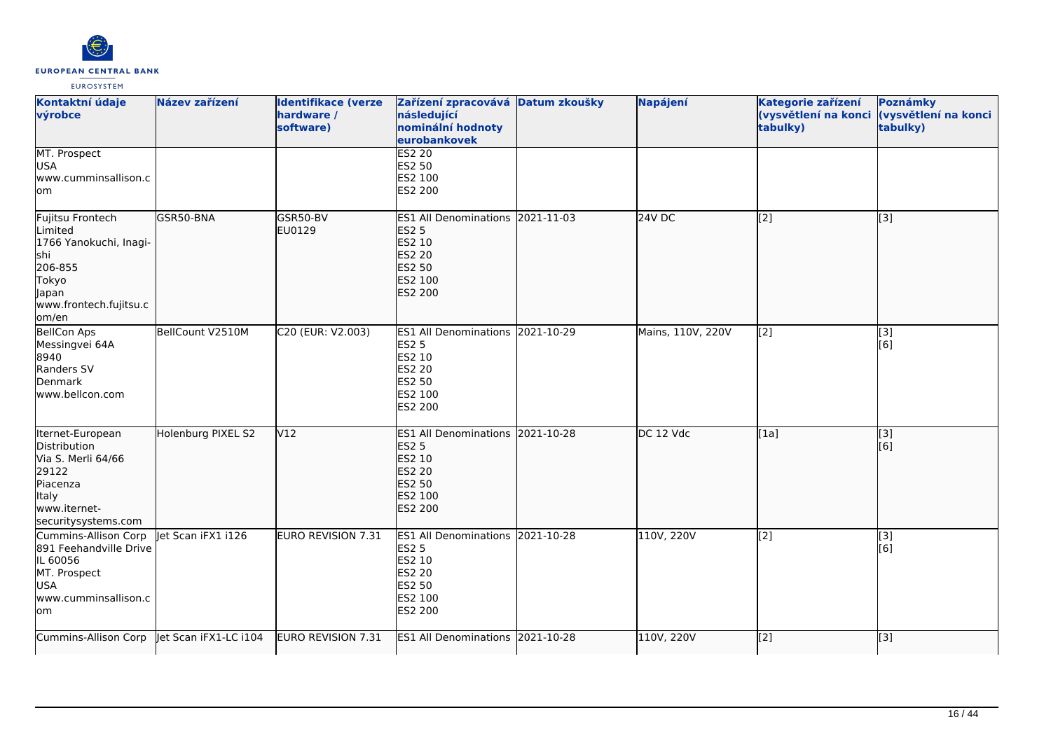| Kontaktní údaje výrobce | Název zařízení | Identifikace (verze hardware / software) | Zařízení zpracovává následující nominální hodnoty eurobankovek | Datum zkoušky | Napájení | Kategorie zařízení (vysvětlení na konci tabulky) | Poznámky (vysvětlení na konci tabulky) |
|---|---|---|---|---|---|---|---|
| MT. Prospect<br>USA<br>www.cumminsallison.com | | | ES2 20<br>ES2 50<br>ES2 100<br>ES2 200 | | | | |
| Fujitsu Frontech Limited<br>1766 Yanokuchi, Inagi-shi<br>206-855<br>Tokyo<br>Japan<br>www.frontech.fujitsu.com/en | GSR50-BNA | GSR50-BV<br>EU0129 | ES1 All Denominations<br>ES2 5<br>ES2 10<br>ES2 20<br>ES2 50<br>ES2 100<br>ES2 200 | 2021-11-03 | 24V DC | [2] | [3] |
| BellCon Aps<br>Messingvei 64A<br>8940<br>Randers SV<br>Denmark<br>www.bellcon.com | BellCount V2510M | C20 (EUR: V2.003) | ES1 All Denominations<br>ES2 5<br>ES2 10<br>ES2 20<br>ES2 50<br>ES2 100<br>ES2 200 | 2021-10-29 | Mains, 110V, 220V | [2] | [3]<br>[6] |
| Iternet-European Distribution<br>Via S. Merli 64/66<br>29122<br>Piacenza<br>Italy<br>www.iternet-securitysystems.com | Holenburg PIXEL S2 | V12 | ES1 All Denominations<br>ES2 5<br>ES2 10<br>ES2 20<br>ES2 50<br>ES2 100<br>ES2 200 | 2021-10-28 | DC 12 Vdc | [1a] | [3]<br>[6] |
| Cummins-Allison Corp<br>891 Feehandville Drive<br>IL 60056<br>MT. Prospect<br>USA<br>www.cumminsallison.com | Jet Scan iFX1 i126 | EURO REVISION 7.31 | ES1 All Denominations<br>ES2 5<br>ES2 10<br>ES2 20<br>ES2 50<br>ES2 100<br>ES2 200 | 2021-10-28 | 110V, 220V | [2] | [3]<br>[6] |
| Cummins-Allison Corp | Jet Scan iFX1-LC i104 | EURO REVISION 7.31 | ES1 All Denominations | 2021-10-28 | 110V, 220V | [2] | [3] |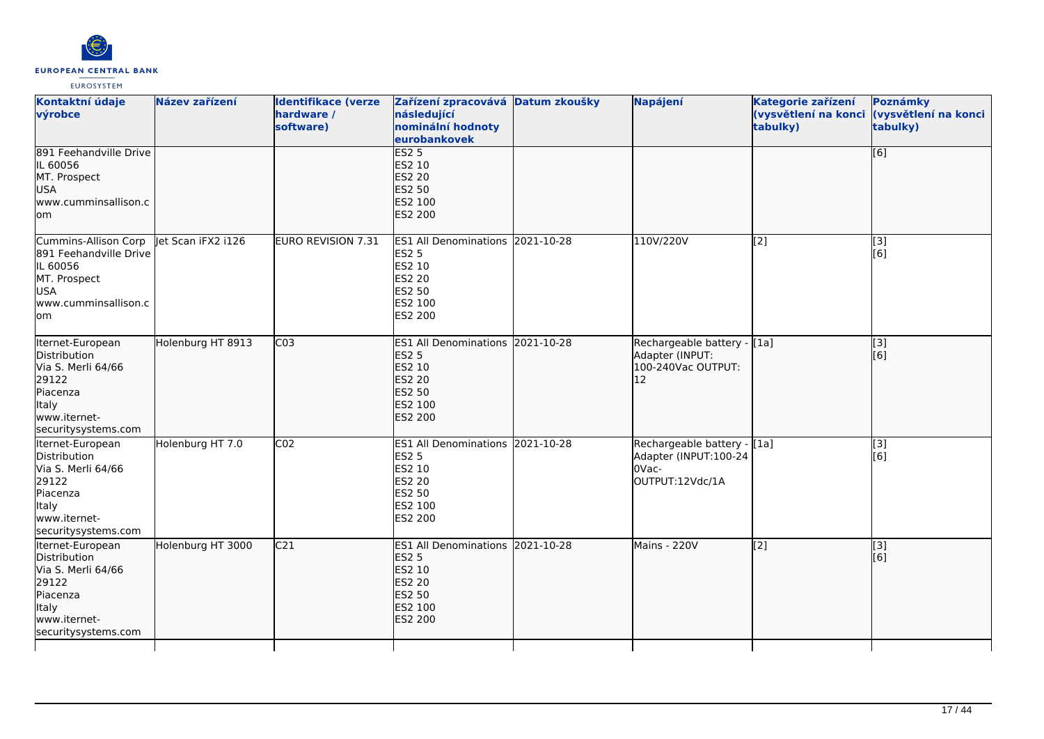| Kontaktní údaje výrobce | Název zařízení | Identifikace (verze hardware / software) | Zařízení zpracovává následující nominální hodnoty eurobankovek | Datum zkoušky | Napájení | Kategorie zařízení (vysvětlení na konci tabulky) | Poznámky (vysvětlení na konci tabulky) |
|---|---|---|---|---|---|---|---|
| 891 Feehandville Drive<br>IL 60056<br>MT. Prospect<br>USA<br>www.cumminsallison.com | | | ES2 5<br>ES2 10<br>ES2 20<br>ES2 50<br>ES2 100<br>ES2 200 | | | | [6] |
| Cummins-Allison Corp<br>891 Feehandville Drive<br>IL 60056<br>MT. Prospect<br>USA<br>www.cumminsallison.com | Jet Scan iFX2 i126 | EURO REVISION 7.31 | ES1 All Denominations<br>ES2 5<br>ES2 10<br>ES2 20<br>ES2 50<br>ES2 100<br>ES2 200 | 2021-10-28 | 110V/220V | [2] | [3]<br>[6] |
| Iternet-European Distribution<br>Via S. Merli 64/66<br>29122<br>Piacenza<br>Italy<br>www.iternet-securitysystems.com | Holenburg HT 8913 | C03 | ES1 All Denominations<br>ES2 5<br>ES2 10<br>ES2 20<br>ES2 50<br>ES2 100<br>ES2 200 | 2021-10-28 | Rechargeable battery - Adapter (INPUT: 100-240Vac OUTPUT: 12 | [1a] | [3]<br>[6] |
| Iternet-European Distribution<br>Via S. Merli 64/66<br>29122<br>Piacenza<br>Italy<br>www.iternet-securitysystems.com | Holenburg HT 7.0 | C02 | ES1 All Denominations<br>ES2 5<br>ES2 10<br>ES2 20<br>ES2 50<br>ES2 100<br>ES2 200 | 2021-10-28 | Rechargeable battery - Adapter (INPUT:100-240Vac-OUTPUT:12Vdc/1A | [1a] | [3]<br>[6] |
| Iternet-European Distribution<br>Via S. Merli 64/66<br>29122<br>Piacenza<br>Italy<br>www.iternet-securitysystems.com | Holenburg HT 3000 | C21 | ES1 All Denominations<br>ES2 5<br>ES2 10<br>ES2 20<br>ES2 50<br>ES2 100<br>ES2 200 | 2021-10-28 | Mains - 220V | [2] | [3]<br>[6] |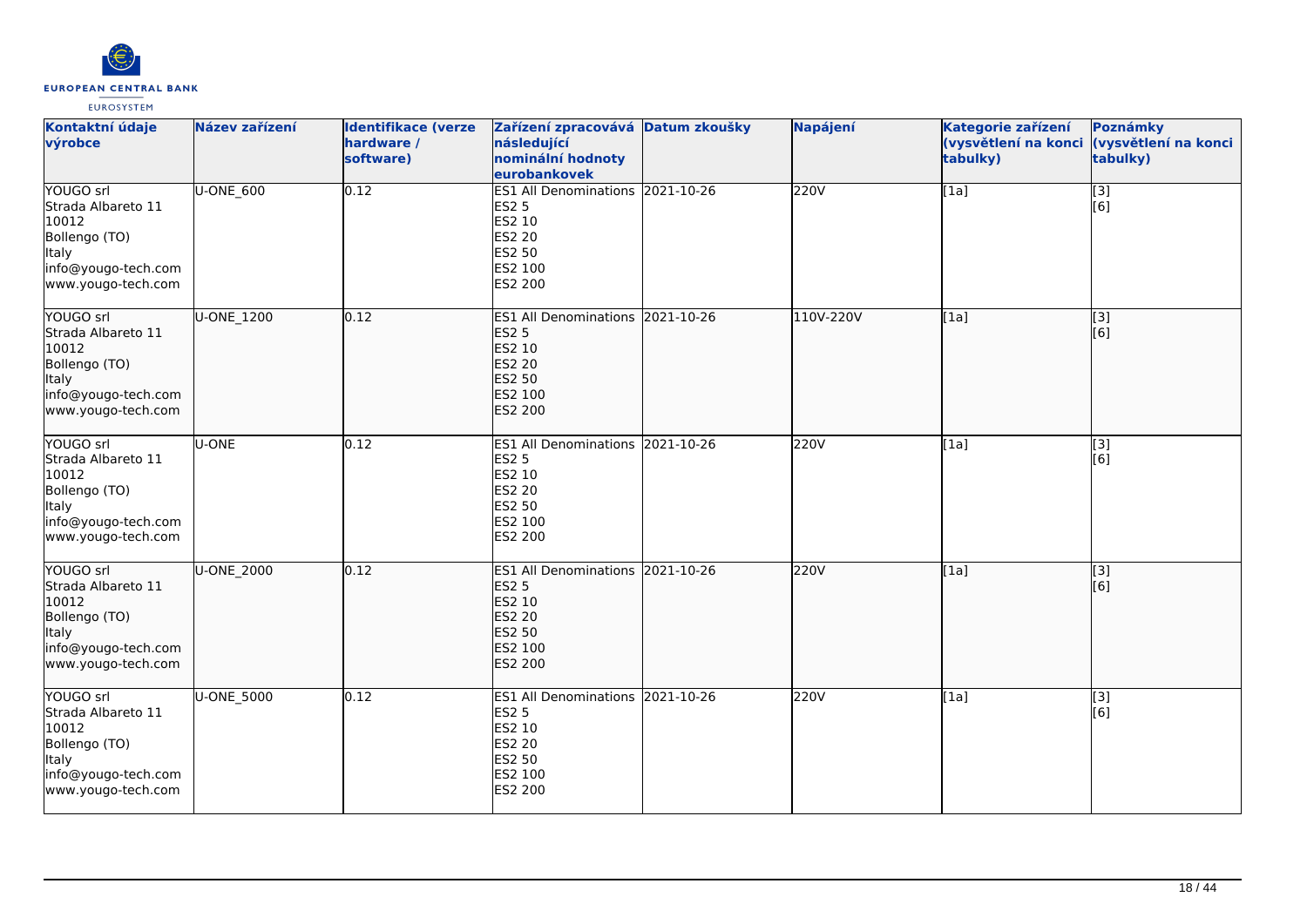| Kontaktní údaje výrobce | Název zařízení | Identifikace (verze hardware / software) | Zařízení zpracovává následující nominální hodnoty eurobankovek | Datum zkoušky | Napájení | Kategorie zařízení (vysvětlení na konci tabulky) | Poznámky (vysvětlení na konci tabulky) |
|---|---|---|---|---|---|---|---|
| YOUGO srl<br>Strada Albareto 11<br>10012<br>Bollengo (TO)<br>Italy<br>info@yougo-tech.com<br>www.yougo-tech.com | U-ONE_600 | 0.12 | ES1 All Denominations<br>ES2 5<br>ES2 10<br>ES2 20<br>ES2 50<br>ES2 100<br>ES2 200 | 2021-10-26 | 220V | [1a] | [3]<br>[6] |
| YOUGO srl<br>Strada Albareto 11<br>10012<br>Bollengo (TO)<br>Italy<br>info@yougo-tech.com<br>www.yougo-tech.com | U-ONE_1200 | 0.12 | ES1 All Denominations<br>ES2 5<br>ES2 10<br>ES2 20<br>ES2 50<br>ES2 100<br>ES2 200 | 2021-10-26 | 110V-220V | [1a] | [3]<br>[6] |
| YOUGO srl<br>Strada Albareto 11<br>10012<br>Bollengo (TO)<br>Italy<br>info@yougo-tech.com<br>www.yougo-tech.com | U-ONE | 0.12 | ES1 All Denominations<br>ES2 5<br>ES2 10<br>ES2 20<br>ES2 50<br>ES2 100<br>ES2 200 | 2021-10-26 | 220V | [1a] | [3]<br>[6] |
| YOUGO srl<br>Strada Albareto 11<br>10012<br>Bollengo (TO)<br>Italy<br>info@yougo-tech.com<br>www.yougo-tech.com | U-ONE_2000 | 0.12 | ES1 All Denominations<br>ES2 5<br>ES2 10<br>ES2 20<br>ES2 50<br>ES2 100<br>ES2 200 | 2021-10-26 | 220V | [1a] | [3]<br>[6] |
| YOUGO srl<br>Strada Albareto 11<br>10012<br>Bollengo (TO)<br>Italy<br>info@yougo-tech.com<br>www.yougo-tech.com | U-ONE_5000 | 0.12 | ES1 All Denominations<br>ES2 5<br>ES2 10<br>ES2 20<br>ES2 50<br>ES2 100<br>ES2 200 | 2021-10-26 | 220V | [1a] | [3]<br>[6] |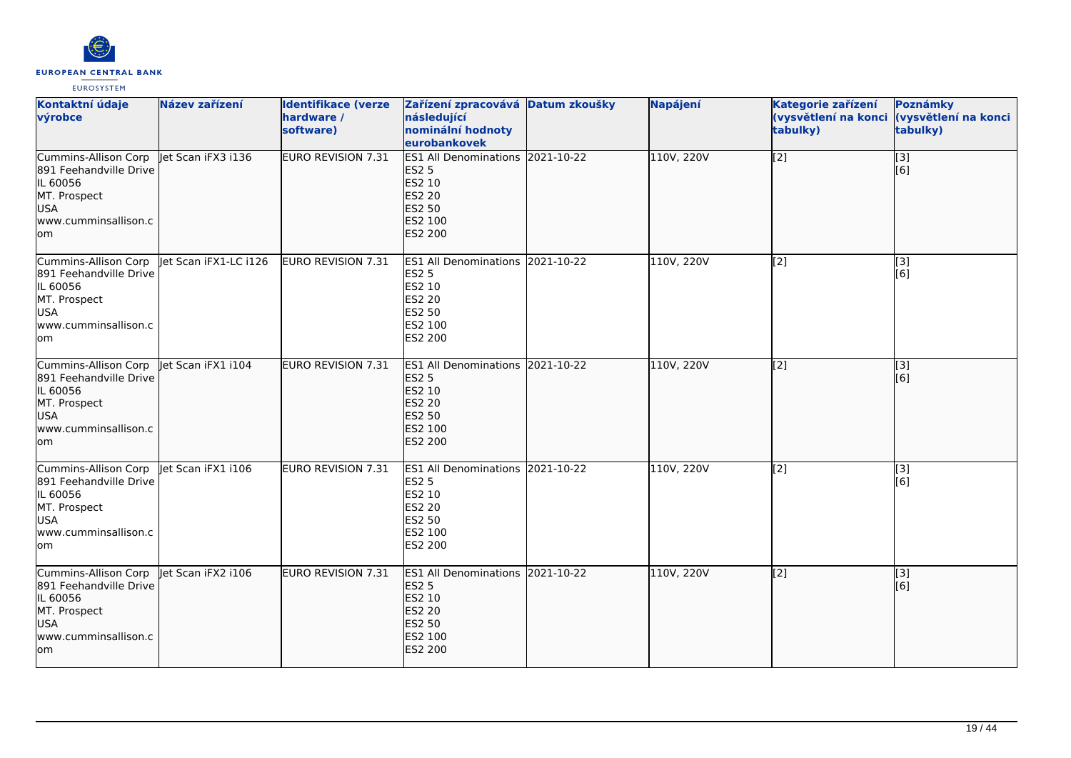| Kontaktní údaje výrobce | Název zařízení | Identifikace (verze hardware / software) | Zařízení zpracovává následující nominální hodnoty eurobankovek | Datum zkoušky | Napájení | Kategorie zařízení (vysvětlení na konci tabulky) | Poznámky (vysvětlení na konci tabulky) |
|---|---|---|---|---|---|---|---|
| Cummins-Allison Corp 891 Feehandville Drive IL 60056 MT. Prospect USA www.cumminsallison.com | Jet Scan iFX3 i136 | EURO REVISION 7.31 | ES1 All Denominations ES2 5 ES2 10 ES2 20 ES2 50 ES2 100 ES2 200 | 2021-10-22 | 110V, 220V | [2] | [3] [6] |
| Cummins-Allison Corp 891 Feehandville Drive IL 60056 MT. Prospect USA www.cumminsallison.com | Jet Scan iFX1-LC i126 | EURO REVISION 7.31 | ES1 All Denominations ES2 5 ES2 10 ES2 20 ES2 50 ES2 100 ES2 200 | 2021-10-22 | 110V, 220V | [2] | [3] [6] |
| Cummins-Allison Corp 891 Feehandville Drive IL 60056 MT. Prospect USA www.cumminsallison.com | Jet Scan iFX1 i104 | EURO REVISION 7.31 | ES1 All Denominations ES2 5 ES2 10 ES2 20 ES2 50 ES2 100 ES2 200 | 2021-10-22 | 110V, 220V | [2] | [3] [6] |
| Cummins-Allison Corp 891 Feehandville Drive IL 60056 MT. Prospect USA www.cumminsallison.com | Jet Scan iFX1 i106 | EURO REVISION 7.31 | ES1 All Denominations ES2 5 ES2 10 ES2 20 ES2 50 ES2 100 ES2 200 | 2021-10-22 | 110V, 220V | [2] | [3] [6] |
| Cummins-Allison Corp 891 Feehandville Drive IL 60056 MT. Prospect USA www.cumminsallison.com | Jet Scan iFX2 i106 | EURO REVISION 7.31 | ES1 All Denominations ES2 5 ES2 10 ES2 20 ES2 50 ES2 100 ES2 200 | 2021-10-22 | 110V, 220V | [2] | [3] [6] |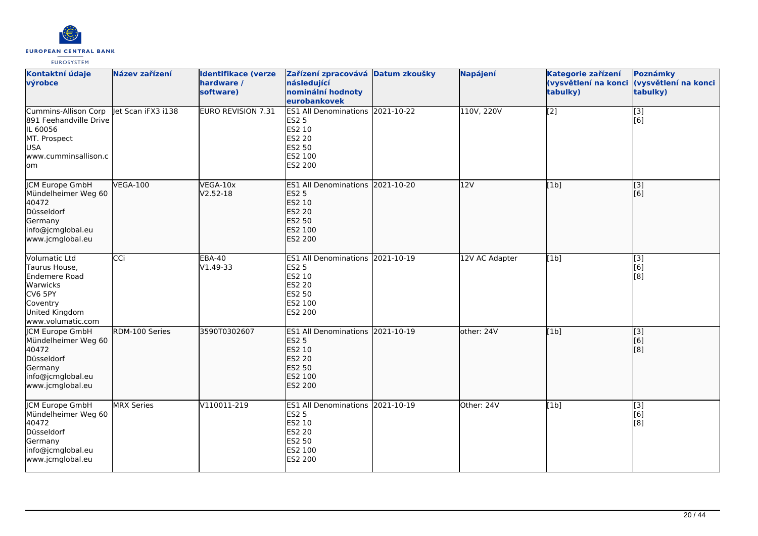| Kontaktní údaje výrobce | Název zařízení | Identifikace (verze hardware / software) | Zařízení zpracovává následující nominální hodnoty eurobankovek | Datum zkoušky | Napájení | Kategorie zařízení (vysvětlení na konci tabulky) | Poznámky (vysvětlení na konci tabulky) |
|---|---|---|---|---|---|---|---|
| Cummins-Allison Corp<br>891 Feehandville Drive<br>IL 60056<br>MT. Prospect<br>USA<br>www.cumminsallison.com | Jet Scan iFX3 i138 | EURO REVISION 7.31 | ES1 All Denominations<br>ES2 5<br>ES2 10<br>ES2 20<br>ES2 50<br>ES2 100<br>ES2 200 | 2021-10-22 | 110V, 220V | [2] | [3]<br>[6] |
| JCM Europe GmbH<br>Mündelheimer Weg 60<br>40472<br>Düsseldorf<br>Germany<br>info@jcmglobal.eu<br>www.jcmglobal.eu | VEGA-100 | VEGA-10x<br>V2.52-18 | ES1 All Denominations<br>ES2 5<br>ES2 10<br>ES2 20<br>ES2 50<br>ES2 100<br>ES2 200 | 2021-10-20 | 12V | [1b] | [3]<br>[6] |
| Volumatic Ltd<br>Taurus House,<br>Endemere Road<br>Warwicks<br>CV6 5PY<br>Coventry<br>United Kingdom<br>www.volumatic.com | CCi | EBA-40<br>V1.49-33 | ES1 All Denominations<br>ES2 5<br>ES2 10<br>ES2 20<br>ES2 50<br>ES2 100<br>ES2 200 | 2021-10-19 | 12V AC Adapter | [1b] | [3]<br>[6]<br>[8] |
| JCM Europe GmbH<br>Mündelheimer Weg 60<br>40472<br>Düsseldorf<br>Germany<br>info@jcmglobal.eu<br>www.jcmglobal.eu | RDM-100 Series | 3590T0302607 | ES1 All Denominations<br>ES2 5<br>ES2 10<br>ES2 20<br>ES2 50<br>ES2 100<br>ES2 200 | 2021-10-19 | other: 24V | [1b] | [3]<br>[6]<br>[8] |
| JCM Europe GmbH<br>Mündelheimer Weg 60<br>40472<br>Düsseldorf<br>Germany<br>info@jcmglobal.eu<br>www.jcmglobal.eu | MRX Series | V110011-219 | ES1 All Denominations<br>ES2 5<br>ES2 10<br>ES2 20<br>ES2 50<br>ES2 100<br>ES2 200 | 2021-10-19 | Other: 24V | [1b] | [3]<br>[6]<br>[8] |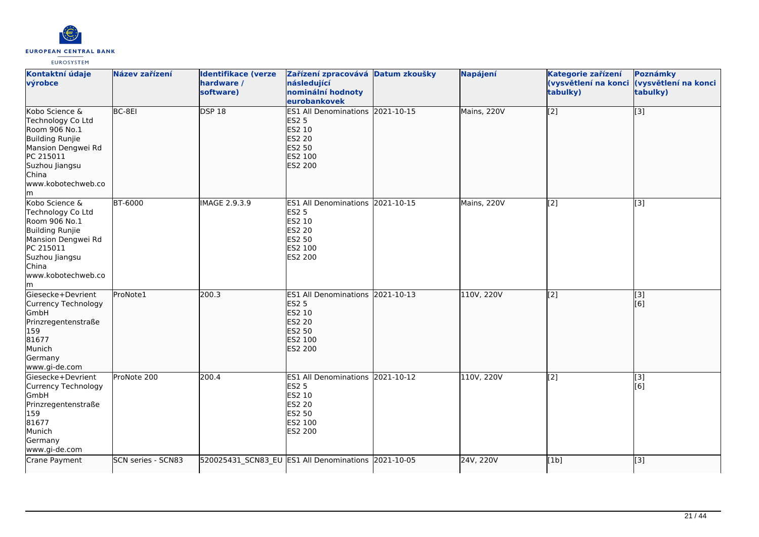| Kontaktní údaje výrobce | Název zařízení | Identifikace (verze hardware / software) | Zařízení zpracovává následující nominální hodnoty eurobankovek | Datum zkoušky | Napájení | Kategorie zařízení (vysvětlení na konci tabulky) | Poznámky (vysvětlení na konci tabulky) |
| --- | --- | --- | --- | --- | --- | --- | --- |
| Kobo Science & Technology Co Ltd<br>Room 906 No.1<br>Building Runjie<br>Mansion Dengwei Rd<br>PC 215011<br>Suzhou Jiangsu<br>China<br>www.kobotechweb.com | BC-8EI | DSP 18 | ES1 All Denominations<br>ES2 5<br>ES2 10<br>ES2 20<br>ES2 50<br>ES2 100<br>ES2 200 | 2021-10-15 | Mains, 220V | [2] | [3] |
| Kobo Science & Technology Co Ltd<br>Room 906 No.1<br>Building Runjie<br>Mansion Dengwei Rd<br>PC 215011<br>Suzhou Jiangsu<br>China<br>www.kobotechweb.com | BT-6000 | IMAGE 2.9.3.9 | ES1 All Denominations<br>ES2 5<br>ES2 10<br>ES2 20<br>ES2 50<br>ES2 100<br>ES2 200 | 2021-10-15 | Mains, 220V | [2] | [3] |
| Giesecke+Devrient Currency Technology GmbH<br>Prinzregentenstraße 159<br>81677<br>Munich<br>Germany<br>www.gi-de.com | ProNote1 | 200.3 | ES1 All Denominations<br>ES2 5<br>ES2 10<br>ES2 20<br>ES2 50<br>ES2 100<br>ES2 200 | 2021-10-13 | 110V, 220V | [2] | [3]<br>[6] |
| Giesecke+Devrient Currency Technology GmbH<br>Prinzregentenstraße 159<br>81677<br>Munich<br>Germany<br>www.gi-de.com | ProNote 200 | 200.4 | ES1 All Denominations<br>ES2 5<br>ES2 10<br>ES2 20<br>ES2 50<br>ES2 100<br>ES2 200 | 2021-10-12 | 110V, 220V | [2] | [3]<br>[6] |
| Crane Payment | SCN series - SCN83 | 520025431_SCN83_EU | ES1 All Denominations | 2021-10-05 | 24V, 220V | [1b] | [3] |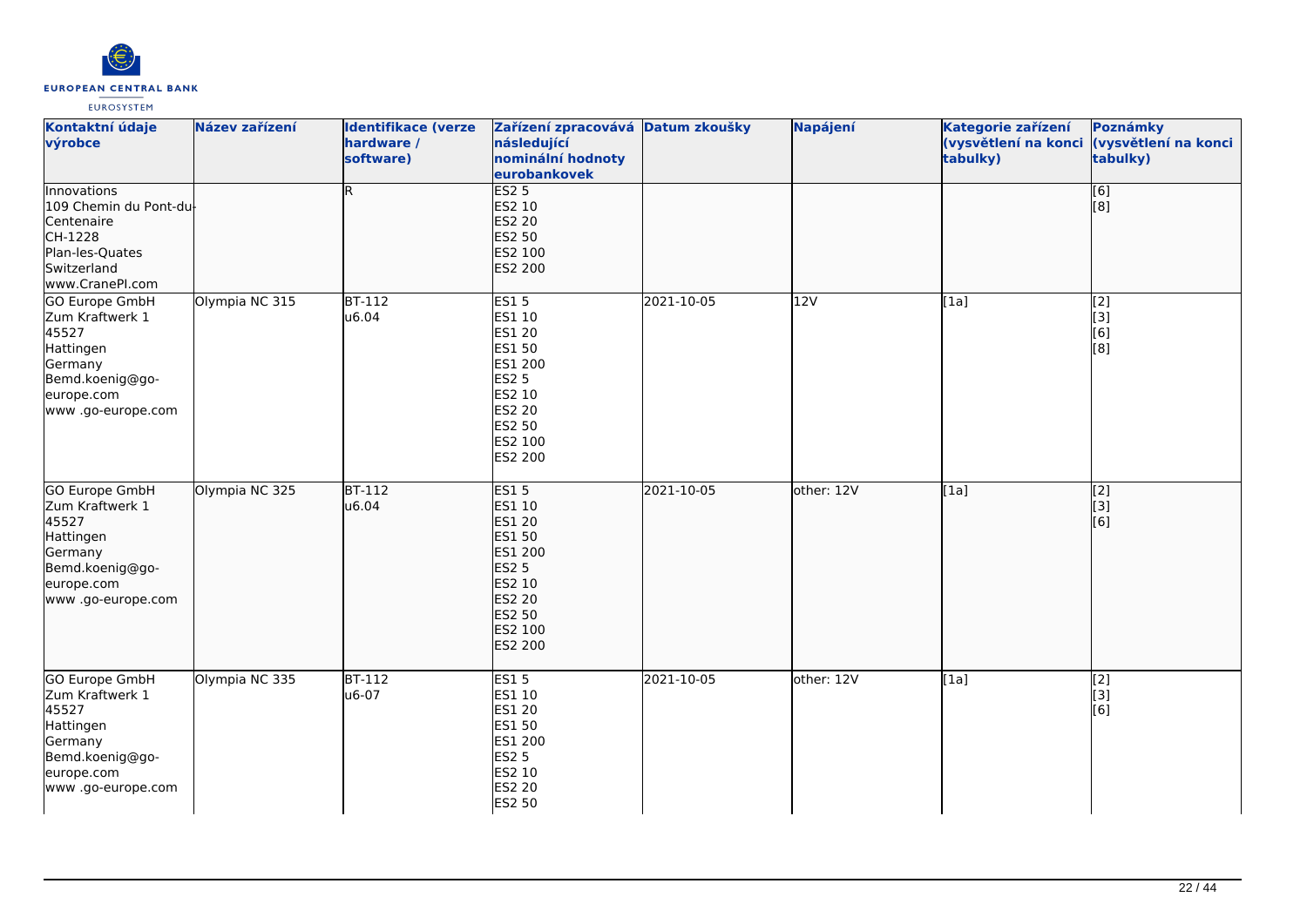| Kontaktní údaje výrobce | Název zařízení | Identifikace (verze hardware / software) | Zařízení zpracovává následující nominální hodnoty eurobankovek | Datum zkoušky | Napájení | Kategorie zařízení (vysvětlení na konci tabulky) | Poznámky (vysvětlení na konci tabulky) |
|---|---|---|---|---|---|---|---|
| Innovations<br>109 Chemin du Pont-du-Centenaire<br>CH-1228<br>Plan-les-Quates<br>Switzerland<br>www.CranePI.com | | R | ES2 5<br>ES2 10<br>ES2 20<br>ES2 50<br>ES2 100<br>ES2 200 | | | | [6]<br>[8] |
| GO Europe GmbH<br>Zum Kraftwerk 1<br>45527<br>Hattingen<br>Germany<br>Bemd.koenig@go-europe.com<br>www .go-europe.com | Olympia NC 315 | BT-112<br>u6.04 | ES1 5<br>ES1 10<br>ES1 20<br>ES1 50<br>ES1 200<br>ES2 5<br>ES2 10<br>ES2 20<br>ES2 50<br>ES2 100<br>ES2 200 | 2021-10-05 | 12V | [1a] | [2]<br>[3]<br>[6]<br>[8] |
| GO Europe GmbH<br>Zum Kraftwerk 1<br>45527<br>Hattingen<br>Germany<br>Bemd.koenig@go-europe.com<br>www .go-europe.com | Olympia NC 325 | BT-112<br>u6.04 | ES1 5<br>ES1 10<br>ES1 20<br>ES1 50<br>ES1 200<br>ES2 5<br>ES2 10<br>ES2 20<br>ES2 50<br>ES2 100<br>ES2 200 | 2021-10-05 | other: 12V | [1a] | [2]<br>[3]<br>[6] |
| GO Europe GmbH<br>Zum Kraftwerk 1<br>45527<br>Hattingen<br>Germany<br>Bemd.koenig@go-europe.com<br>www .go-europe.com | Olympia NC 335 | BT-112<br>u6-07 | ES1 5<br>ES1 10<br>ES1 20<br>ES1 50<br>ES1 200<br>ES2 5<br>ES2 10<br>ES2 20<br>ES2 50 | 2021-10-05 | other: 12V | [1a] | [2]<br>[3]<br>[6] |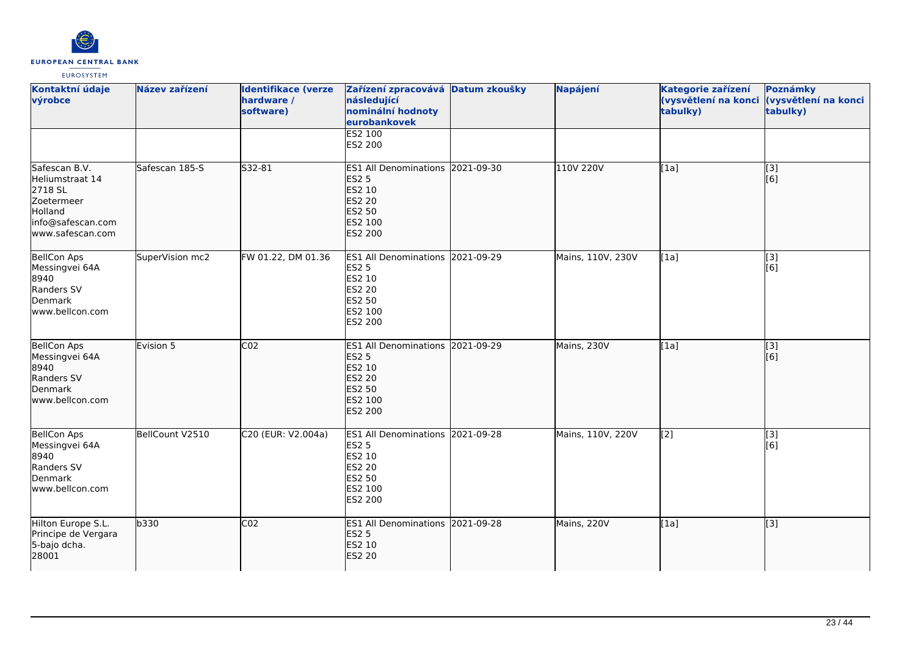| Kontaktní údaje výrobce | Název zařízení | Identifikace (verze hardware / software) | Zařízení zpracovává následující nominální hodnoty eurobankovek | Datum zkoušky | Napájení | Kategorie zařízení (vysvětlení na konci tabulky) | Poznámky (vysvětlení na konci tabulky) |
|---|---|---|---|---|---|---|---|
| | | | ES2 100<br>ES2 200 | | | | |
| Safescan B.V.<br>Heliumstraat 14<br>2718 SL<br>Zoetermeer<br>Holland<br>info@safescan.com<br>www.safescan.com | Safescan 185-S | S32-81 | ES1 All Denominations<br>ES2 5<br>ES2 10<br>ES2 20<br>ES2 50<br>ES2 100<br>ES2 200 | 2021-09-30 | 110V 220V | [1a] | [3]<br>[6] |
| BellCon Aps<br>Messingvei 64A<br>8940<br>Randers SV<br>Denmark<br>www.bellcon.com | SuperVision mc2 | FW 01.22, DM 01.36 | ES1 All Denominations<br>ES2 5<br>ES2 10<br>ES2 20<br>ES2 50<br>ES2 100<br>ES2 200 | 2021-09-29 | Mains, 110V, 230V | [1a] | [3]<br>[6] |
| BellCon Aps<br>Messingvei 64A<br>8940<br>Randers SV<br>Denmark<br>www.bellcon.com | Evision 5 | C02 | ES1 All Denominations<br>ES2 5<br>ES2 10<br>ES2 20<br>ES2 50<br>ES2 100<br>ES2 200 | 2021-09-29 | Mains, 230V | [1a] | [3]<br>[6] |
| BellCon Aps<br>Messingvei 64A<br>8940<br>Randers SV<br>Denmark<br>www.bellcon.com | BellCount V2510 | C20 (EUR: V2.004a) | ES1 All Denominations<br>ES2 5<br>ES2 10<br>ES2 20<br>ES2 50<br>ES2 100<br>ES2 200 | 2021-09-28 | Mains, 110V, 220V | [2] | [3]<br>[6] |
| Hilton Europe S.L.<br>Principe de Vergara<br>5-bajo dcha.<br>28001 | b330 | C02 | ES1 All Denominations<br>ES2 5<br>ES2 10<br>ES2 20 | 2021-09-28 | Mains, 220V | [1a] | [3] |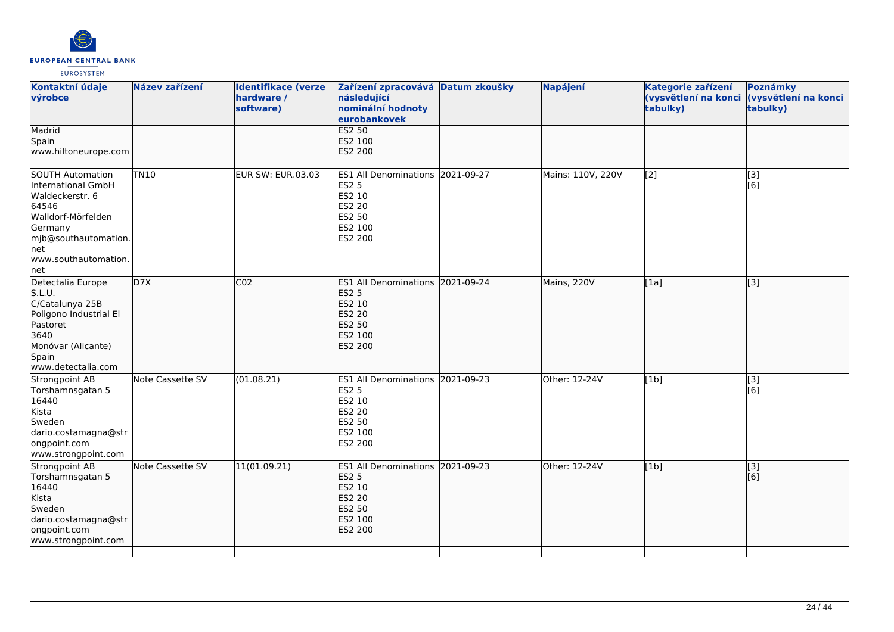| Kontaktní údaje výrobce | Název zařízení | Identifikace (verze hardware / software) | Zařízení zpracovává následující nominální hodnoty eurobankovek | Datum zkoušky | Napájení | Kategorie zařízení (vysvětlení na konci tabulky) | Poznámky (vysvětlení na konci tabulky) |
|---|---|---|---|---|---|---|---|
| Madrid<br>Spain<br>www.hiltoneurope.com | | | ES2 50<br>ES2 100<br>ES2 200 | | | | |
| SOUTH Automation International GmbH<br>Waldeckerstr. 6<br>64546<br>Walldorf-Mörfelden<br>Germany<br>mjb@southautomation.net<br>www.southautomation.net | TN10 | EUR SW: EUR.03.03 | ES1 All Denominations<br>ES2 5<br>ES2 10<br>ES2 20<br>ES2 50<br>ES2 100<br>ES2 200 | 2021-09-27 | Mains: 110V, 220V | [2] | [3]<br>[6] |
| Detectalia Europe S.L.U.<br>C/Catalunya 25B<br>Poligono Industrial El Pastoret<br>3640<br>Monóvar (Alicante)<br>Spain<br>www.detectalia.com | D7X | C02 | ES1 All Denominations<br>ES2 5<br>ES2 10<br>ES2 20<br>ES2 50<br>ES2 100<br>ES2 200 | 2021-09-24 | Mains, 220V | [1a] | [3] |
| Strongpoint AB<br>Torshamnsgatan 5<br>16440<br>Kista<br>Sweden<br>dario.costamagna@strongpoint.com<br>www.strongpoint.com | Note Cassette SV | (01.08.21) | ES1 All Denominations<br>ES2 5<br>ES2 10<br>ES2 20<br>ES2 50<br>ES2 100<br>ES2 200 | 2021-09-23 | Other: 12-24V | [1b] | [3]<br>[6] |
| Strongpoint AB<br>Torshamnsgatan 5<br>16440<br>Kista<br>Sweden<br>dario.costamagna@strongpoint.com<br>www.strongpoint.com | Note Cassette SV | 11(01.09.21) | ES1 All Denominations<br>ES2 5<br>ES2 10<br>ES2 20<br>ES2 50<br>ES2 100<br>ES2 200 | 2021-09-23 | Other: 12-24V | [1b] | [3]<br>[6] |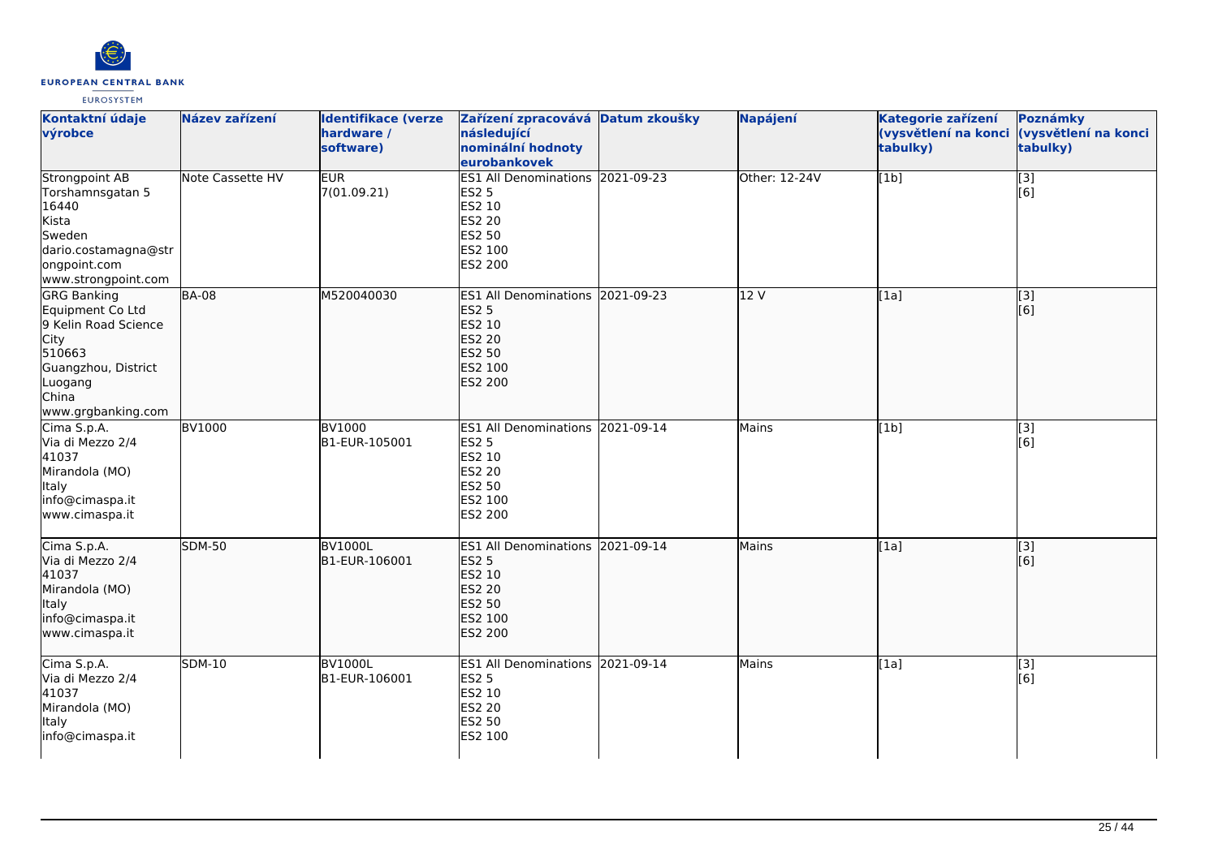| Kontaktní údaje výrobce | Název zařízení | Identifikace (verze hardware / software) | Zařízení zpracovává následující nominální hodnoty eurobankovek | Datum zkoušky | Napájení | Kategorie zařízení (vysvětlení na konci tabulky) | Poznámky (vysvětlení na konci tabulky) |
| --- | --- | --- | --- | --- | --- | --- | --- |
| Strongpoint AB<br>Torshamnsgatan 5<br>16440<br>Kista<br>Sweden<br>dario.costamagna@strongpoint.com<br>www.strongpoint.com | Note Cassette HV | EUR<br>7(01.09.21) | ES1 All Denominations<br>ES2 5<br>ES2 10<br>ES2 20<br>ES2 50<br>ES2 100<br>ES2 200 | 2021-09-23 | Other: 12-24V | [1b] | [3]<br>[6] |
| GRG Banking Equipment Co Ltd<br>9 Kelin Road Science City<br>510663<br>Guangzhou, District Luogang<br>China<br>www.grgbanking.com | BA-08 | M520040030 | ES1 All Denominations<br>ES2 5<br>ES2 10<br>ES2 20<br>ES2 50<br>ES2 100<br>ES2 200 | 2021-09-23 | 12 V | [1a] | [3]<br>[6] |
| Cima S.p.A.<br>Via di Mezzo 2/4<br>41037<br>Mirandola (MO)<br>Italy<br>info@cimaspa.it<br>www.cimaspa.it | BV1000 | BV1000<br>B1-EUR-105001 | ES1 All Denominations<br>ES2 5<br>ES2 10<br>ES2 20<br>ES2 50<br>ES2 100<br>ES2 200 | 2021-09-14 | Mains | [1b] | [3]<br>[6] |
| Cima S.p.A.<br>Via di Mezzo 2/4<br>41037<br>Mirandola (MO)<br>Italy<br>info@cimaspa.it<br>www.cimaspa.it | SDM-50 | BV1000L<br>B1-EUR-106001 | ES1 All Denominations<br>ES2 5<br>ES2 10<br>ES2 20<br>ES2 50<br>ES2 100<br>ES2 200 | 2021-09-14 | Mains | [1a] | [3]<br>[6] |
| Cima S.p.A.<br>Via di Mezzo 2/4<br>41037<br>Mirandola (MO)<br>Italy<br>info@cimaspa.it | SDM-10 | BV1000L<br>B1-EUR-106001 | ES1 All Denominations<br>ES2 5<br>ES2 10<br>ES2 20<br>ES2 50<br>ES2 100 | 2021-09-14 | Mains | [1a] | [3]<br>[6] |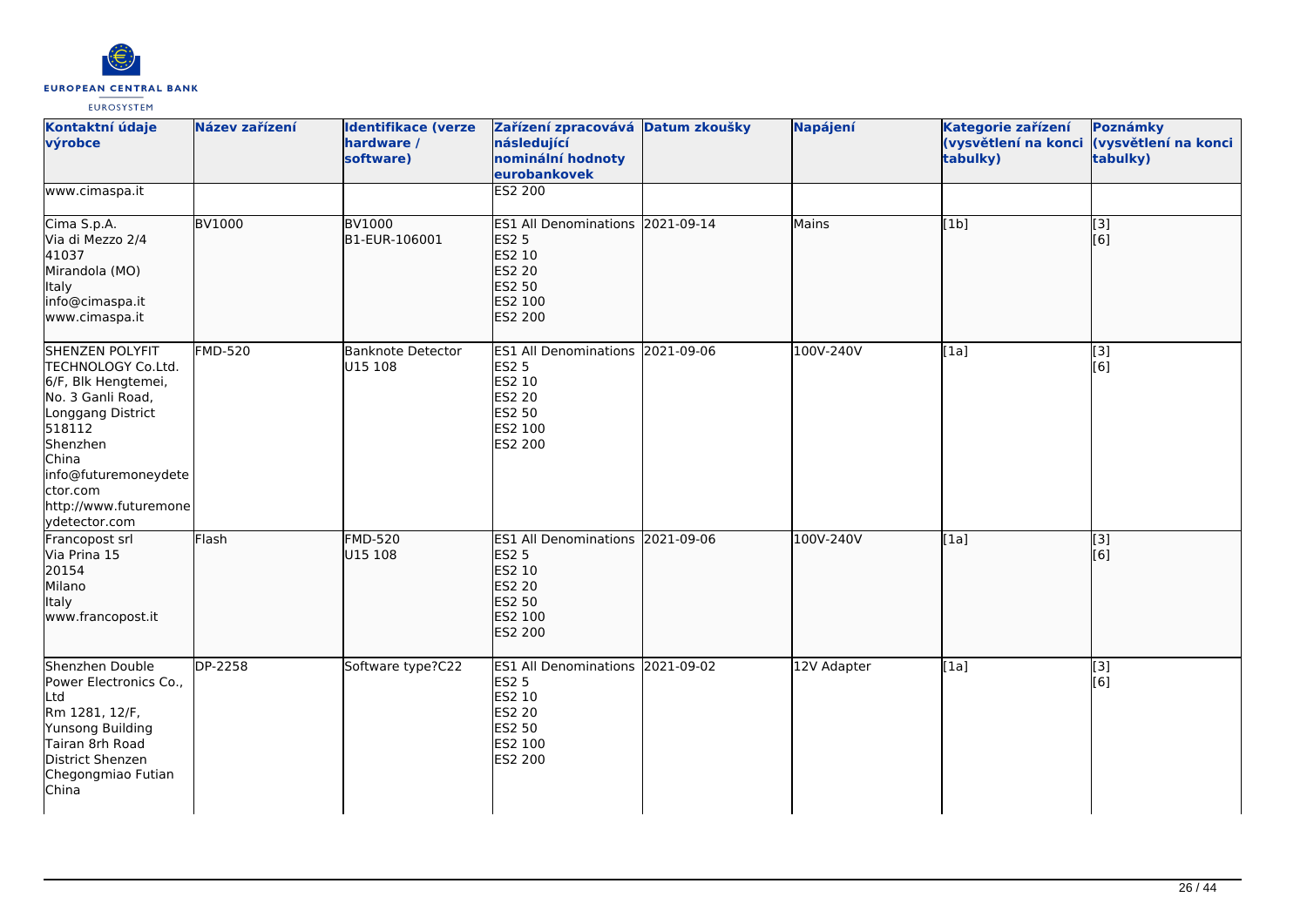| Kontaktní údaje výrobce | Název zařízení | Identifikace (verze hardware / software) | Zařízení zpracovává následující nominální hodnoty eurobankovek | Datum zkoušky | Napájení | Kategorie zařízení (vysvětlení na konci tabulky) | Poznámky (vysvětlení na konci tabulky) |
|---|---|---|---|---|---|---|---|
| www.cimaspa.it | | | ES2 200 | | | | |
| Cima S.p.A.<br>Via di Mezzo 2/4<br>41037<br>Mirandola (MO)<br>Italy<br>info@cimaspa.it<br>www.cimaspa.it | BV1000 | BV1000<br>B1-EUR-106001 | ES1 All Denominations<br>ES2 5<br>ES2 10<br>ES2 20<br>ES2 50<br>ES2 100<br>ES2 200 | 2021-09-14 | Mains | [1b] | [3]<br>[6] |
| SHENZEN POLYFIT TECHNOLOGY Co.Ltd.<br>6/F, Blk Hengtemei,<br>No. 3 Ganli Road,<br>Longgang District<br>518112<br>Shenzhen<br>China<br>info@futuremoneydetector.com<br>http://www.futuremoneydetector.com | FMD-520 | Banknote Detector<br>U15 108 | ES1 All Denominations<br>ES2 5<br>ES2 10<br>ES2 20<br>ES2 50<br>ES2 100<br>ES2 200 | 2021-09-06 | 100V-240V | [1a] | [3]<br>[6] |
| Francopost srl<br>Via Prina 15<br>20154<br>Milano<br>Italy<br>www.francopost.it | Flash | FMD-520<br>U15 108 | ES1 All Denominations<br>ES2 5<br>ES2 10<br>ES2 20<br>ES2 50<br>ES2 100<br>ES2 200 | 2021-09-06 | 100V-240V | [1a] | [3]<br>[6] |
| Shenzhen Double Power Electronics Co., Ltd<br>Rm 1281, 12/F,<br>Yunsong Building<br>Tairan 8rh Road<br>District Shenzen<br>Chegongmiao Futian<br>China | DP-2258 | Software type?C22 | ES1 All Denominations<br>ES2 5<br>ES2 10<br>ES2 20<br>ES2 50<br>ES2 100<br>ES2 200 | 2021-09-02 | 12V Adapter | [1a] | [3]<br>[6] |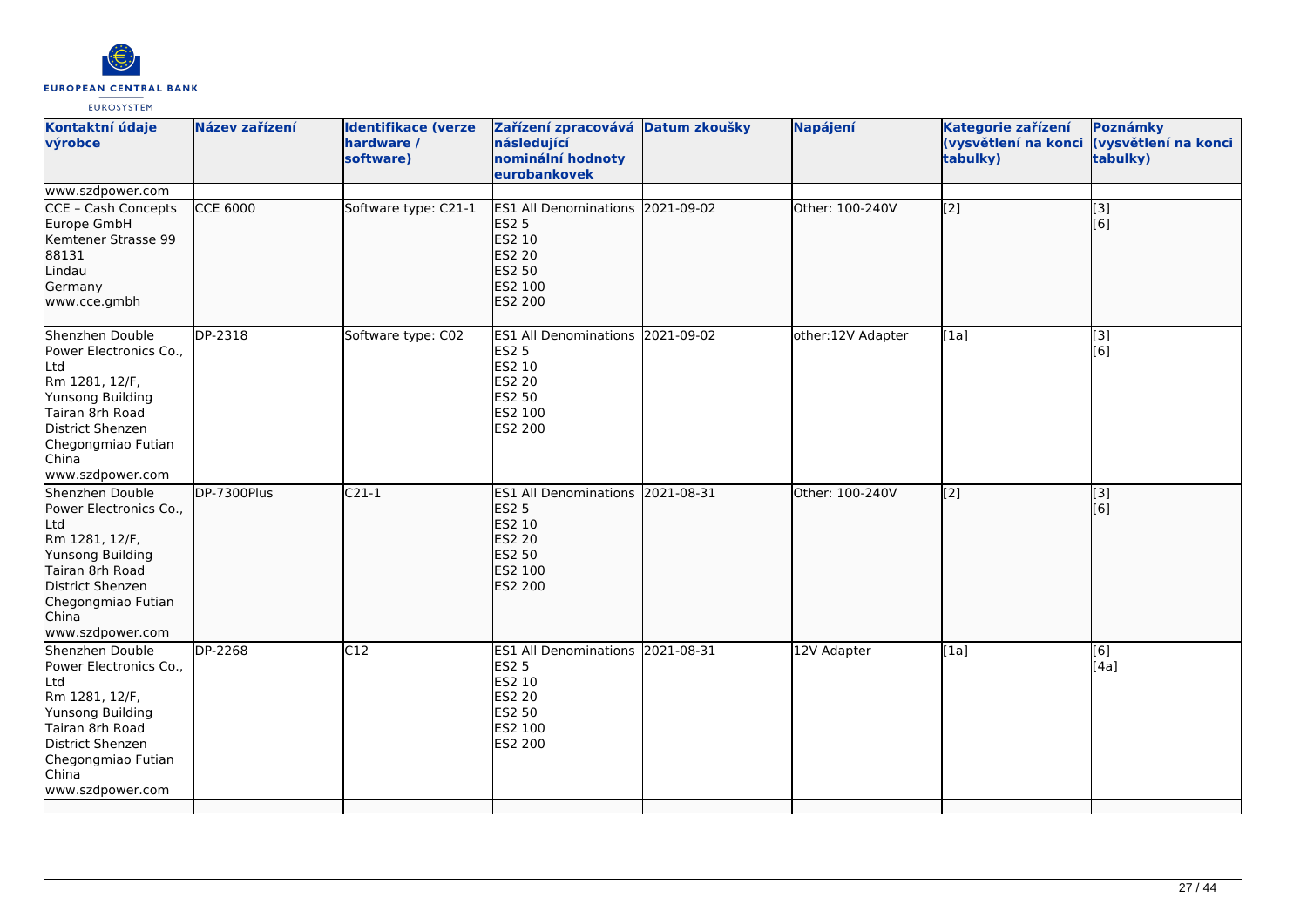| Kontaktní údaje výrobce | Název zařízení | Identifikace (verze hardware / software) | Zařízení zpracovává následující nominální hodnoty eurobankovek | Datum zkoušky | Napájení | Kategorie zařízení (vysvětlení na konci tabulky) | Poznámky (vysvětlení na konci tabulky) |
| --- | --- | --- | --- | --- | --- | --- | --- |
| www.szdpower.com | | | | | | | |
| CCE – Cash Concepts Europe GmbH<br>Kemtener Strasse 99<br>88131<br>Lindau<br>Germany<br>www.cce.gmbh | CCE 6000 | Software type: C21-1 | ES1 All Denominations<br>ES2 5<br>ES2 10<br>ES2 20<br>ES2 50<br>ES2 100<br>ES2 200 | 2021-09-02 | Other: 100-240V | [2] | [3]<br>[6] |
| Shenzhen Double Power Electronics Co., Ltd<br>Rm 1281, 12/F,<br>Yunsong Building<br>Tairan 8rh Road<br>District Shenzen<br>Chegongmiao Futian<br>China<br>www.szdpower.com | DP-2318 | Software type: C02 | ES1 All Denominations<br>ES2 5<br>ES2 10<br>ES2 20<br>ES2 50<br>ES2 100<br>ES2 200 | 2021-09-02 | other:12V Adapter | [1a] | [3]<br>[6] |
| Shenzhen Double Power Electronics Co., Ltd<br>Rm 1281, 12/F,<br>Yunsong Building<br>Tairan 8rh Road<br>District Shenzen<br>Chegongmiao Futian<br>China<br>www.szdpower.com | DP-7300Plus | C21-1 | ES1 All Denominations<br>ES2 5<br>ES2 10<br>ES2 20<br>ES2 50<br>ES2 100<br>ES2 200 | 2021-08-31 | Other: 100-240V | [2] | [3]<br>[6] |
| Shenzhen Double Power Electronics Co., Ltd<br>Rm 1281, 12/F,<br>Yunsong Building<br>Tairan 8rh Road<br>District Shenzen<br>Chegongmiao Futian<br>China<br>www.szdpower.com | DP-2268 | C12 | ES1 All Denominations<br>ES2 5<br>ES2 10<br>ES2 20<br>ES2 50<br>ES2 100<br>ES2 200 | 2021-08-31 | 12V Adapter | [1a] | [6]<br>[4a] |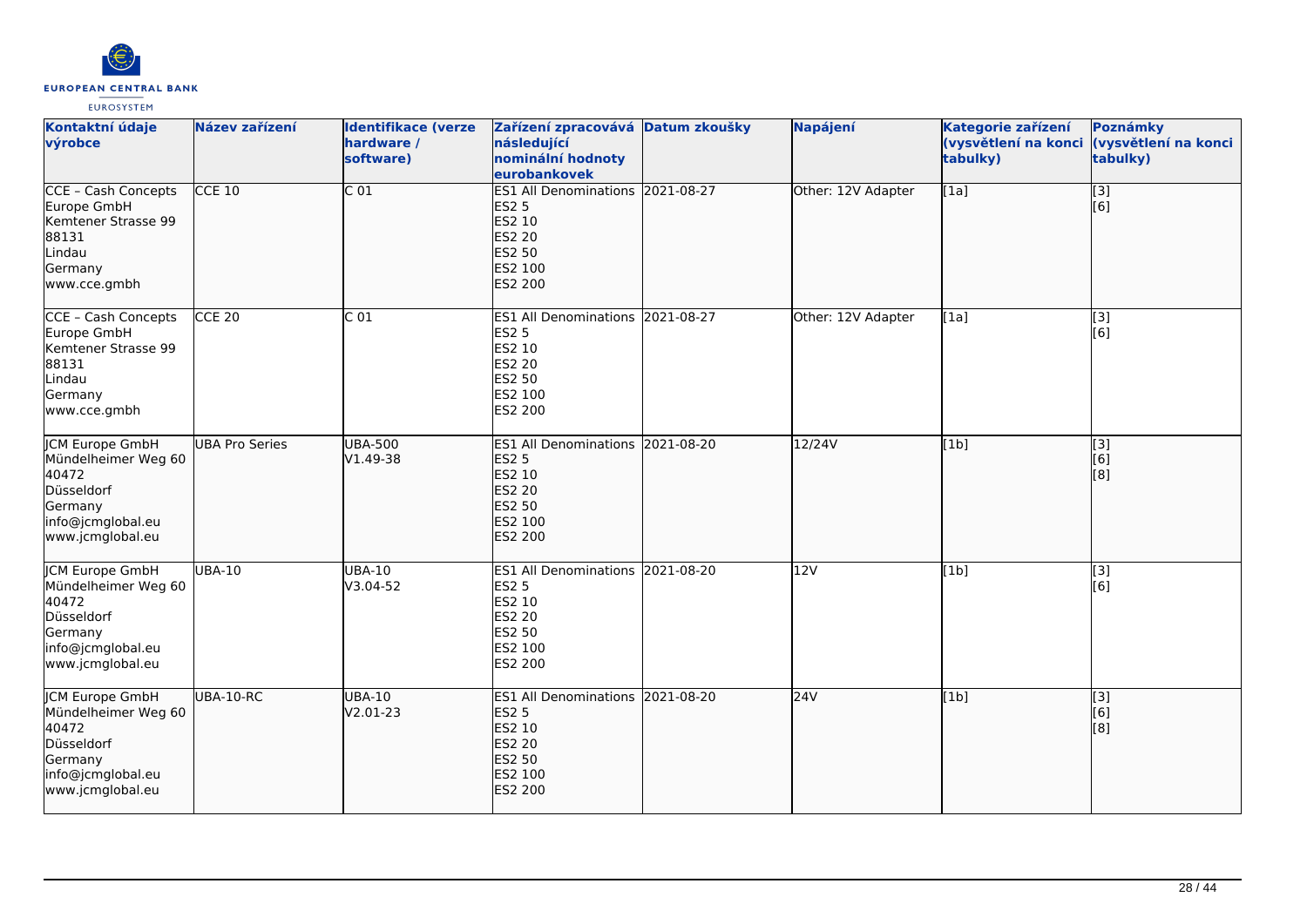| Kontaktní údaje výrobce | Název zařízení | Identifikace (verze hardware / software) | Zařízení zpracovává následující nominální hodnoty eurobankovek | Datum zkoušky | Napájení | Kategorie zařízení (vysvětlení na konci tabulky) | Poznámky (vysvětlení na konci tabulky) |
|---|---|---|---|---|---|---|---|
| CCE – Cash Concepts Europe GmbH<br>Kemtener Strasse 99<br>88131<br>Lindau<br>Germany<br>www.cce.gmbh | CCE 10 | C 01 | ES1 All Denominations<br>ES2 5<br>ES2 10<br>ES2 20<br>ES2 50<br>ES2 100<br>ES2 200 | 2021-08-27 | Other: 12V Adapter | [1a] | [3]<br>[6] |
| CCE – Cash Concepts Europe GmbH<br>Kemtener Strasse 99<br>88131<br>Lindau<br>Germany<br>www.cce.gmbh | CCE 20 | C 01 | ES1 All Denominations<br>ES2 5<br>ES2 10<br>ES2 20<br>ES2 50<br>ES2 100<br>ES2 200 | 2021-08-27 | Other: 12V Adapter | [1a] | [3]<br>[6] |
| JCM Europe GmbH<br>Mündelheimer Weg 60<br>40472<br>Düsseldorf<br>Germany<br>info@jcmglobal.eu<br>www.jcmglobal.eu | UBA Pro Series | UBA-500<br>V1.49-38 | ES1 All Denominations<br>ES2 5<br>ES2 10<br>ES2 20<br>ES2 50<br>ES2 100<br>ES2 200 | 2021-08-20 | 12/24V | [1b] | [3]<br>[6]<br>[8] |
| JCM Europe GmbH<br>Mündelheimer Weg 60<br>40472<br>Düsseldorf<br>Germany<br>info@jcmglobal.eu<br>www.jcmglobal.eu | UBA-10 | UBA-10<br>V3.04-52 | ES1 All Denominations<br>ES2 5<br>ES2 10<br>ES2 20<br>ES2 50<br>ES2 100<br>ES2 200 | 2021-08-20 | 12V | [1b] | [3]<br>[6] |
| JCM Europe GmbH<br>Mündelheimer Weg 60<br>40472<br>Düsseldorf<br>Germany<br>info@jcmglobal.eu<br>www.jcmglobal.eu | UBA-10-RC | UBA-10<br>V2.01-23 | ES1 All Denominations<br>ES2 5<br>ES2 10<br>ES2 20<br>ES2 50<br>ES2 100<br>ES2 200 | 2021-08-20 | 24V | [1b] | [3]<br>[6]<br>[8] |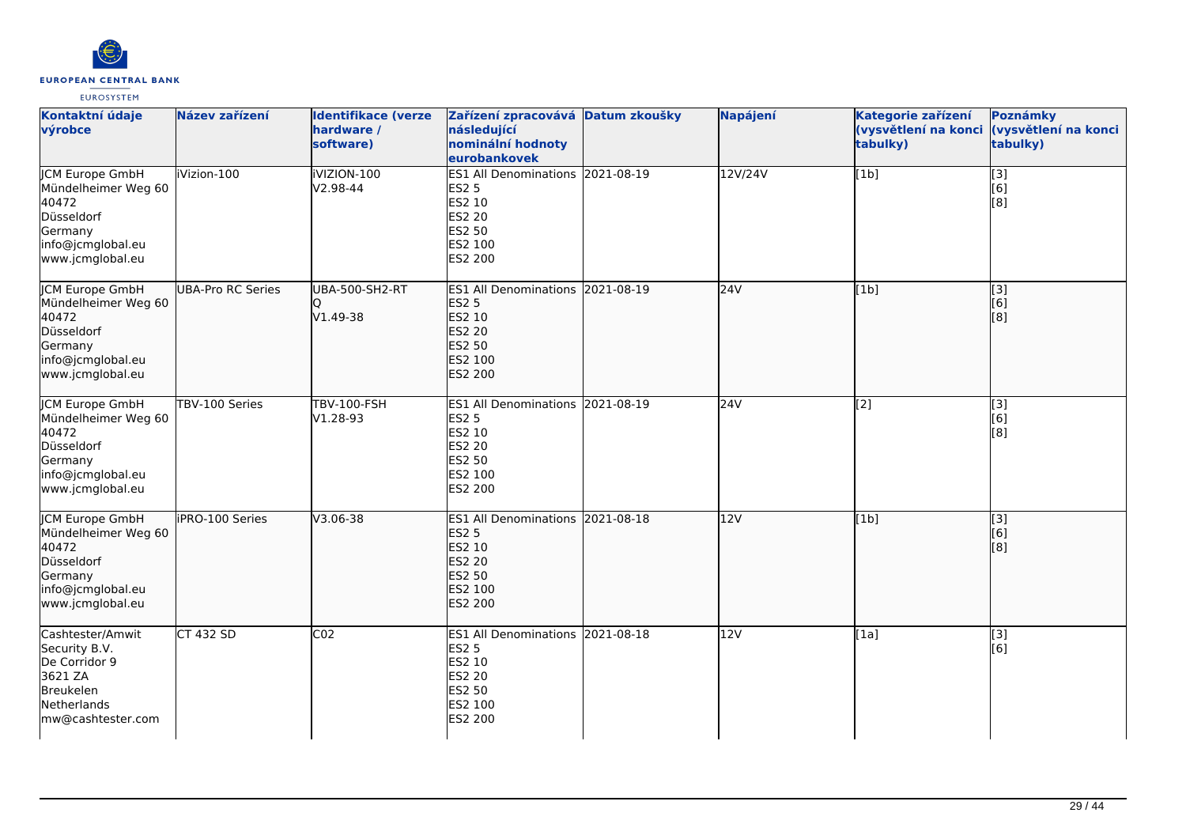| Kontaktní údaje výrobce | Název zařízení | Identifikace (verze hardware / software) | Zařízení zpracovává následující nominální hodnoty eurobankovek | Datum zkoušky | Napájení | Kategorie zařízení (vysvětlení na konci tabulky) | Poznámky (vysvětlení na konci tabulky) |
|---|---|---|---|---|---|---|---|
| JCM Europe GmbH<br>Mündelheimer Weg 60<br>40472<br>Düsseldorf<br>Germany<br>info@jcmglobal.eu<br>www.jcmglobal.eu | iVizion-100 | iVIZION-100<br>V2.98-44 | ES1 All Denominations<br>ES2 5<br>ES2 10<br>ES2 20<br>ES2 50<br>ES2 100<br>ES2 200 | 2021-08-19 | 12V/24V | [1b] | [3]<br>[6]<br>[8] |
| JCM Europe GmbH<br>Mündelheimer Weg 60<br>40472<br>Düsseldorf<br>Germany<br>info@jcmglobal.eu<br>www.jcmglobal.eu | UBA-Pro RC Series | UBA-500-SH2-RT<br>Q<br>V1.49-38 | ES1 All Denominations<br>ES2 5<br>ES2 10<br>ES2 20<br>ES2 50<br>ES2 100<br>ES2 200 | 2021-08-19 | 24V | [1b] | [3]<br>[6]<br>[8] |
| JCM Europe GmbH<br>Mündelheimer Weg 60<br>40472<br>Düsseldorf<br>Germany<br>info@jcmglobal.eu<br>www.jcmglobal.eu | TBV-100 Series | TBV-100-FSH<br>V1.28-93 | ES1 All Denominations<br>ES2 5<br>ES2 10<br>ES2 20<br>ES2 50<br>ES2 100<br>ES2 200 | 2021-08-19 | 24V | [2] | [3]<br>[6]<br>[8] |
| JCM Europe GmbH<br>Mündelheimer Weg 60<br>40472<br>Düsseldorf<br>Germany<br>info@jcmglobal.eu<br>www.jcmglobal.eu | iPRO-100 Series | V3.06-38 | ES1 All Denominations<br>ES2 5<br>ES2 10<br>ES2 20<br>ES2 50<br>ES2 100<br>ES2 200 | 2021-08-18 | 12V | [1b] | [3]<br>[6]<br>[8] |
| Cashtester/Amwit Security B.V.<br>De Corridor 9<br>3621 ZA<br>Breukelen<br>Netherlands<br>mw@cashtester.com | CT 432 SD | C02 | ES1 All Denominations<br>ES2 5<br>ES2 10<br>ES2 20<br>ES2 50<br>ES2 100<br>ES2 200 | 2021-08-18 | 12V | [1a] | [3]<br>[6] |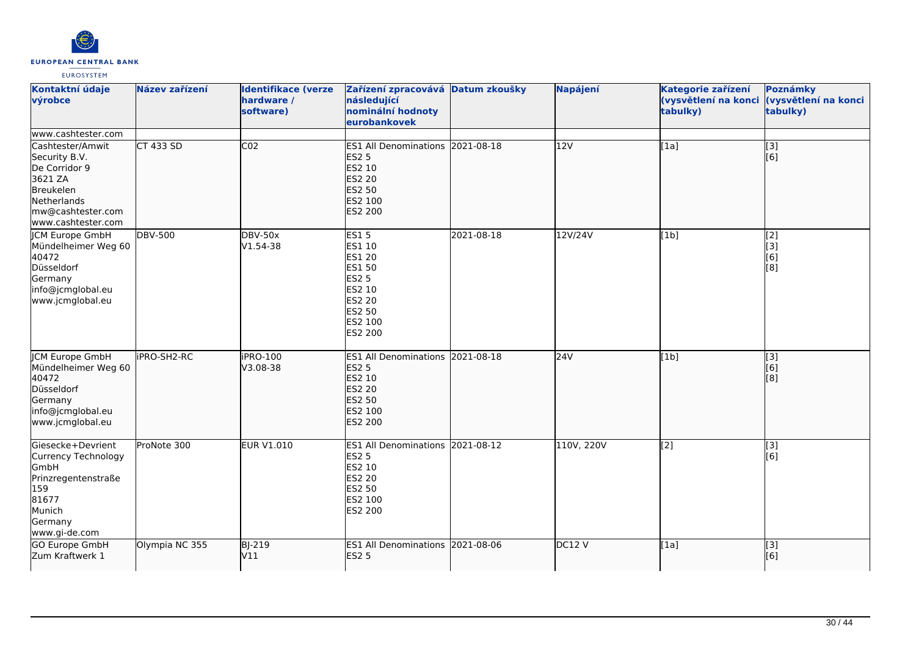| Kontaktní údaje výrobce | Název zařízení | Identifikace (verze hardware / software) | Zařízení zpracovává následující nominální hodnoty eurobankovek | Datum zkoušky | Napájení | Kategorie zařízení (vysvětlení na konci tabulky) | Poznámky (vysvětlení na konci tabulky) |
|---|---|---|---|---|---|---|---|
| www.cashtester.com | | | | | | | |
| Cashtester/Amwit Security B.V.<br>De Corridor 9<br>3621 ZA<br>Breukelen<br>Netherlands<br>mw@cashtester.com<br>www.cashtester.com | CT 433 SD | C02 | ES1 All Denominations<br>ES2 5<br>ES2 10<br>ES2 20<br>ES2 50<br>ES2 100<br>ES2 200 | 2021-08-18 | 12V | [1a] | [3]<br>[6] |
| JCM Europe GmbH<br>Mündelheimer Weg 60<br>40472<br>Düsseldorf<br>Germany<br>info@jcmglobal.eu<br>www.jcmglobal.eu | DBV-500 | DBV-50x<br>V1.54-38 | ES1 5<br>ES1 10<br>ES1 20<br>ES1 50<br>ES2 5<br>ES2 10<br>ES2 20<br>ES2 50<br>ES2 100<br>ES2 200 | 2021-08-18 | 12V/24V | [1b] | [2]<br>[3]<br>[6]<br>[8] |
| JCM Europe GmbH<br>Mündelheimer Weg 60<br>40472<br>Düsseldorf<br>Germany<br>info@jcmglobal.eu<br>www.jcmglobal.eu | iPRO-SH2-RC | iPRO-100<br>V3.08-38 | ES1 All Denominations<br>ES2 5<br>ES2 10<br>ES2 20<br>ES2 50<br>ES2 100<br>ES2 200 | 2021-08-18 | 24V | [1b] | [3]<br>[6]<br>[8] |
| Giesecke+Devrient Currency Technology GmbH<br>Prinzregentenstraße 159<br>81677<br>Munich<br>Germany<br>www.gi-de.com | ProNote 300 | EUR V1.010 | ES1 All Denominations<br>ES2 5<br>ES2 10<br>ES2 20<br>ES2 50<br>ES2 100<br>ES2 200 | 2021-08-12 | 110V, 220V | [2] | [3]<br>[6] |
| GO Europe GmbH<br>Zum Kraftwerk 1 | Olympia NC 355 | BJ-219<br>V11 | ES1 All Denominations<br>ES2 5 | 2021-08-06 | DC12 V | [1a] | [3]<br>[6] |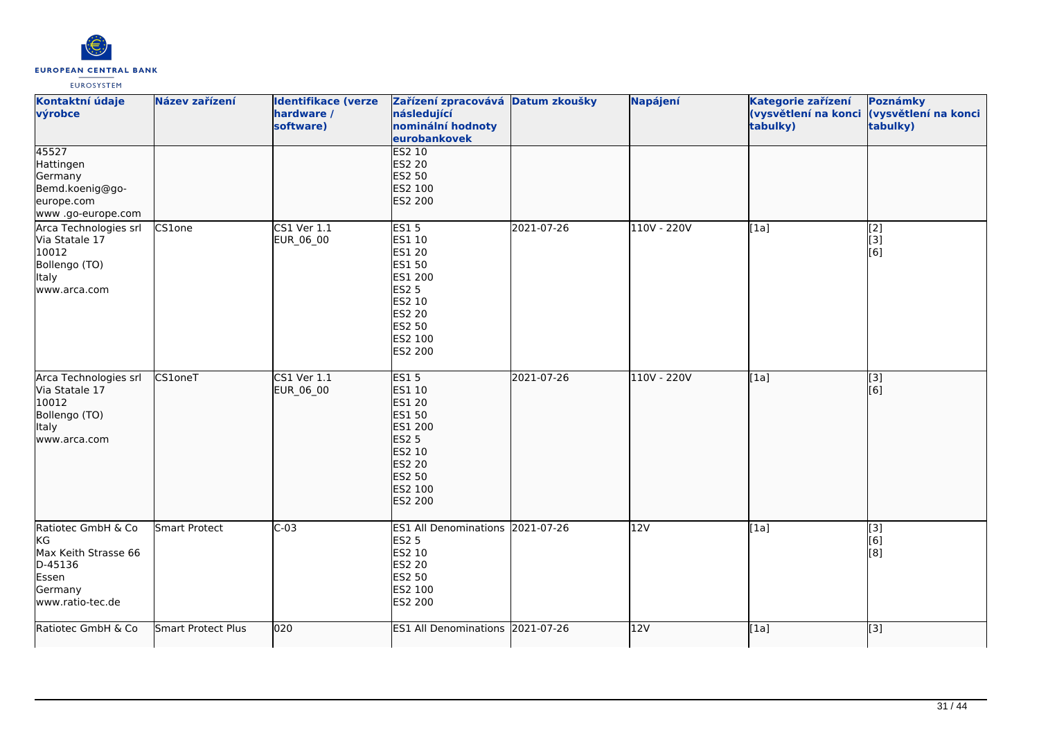| Kontaktní údaje výrobce | Název zařízení | Identifikace (verze hardware / software) | Zařízení zpracovává následující nominální hodnoty eurobankovek | Datum zkoušky | Napájení | Kategorie zařízení (vysvětlení na konci tabulky) | Poznámky (vysvětlení na konci tabulky) |
|---|---|---|---|---|---|---|---|
| 45527<br>Hattingen<br>Germany<br>Bemd.koenig@go-europe.com<br>www .go-europe.com | | | ES2 10<br>ES2 20<br>ES2 50<br>ES2 100<br>ES2 200 | | | | |
| Arca Technologies srl<br>Via Statale 17<br>10012<br>Bollengo (TO)<br>Italy<br>www.arca.com | CS1one | CS1 Ver 1.1<br>EUR_06_00 | ES1 5<br>ES1 10<br>ES1 20<br>ES1 50<br>ES1 200<br>ES2 5<br>ES2 10<br>ES2 20<br>ES2 50<br>ES2 100<br>ES2 200 | 2021-07-26 | 110V - 220V | [1a] | [2]<br>[3]<br>[6] |
| Arca Technologies srl<br>Via Statale 17<br>10012<br>Bollengo (TO)<br>Italy<br>www.arca.com | CS1oneT | CS1 Ver 1.1<br>EUR_06_00 | ES1 5<br>ES1 10<br>ES1 20<br>ES1 50<br>ES1 200<br>ES2 5<br>ES2 10<br>ES2 20<br>ES2 50<br>ES2 100<br>ES2 200 | 2021-07-26 | 110V - 220V | [1a] | [3]<br>[6] |
| Ratiotec GmbH & Co KG<br>Max Keith Strasse 66<br>D-45136<br>Essen<br>Germany<br>www.ratio-tec.de | Smart Protect | C-03 | ES1 All Denominations<br>ES2 5<br>ES2 10<br>ES2 20<br>ES2 50<br>ES2 100<br>ES2 200 | 2021-07-26 | 12V | [1a] | [3]<br>[6]<br>[8] |
| Ratiotec GmbH & Co | Smart Protect Plus | 020 | ES1 All Denominations | 2021-07-26 | 12V | [1a] | [3] |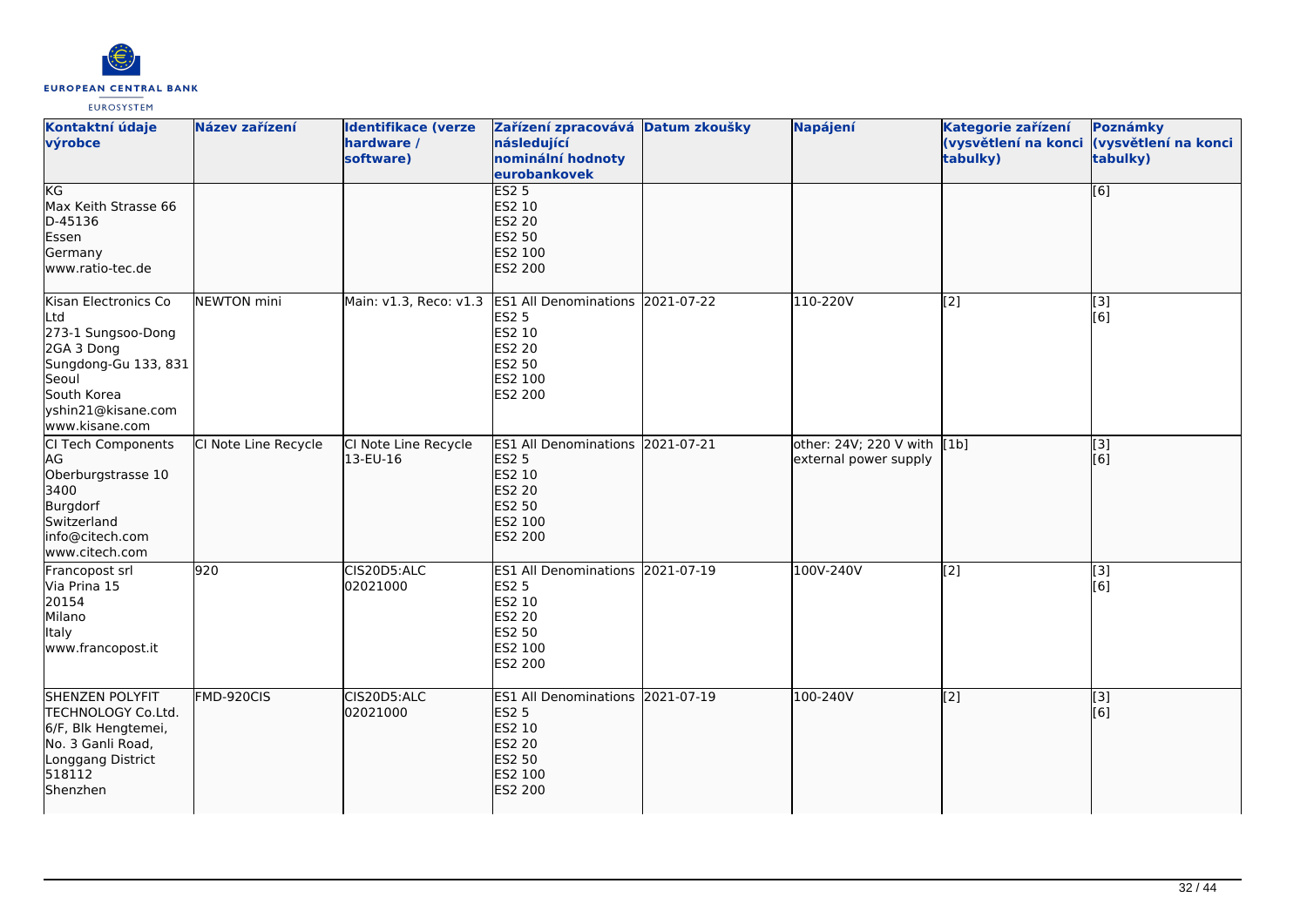| Kontaktní údaje výrobce | Název zařízení | Identifikace (verze hardware / software) | Zařízení zpracovává následující nominální hodnoty eurobankovek | Datum zkoušky | Napájení | Kategorie zařízení (vysvětlení na konci tabulky) | Poznámky (vysvětlení na konci tabulky) |
| --- | --- | --- | --- | --- | --- | --- | --- |
| KG<br>Max Keith Strasse 66<br>D-45136<br>Essen<br>Germany<br>www.ratio-tec.de | | | ES2 5<br>ES2 10<br>ES2 20<br>ES2 50<br>ES2 100<br>ES2 200 | | | | [6] |
| Kisan Electronics Co Ltd<br>273-1 Sungsoo-Dong 2GA 3 Dong<br>Sungdong-Gu 133, 831<br>Seoul<br>South Korea<br>yshin21@kisane.com<br>www.kisane.com | NEWTON mini | Main: v1.3, Reco: v1.3 | ES1 All Denominations<br>ES2 5<br>ES2 10<br>ES2 20<br>ES2 50<br>ES2 100<br>ES2 200 | 2021-07-22 | 110-220V | [2] | [3]<br>[6] |
| CI Tech Components AG<br>Oberburgstrasse 10<br>3400<br>Burgdorf<br>Switzerland<br>info@citech.com<br>www.citech.com | CI Note Line Recycle | CI Note Line Recycle 13-EU-16 | ES1 All Denominations<br>ES2 5<br>ES2 10<br>ES2 20<br>ES2 50<br>ES2 100<br>ES2 200 | 2021-07-21 | other: 24V; 220 V with external power supply | [1b] | [3]<br>[6] |
| Francopost srl<br>Via Prina 15<br>20154<br>Milano<br>Italy<br>www.francopost.it | 920 | CIS20D5:ALC 02021000 | ES1 All Denominations<br>ES2 5<br>ES2 10<br>ES2 20<br>ES2 50<br>ES2 100<br>ES2 200 | 2021-07-19 | 100V-240V | [2] | [3]<br>[6] |
| SHENZEN POLYFIT TECHNOLOGY Co.Ltd.<br>6/F, Blk Hengtemei,<br>No. 3 Ganli Road,<br>Longgang District<br>518112<br>Shenzhen | FMD-920CIS | CIS20D5:ALC 02021000 | ES1 All Denominations<br>ES2 5<br>ES2 10<br>ES2 20<br>ES2 50<br>ES2 100<br>ES2 200 | 2021-07-19 | 100-240V | [2] | [3]<br>[6] |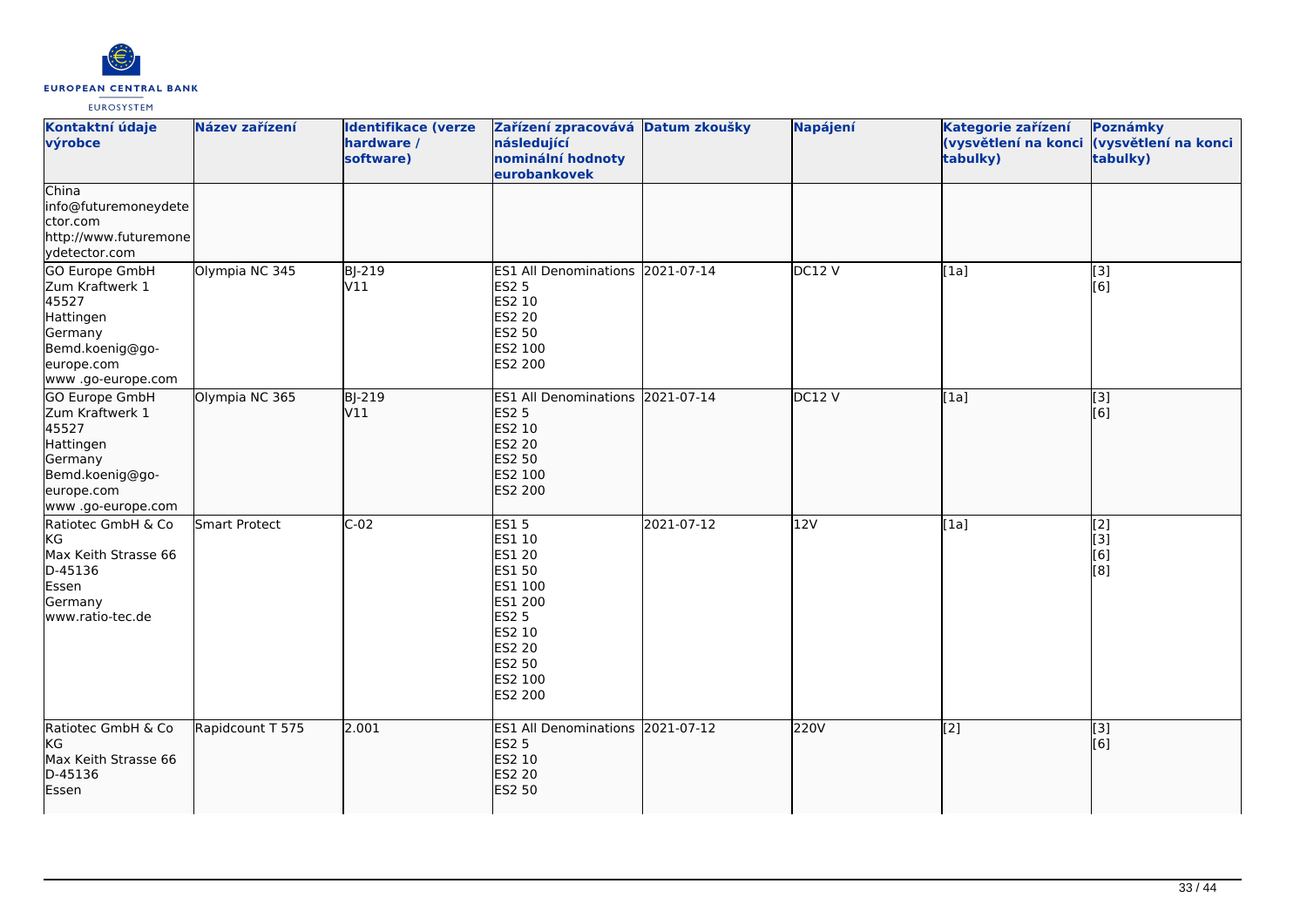| Kontaktní údaje výrobce | Název zařízení | Identifikace (verze hardware / software) | Zařízení zpracovává následující nominální hodnoty eurobankovek | Datum zkoušky | Napájení | Kategorie zařízení (vysvětlení na konci tabulky) | Poznámky (vysvětlení na konci tabulky) |
|---|---|---|---|---|---|---|---|
| China<br>info@futuremoneydetector.com<br>http://www.futuremoneydetector.com | | | | | | | |
| GO Europe GmbH<br>Zum Kraftwerk 1<br>45527<br>Hattingen<br>Germany<br>Bemd.koenig@go-europe.com<br>www .go-europe.com | Olympia NC 345 | BJ-219<br>V11 | ES1 All Denominations<br>ES2 5<br>ES2 10<br>ES2 20<br>ES2 50<br>ES2 100<br>ES2 200 | 2021-07-14 | DC12 V | [1a] | [3]<br>[6] |
| GO Europe GmbH<br>Zum Kraftwerk 1<br>45527<br>Hattingen<br>Germany<br>Bemd.koenig@go-europe.com<br>www .go-europe.com | Olympia NC 365 | BJ-219<br>V11 | ES1 All Denominations<br>ES2 5<br>ES2 10<br>ES2 20<br>ES2 50<br>ES2 100<br>ES2 200 | 2021-07-14 | DC12 V | [1a] | [3]<br>[6] |
| Ratiotec GmbH & Co KG<br>Max Keith Strasse 66<br>D-45136<br>Essen<br>Germany<br>www.ratio-tec.de | Smart Protect | C-02 | ES1 5<br>ES1 10<br>ES1 20<br>ES1 50<br>ES1 100<br>ES1 200<br>ES2 5<br>ES2 10<br>ES2 20<br>ES2 50<br>ES2 100<br>ES2 200 | 2021-07-12 | 12V | [1a] | [2]<br>[3]<br>[6]<br>[8] |
| Ratiotec GmbH & Co KG<br>Max Keith Strasse 66<br>D-45136<br>Essen | Rapidcount T 575 | 2.001 | ES1 All Denominations<br>ES2 5<br>ES2 10<br>ES2 20<br>ES2 50 | 2021-07-12 | 220V | [2] | [3]<br>[6] |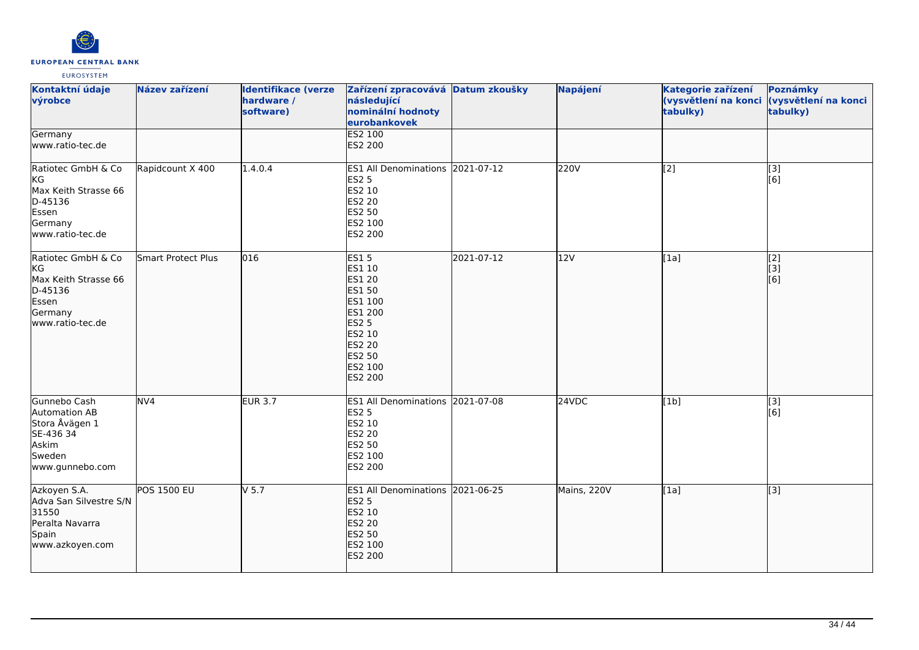| Kontaktní údaje výrobce | Název zařízení | Identifikace (verze hardware / software) | Zařízení zpracovává následující nominální hodnoty eurobankovek | Datum zkoušky | Napájení | Kategorie zařízení (vysvětlení na konci tabulky) | Poznámky (vysvětlení na konci tabulky) |
|---|---|---|---|---|---|---|---|
| Germany<br>www.ratio-tec.de | | | ES2 100<br>ES2 200 | | | | |
| Ratiotec GmbH & Co KG<br>Max Keith Strasse 66<br>D-45136<br>Essen<br>Germany<br>www.ratio-tec.de | Rapidcount X 400 | 1.4.0.4 | ES1 All Denominations<br>ES2 5<br>ES2 10<br>ES2 20<br>ES2 50<br>ES2 100<br>ES2 200 | 2021-07-12 | 220V | [2] | [3]<br>[6] |
| Ratiotec GmbH & Co KG<br>Max Keith Strasse 66<br>D-45136<br>Essen<br>Germany<br>www.ratio-tec.de | Smart Protect Plus | 016 | ES1 5<br>ES1 10<br>ES1 20<br>ES1 50<br>ES1 100<br>ES1 200<br>ES2 5<br>ES2 10<br>ES2 20<br>ES2 50<br>ES2 100<br>ES2 200 | 2021-07-12 | 12V | [1a] | [2]<br>[3]<br>[6] |
| Gunnebo Cash Automation AB<br>Stora Åvägen 1<br>SE-436 34<br>Askim<br>Sweden<br>www.gunnebo.com | NV4 | EUR 3.7 | ES1 All Denominations<br>ES2 5<br>ES2 10<br>ES2 20<br>ES2 50<br>ES2 100<br>ES2 200 | 2021-07-08 | 24VDC | [1b] | [3]<br>[6] |
| Azkoyen S.A.<br>Adva San Silvestre S/N<br>31550<br>Peralta Navarra<br>Spain<br>www.azkoyen.com | POS 1500 EU | V 5.7 | ES1 All Denominations<br>ES2 5<br>ES2 10<br>ES2 20<br>ES2 50<br>ES2 100<br>ES2 200 | 2021-06-25 | Mains, 220V | [1a] | [3] |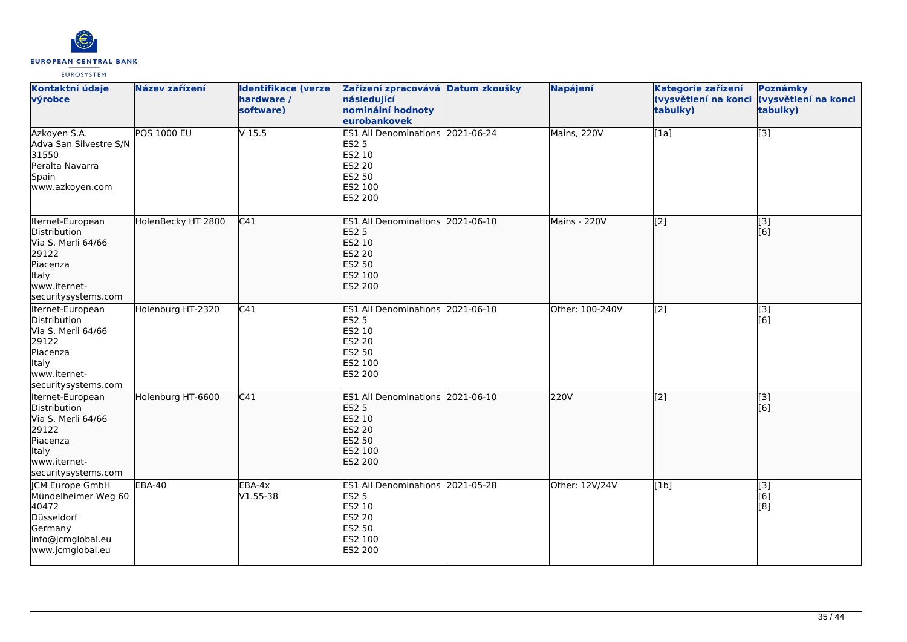| Kontaktní údaje výrobce | Název zařízení | Identifikace (verze hardware / software) | Zařízení zpracovává následující nominální hodnoty eurobankovek | Datum zkoušky | Napájení | Kategorie zařízení (vysvětlení na konci tabulky) | Poznámky (vysvětlení na konci tabulky) |
|---|---|---|---|---|---|---|---|
| Azkoyen S.A.<br>Adva San Silvestre S/N<br>31550<br>Peralta Navarra<br>Spain<br>www.azkoyen.com | POS 1000 EU | V 15.5 | ES1 All Denominations<br>ES2 5<br>ES2 10<br>ES2 20<br>ES2 50<br>ES2 100<br>ES2 200 | 2021-06-24 | Mains, 220V | [1a] | [3] |
| Iternet-European Distribution<br>Via S. Merli 64/66<br>29122<br>Piacenza<br>Italy<br>www.iternet-securitysystems.com | HolenBecky HT 2800 | C41 | ES1 All Denominations<br>ES2 5<br>ES2 10<br>ES2 20<br>ES2 50<br>ES2 100<br>ES2 200 | 2021-06-10 | Mains - 220V | [2] | [3]<br>[6] |
| Iternet-European Distribution<br>Via S. Merli 64/66<br>29122<br>Piacenza<br>Italy<br>www.iternet-securitysystems.com | Holenburg HT-2320 | C41 | ES1 All Denominations<br>ES2 5<br>ES2 10<br>ES2 20<br>ES2 50<br>ES2 100<br>ES2 200 | 2021-06-10 | Other: 100-240V | [2] | [3]<br>[6] |
| Iternet-European Distribution<br>Via S. Merli 64/66<br>29122<br>Piacenza<br>Italy<br>www.iternet-securitysystems.com | Holenburg HT-6600 | C41 | ES1 All Denominations<br>ES2 5<br>ES2 10<br>ES2 20<br>ES2 50<br>ES2 100<br>ES2 200 | 2021-06-10 | 220V | [2] | [3]<br>[6] |
| JCM Europe GmbH<br>Mündelheimer Weg 60<br>40472<br>Düsseldorf<br>Germany<br>info@jcmglobal.eu<br>www.jcmglobal.eu | EBA-40 | EBA-4x<br>V1.55-38 | ES1 All Denominations<br>ES2 5<br>ES2 10<br>ES2 20<br>ES2 50<br>ES2 100<br>ES2 200 | 2021-05-28 | Other: 12V/24V | [1b] | [3]<br>[6]<br>[8] |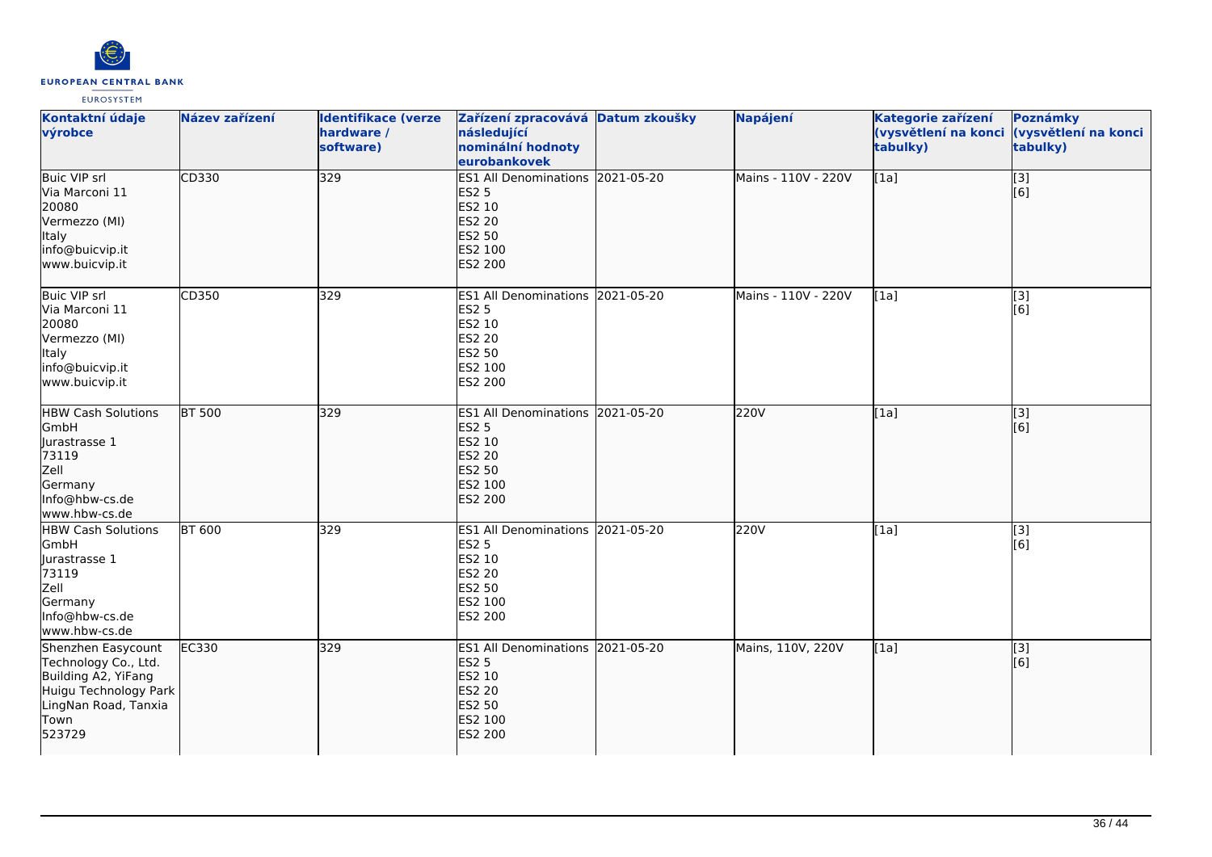| Kontaktní údaje výrobce | Název zařízení | Identifikace (verze hardware / software) | Zařízení zpracovává následující nominální hodnoty eurobankovek | Datum zkoušky | Napájení | Kategorie zařízení (vysvětlení na konci tabulky) | Poznámky (vysvětlení na konci tabulky) |
|---|---|---|---|---|---|---|---|
| Buic VIP srl<br>Via Marconi 11<br>20080<br>Vermezzo (MI)<br>Italy<br>info@buicvip.it<br>www.buicvip.it | CD330 | 329 | ES1 All Denominations<br>ES2 5<br>ES2 10<br>ES2 20<br>ES2 50<br>ES2 100<br>ES2 200 | 2021-05-20 | Mains - 110V - 220V | [1a] | [3]<br>[6] |
| Buic VIP srl<br>Via Marconi 11<br>20080<br>Vermezzo (MI)<br>Italy<br>info@buicvip.it<br>www.buicvip.it | CD350 | 329 | ES1 All Denominations<br>ES2 5<br>ES2 10<br>ES2 20<br>ES2 50<br>ES2 100<br>ES2 200 | 2021-05-20 | Mains - 110V - 220V | [1a] | [3]<br>[6] |
| HBW Cash Solutions GmbH<br>Jurastrasse 1<br>73119<br>Zell<br>Germany<br>Info@hbw-cs.de<br>www.hbw-cs.de | BT 500 | 329 | ES1 All Denominations<br>ES2 5<br>ES2 10<br>ES2 20<br>ES2 50<br>ES2 100<br>ES2 200 | 2021-05-20 | 220V | [1a] | [3]<br>[6] |
| HBW Cash Solutions GmbH<br>Jurastrasse 1<br>73119<br>Zell<br>Germany<br>Info@hbw-cs.de<br>www.hbw-cs.de | BT 600 | 329 | ES1 All Denominations<br>ES2 5<br>ES2 10<br>ES2 20<br>ES2 50<br>ES2 100<br>ES2 200 | 2021-05-20 | 220V | [1a] | [3]<br>[6] |
| Shenzhen Easycount Technology Co., Ltd.<br>Building A2, YiFang Huigu Technology Park<br>LingNan Road, Tanxia Town<br>523729 | EC330 | 329 | ES1 All Denominations<br>ES2 5<br>ES2 10<br>ES2 20<br>ES2 50<br>ES2 100<br>ES2 200 | 2021-05-20 | Mains, 110V, 220V | [1a] | [3]<br>[6] |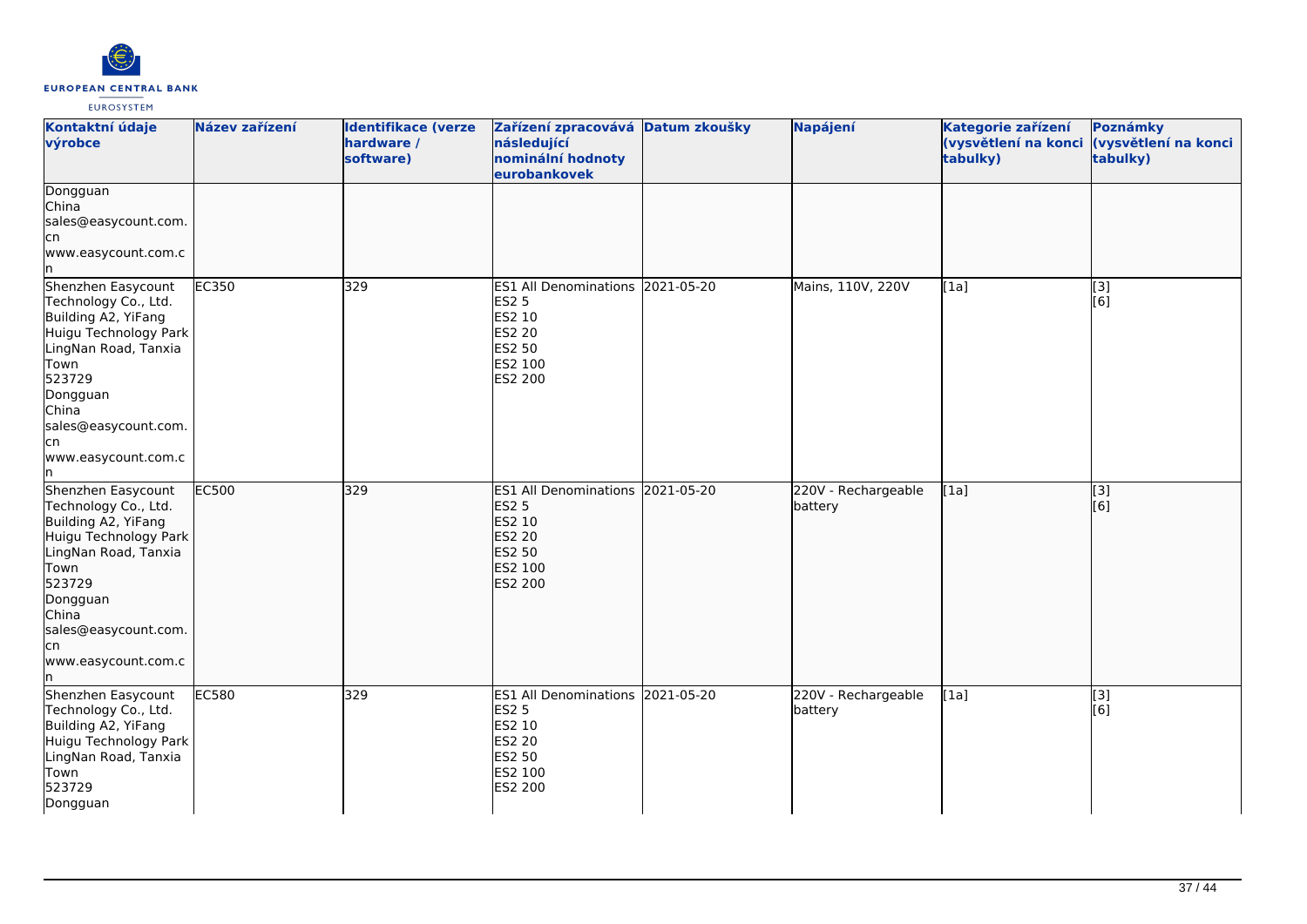| Kontaktní údaje výrobce | Název zařízení | Identifikace (verze hardware / software) | Zařízení zpracovává následující nominální hodnoty eurobankovek | Datum zkoušky | Napájení | Kategorie zařízení (vysvětlení na konci tabulky) | Poznámky (vysvětlení na konci tabulky) |
|---|---|---|---|---|---|---|---|
| Dongguan<br>China<br>sales@easycount.com.cn<br>www.easycount.com.cn | | | | | | | |
| Shenzhen Easycount Technology Co., Ltd.<br>Building A2, YiFang Huigu Technology Park LingNan Road, Tanxia Town<br>523729<br>Dongguan<br>China<br>sales@easycount.com.cn<br>www.easycount.com.cn | EC350 | 329 | ES1 All Denominations<br>ES2 5<br>ES2 10<br>ES2 20<br>ES2 50<br>ES2 100<br>ES2 200 | 2021-05-20 | Mains, 110V, 220V | [1a] | [3]<br>[6] |
| Shenzhen Easycount Technology Co., Ltd.<br>Building A2, YiFang Huigu Technology Park LingNan Road, Tanxia Town<br>523729<br>Dongguan<br>China<br>sales@easycount.com.cn<br>www.easycount.com.cn | EC500 | 329 | ES1 All Denominations<br>ES2 5<br>ES2 10<br>ES2 20<br>ES2 50<br>ES2 100<br>ES2 200 | 2021-05-20 | 220V - Rechargeable battery | [1a] | [3]<br>[6] |
| Shenzhen Easycount Technology Co., Ltd.<br>Building A2, YiFang Huigu Technology Park LingNan Road, Tanxia Town<br>523729<br>Dongguan | EC580 | 329 | ES1 All Denominations<br>ES2 5<br>ES2 10<br>ES2 20<br>ES2 50<br>ES2 100<br>ES2 200 | 2021-05-20 | 220V - Rechargeable battery | [1a] | [3]<br>[6] |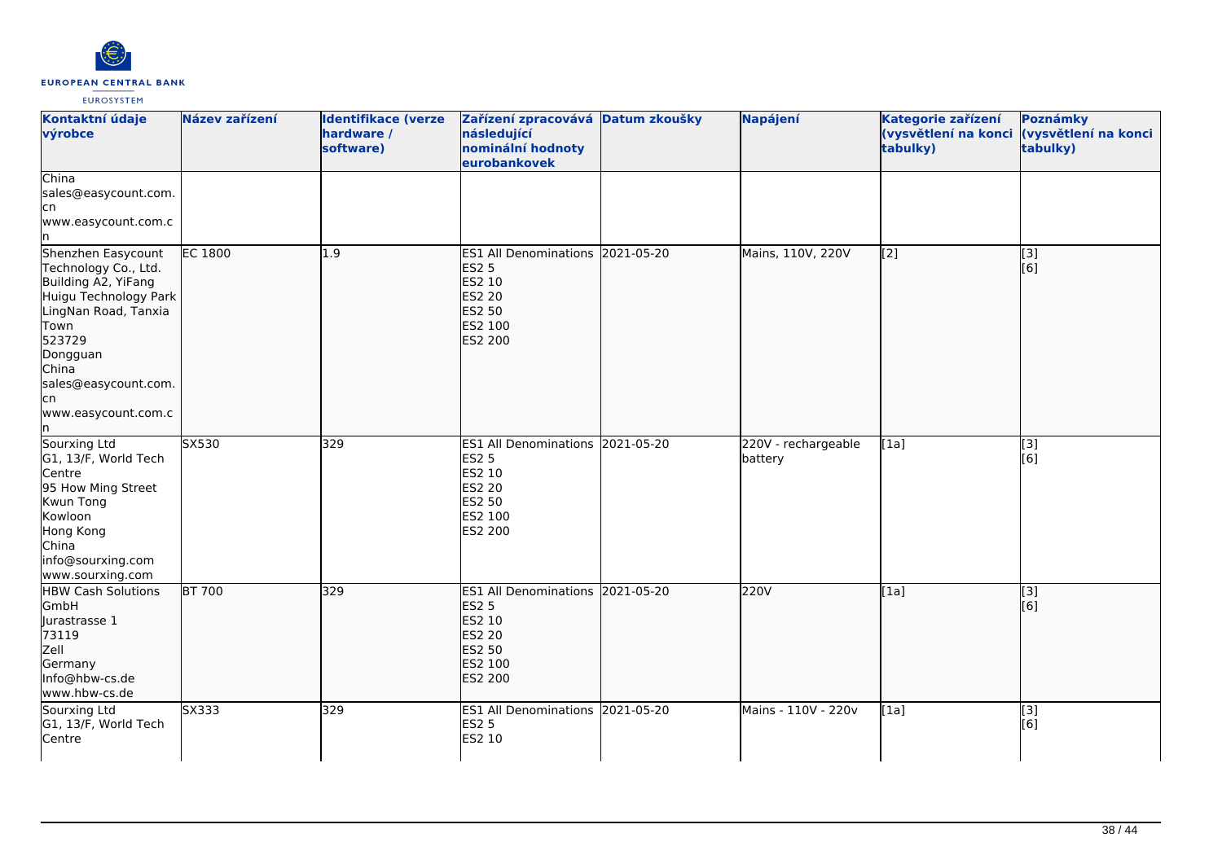| Kontaktní údaje výrobce | Název zařízení | Identifikace (verze hardware / software) | Zařízení zpracovává následující nominální hodnoty eurobankovek | Datum zkoušky | Napájení | Kategorie zařízení (vysvětlení na konci tabulky) | Poznámky (vysvětlení na konci tabulky) |
|---|---|---|---|---|---|---|---|
| China<br>sales@easycount.com.cn<br>www.easycount.com.cn | | | | | | | |
| Shenzhen Easycount Technology Co., Ltd.<br>Building A2, YiFang Huigu Technology Park<br>LingNan Road, Tanxia Town<br>523729<br>Dongguan<br>China<br>sales@easycount.com.cn<br>www.easycount.com.cn | EC 1800 | 1.9 | ES1 All Denominations<br>ES2 5<br>ES2 10<br>ES2 20<br>ES2 50<br>ES2 100<br>ES2 200 | 2021-05-20 | Mains, 110V, 220V | [2] | [3]<br>[6] |
| Sourxing Ltd<br>G1, 13/F, World Tech Centre<br>95 How Ming Street<br>Kwun Tong<br>Kowloon<br>Hong Kong<br>China<br>info@sourxing.com<br>www.sourxing.com | SX530 | 329 | ES1 All Denominations<br>ES2 5<br>ES2 10<br>ES2 20<br>ES2 50<br>ES2 100<br>ES2 200 | 2021-05-20 | 220V - rechargeable battery | [1a] | [3]<br>[6] |
| HBW Cash Solutions GmbH<br>Jurastrasse 1<br>73119<br>Zell<br>Germany<br>Info@hbw-cs.de<br>www.hbw-cs.de | BT 700 | 329 | ES1 All Denominations<br>ES2 5<br>ES2 10<br>ES2 20<br>ES2 50<br>ES2 100<br>ES2 200 | 2021-05-20 | 220V | [1a] | [3]<br>[6] |
| Sourxing Ltd<br>G1, 13/F, World Tech Centre | SX333 | 329 | ES1 All Denominations<br>ES2 5<br>ES2 10 | 2021-05-20 | Mains - 110V - 220v | [1a] | [3]<br>[6] |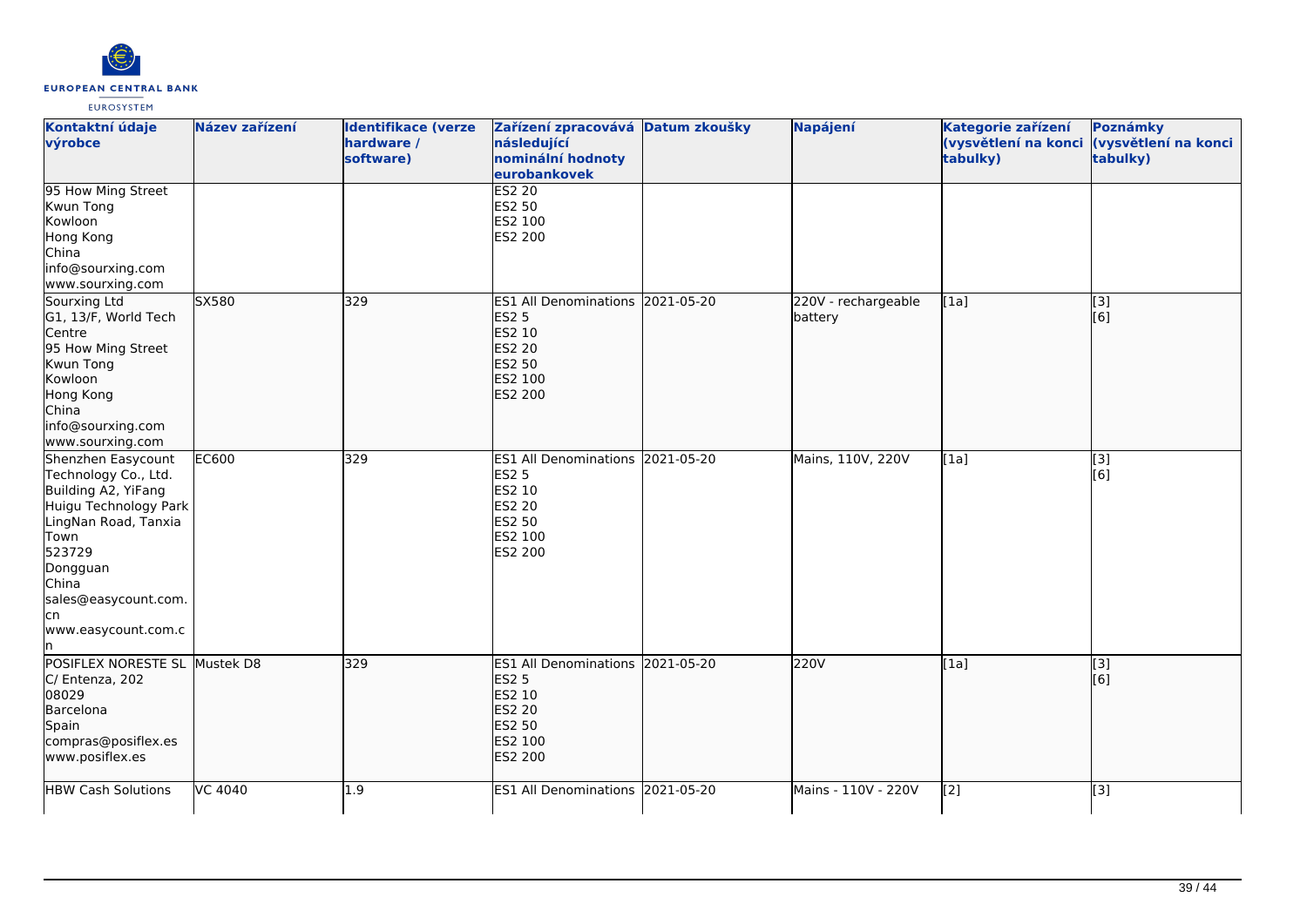| Kontaktní údaje výrobce | Název zařízení | Identifikace (verze hardware / software) | Zařízení zpracovává následující nominální hodnoty eurobankovek | Datum zkoušky | Napájení | Kategorie zařízení (vysvětlení na konci tabulky) | Poznámky (vysvětlení na konci tabulky) |
|---|---|---|---|---|---|---|---|
| 95 How Ming Street<br>Kwun Tong<br>Kowloon<br>Hong Kong<br>China<br>info@sourxing.com<br>www.sourxing.com | | | ES2 20<br>ES2 50<br>ES2 100<br>ES2 200 | | | | |
| Sourxing Ltd<br>G1, 13/F, World Tech Centre<br>95 How Ming Street<br>Kwun Tong<br>Kowloon<br>Hong Kong<br>China<br>info@sourxing.com<br>www.sourxing.com | SX580 | 329 | ES1 All Denominations<br>ES2 5<br>ES2 10<br>ES2 20<br>ES2 50<br>ES2 100<br>ES2 200 | 2021-05-20 | 220V - rechargeable battery | [1a] | [3]<br>[6] |
| Shenzhen Easycount Technology Co., Ltd.<br>Building A2, YiFang Huigu Technology Park LingNan Road, Tanxia Town<br>523729<br>Dongguan<br>China<br>sales@easycount.com.cn<br>www.easycount.com.cn | EC600 | 329 | ES1 All Denominations<br>ES2 5<br>ES2 10<br>ES2 20<br>ES2 50<br>ES2 100<br>ES2 200 | 2021-05-20 | Mains, 110V, 220V | [1a] | [3]<br>[6] |
| POSIFLEX NORESTE SL<br>C/ Entenza, 202<br>08029<br>Barcelona<br>Spain<br>compras@posiflex.es<br>www.posiflex.es | Mustek D8 | 329 | ES1 All Denominations<br>ES2 5<br>ES2 10<br>ES2 20<br>ES2 50<br>ES2 100<br>ES2 200 | 2021-05-20 | 220V | [1a] | [3]<br>[6] |
| HBW Cash Solutions | VC 4040 | 1.9 | ES1 All Denominations | 2021-05-20 | Mains - 110V - 220V | [2] | [3] |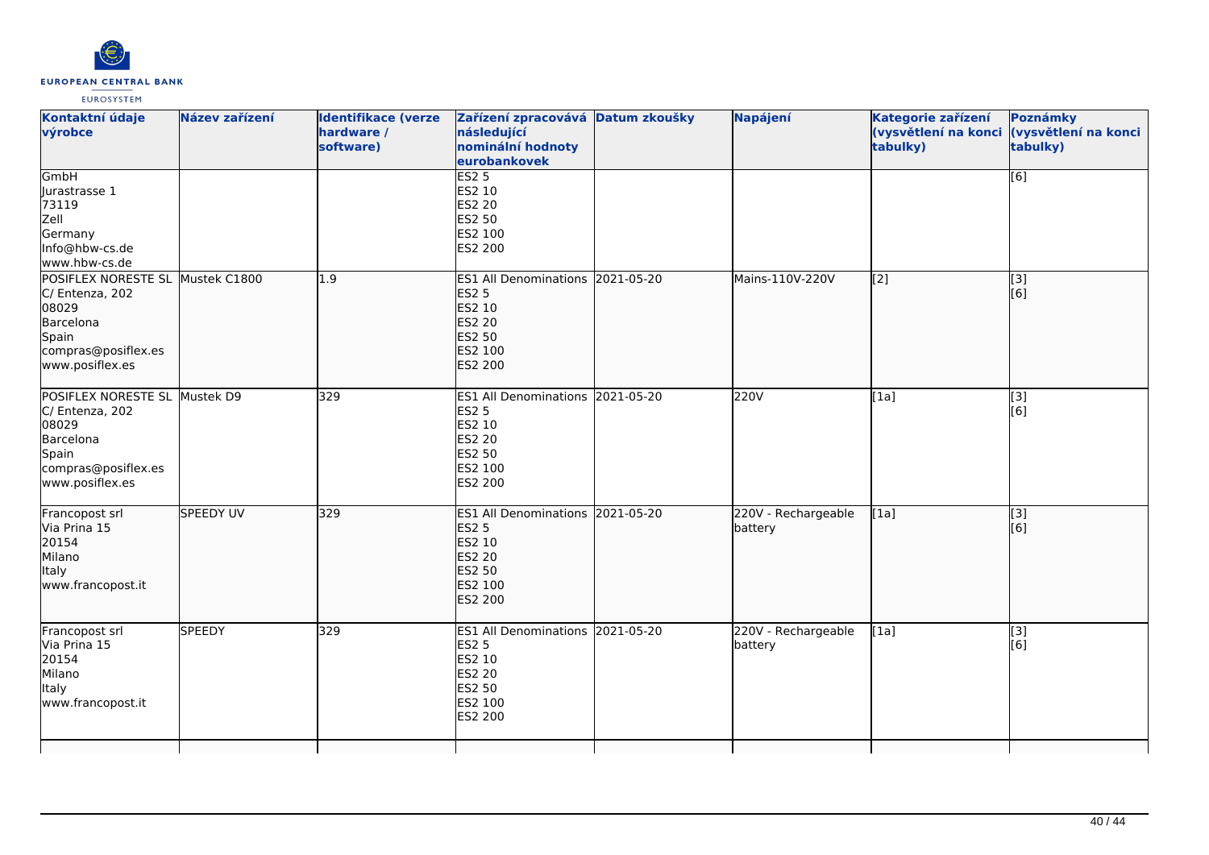| Kontaktní údaje výrobce | Název zařízení | Identifikace (verze hardware / software) | Zařízení zpracovává následující nominální hodnoty eurobankovek | Datum zkoušky | Napájení | Kategorie zařízení (vysvětlení na konci tabulky) | Poznámky (vysvětlení na konci tabulky) |
|---|---|---|---|---|---|---|---|
| GmbH<br>Jurastrasse 1<br>73119<br>Zell<br>Germany<br>Info@hbw-cs.de<br>www.hbw-cs.de | | | ES2 5<br>ES2 10<br>ES2 20<br>ES2 50<br>ES2 100<br>ES2 200 | | | | [6] |
| POSIFLEX NORESTE SL<br>C/ Entenza, 202<br>08029<br>Barcelona<br>Spain<br>compras@posiflex.es<br>www.posiflex.es | Mustek C1800 | 1.9 | ES1 All Denominations<br>ES2 5<br>ES2 10<br>ES2 20<br>ES2 50<br>ES2 100<br>ES2 200 | 2021-05-20 | Mains-110V-220V | [2] | [3]<br>[6] |
| POSIFLEX NORESTE SL<br>C/ Entenza, 202<br>08029<br>Barcelona<br>Spain<br>compras@posiflex.es<br>www.posiflex.es | Mustek D9 | 329 | ES1 All Denominations<br>ES2 5<br>ES2 10<br>ES2 20<br>ES2 50<br>ES2 100<br>ES2 200 | 2021-05-20 | 220V | [1a] | [3]<br>[6] |
| Francopost srl<br>Via Prina 15<br>20154<br>Milano<br>Italy<br>www.francopost.it | SPEEDY UV | 329 | ES1 All Denominations<br>ES2 5<br>ES2 10<br>ES2 20<br>ES2 50<br>ES2 100<br>ES2 200 | 2021-05-20 | 220V - Rechargeable battery | [1a] | [3]<br>[6] |
| Francopost srl<br>Via Prina 15<br>20154<br>Milano<br>Italy<br>www.francopost.it | SPEEDY | 329 | ES1 All Denominations<br>ES2 5<br>ES2 10<br>ES2 20<br>ES2 50<br>ES2 100<br>ES2 200 | 2021-05-20 | 220V - Rechargeable battery | [1a] | [3]<br>[6] |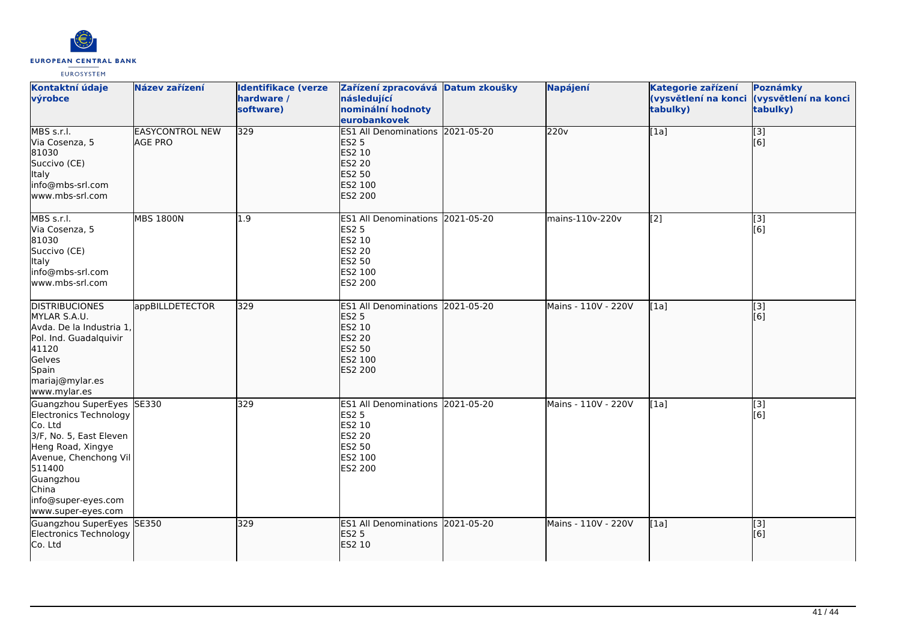| Kontaktní údaje výrobce | Název zařízení | Identifikace (verze hardware / software) | Zařízení zpracovává následující nominální hodnoty eurobankovek | Datum zkoušky | Napájení | Kategorie zařízení (vysvětlení na konci tabulky) | Poznámky (vysvětlení na konci tabulky) |
|---|---|---|---|---|---|---|---|
| MBS s.r.l.<br>Via Cosenza, 5<br>81030<br>Succivo (CE)<br>Italy<br>info@mbs-srl.com<br>www.mbs-srl.com | EASYCONTROL NEW AGE PRO | 329 | ES1 All Denominations<br>ES2 5<br>ES2 10<br>ES2 20<br>ES2 50<br>ES2 100<br>ES2 200 | 2021-05-20 | 220v | [1a] | [3]<br>[6] |
| MBS s.r.l.<br>Via Cosenza, 5<br>81030<br>Succivo (CE)<br>Italy<br>info@mbs-srl.com<br>www.mbs-srl.com | MBS 1800N | 1.9 | ES1 All Denominations<br>ES2 5<br>ES2 10<br>ES2 20<br>ES2 50<br>ES2 100<br>ES2 200 | 2021-05-20 | mains-110v-220v | [2] | [3]<br>[6] |
| DISTRIBUCIONES MYLAR S.A.U.<br>Avda. De la Industria 1, Pol. Ind. Guadalquivir<br>41120<br>Gelves<br>Spain<br>mariaj@mylar.es<br>www.mylar.es | appBILLDETECTOR | 329 | ES1 All Denominations<br>ES2 5<br>ES2 10<br>ES2 20<br>ES2 50<br>ES2 100<br>ES2 200 | 2021-05-20 | Mains - 110V - 220V | [1a] | [3]<br>[6] |
| Guangzhou SuperEyes Electronics Technology Co. Ltd<br>3/F, No. 5, East Eleven Heng Road, Xingye Avenue, Chenchong Vil<br>511400<br>Guangzhou<br>China<br>info@super-eyes.com<br>www.super-eyes.com | SE330 | 329 | ES1 All Denominations<br>ES2 5<br>ES2 10<br>ES2 20<br>ES2 50<br>ES2 100<br>ES2 200 | 2021-05-20 | Mains - 110V - 220V | [1a] | [3]<br>[6] |
| Guangzhou SuperEyes Electronics Technology Co. Ltd | SE350 | 329 | ES1 All Denominations<br>ES2 5<br>ES2 10 | 2021-05-20 | Mains - 110V - 220V | [1a] | [3]<br>[6] |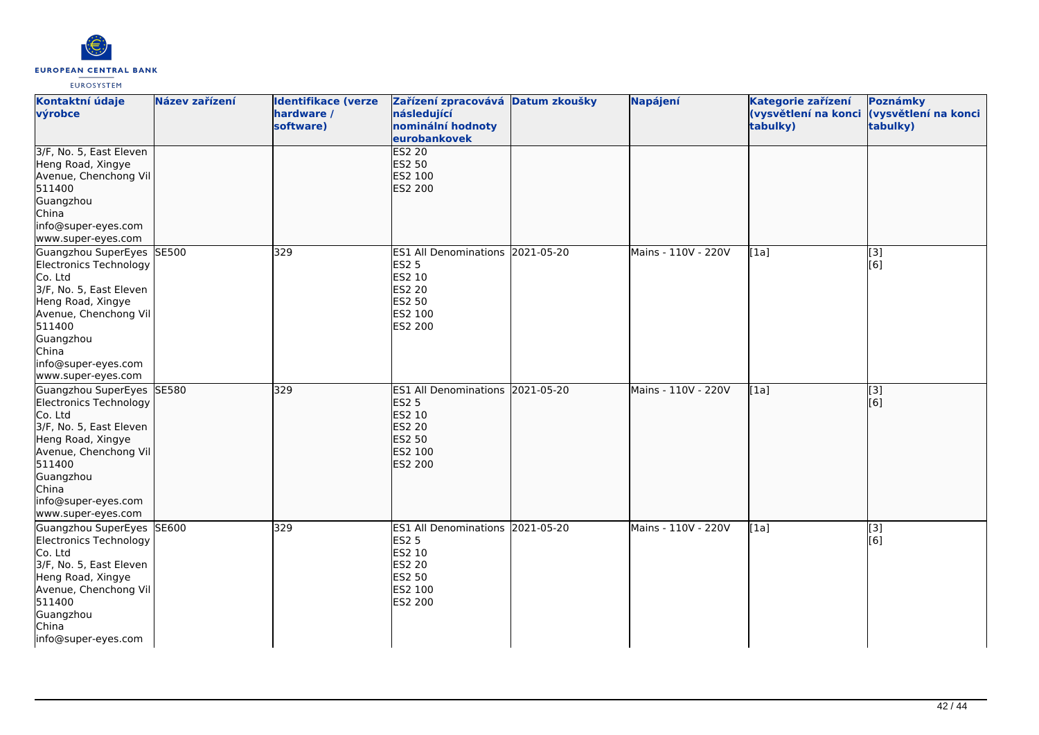| Kontaktní údaje výrobce | Název zařízení | Identifikace (verze hardware / software) | Zařízení zpracovává následující nominální hodnoty eurobankovek | Datum zkoušky | Napájení | Kategorie zařízení (vysvětlení na konci tabulky) | Poznámky (vysvětlení na konci tabulky) |
|---|---|---|---|---|---|---|---|
| 3/F, No. 5, East Eleven Heng Road, Xingye Avenue, Chenchong Vil 511400 Guangzhou China info@super-eyes.com www.super-eyes.com | | | ES2 20<br>ES2 50<br>ES2 100<br>ES2 200 | | | | |
| Guangzhou SuperEyes Electronics Technology Co. Ltd 3/F, No. 5, East Eleven Heng Road, Xingye Avenue, Chenchong Vil 511400 Guangzhou China info@super-eyes.com www.super-eyes.com | SE500 | 329 | ES1 All Denominations<br>ES2 5<br>ES2 10<br>ES2 20<br>ES2 50<br>ES2 100<br>ES2 200 | 2021-05-20 | Mains - 110V - 220V | [1a] | [3]<br>[6] |
| Guangzhou SuperEyes Electronics Technology Co. Ltd 3/F, No. 5, East Eleven Heng Road, Xingye Avenue, Chenchong Vil 511400 Guangzhou China info@super-eyes.com www.super-eyes.com | SE580 | 329 | ES1 All Denominations<br>ES2 5<br>ES2 10<br>ES2 20<br>ES2 50<br>ES2 100<br>ES2 200 | 2021-05-20 | Mains - 110V - 220V | [1a] | [3]<br>[6] |
| Guangzhou SuperEyes Electronics Technology Co. Ltd 3/F, No. 5, East Eleven Heng Road, Xingye Avenue, Chenchong Vil 511400 Guangzhou China info@super-eyes.com | SE600 | 329 | ES1 All Denominations<br>ES2 5<br>ES2 10<br>ES2 20<br>ES2 50<br>ES2 100<br>ES2 200 | 2021-05-20 | Mains - 110V - 220V | [1a] | [3]<br>[6] |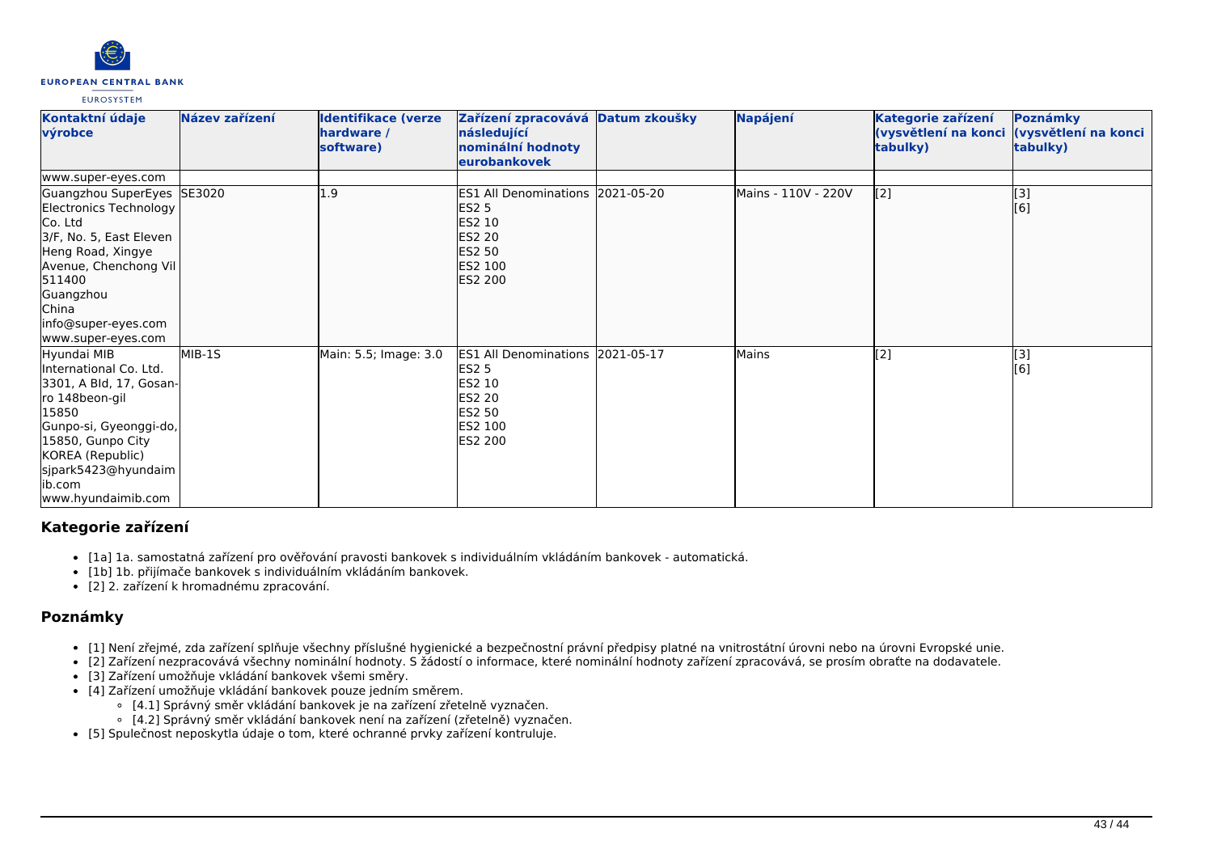| Kontaktní údaje výrobce | Název zařízení | Identifikace (verze hardware / software) | Zařízení zpracovává následující nominální hodnoty eurobankovek | Datum zkoušky | Napájení | Kategorie zařízení (vysvětlení na konci tabulky) | Poznámky (vysvětlení na konci tabulky) |
|---|---|---|---|---|---|---|---|
| www.super-eyes.com | | | | | | | |
| Guangzhou SuperEyes Electronics Technology Co. Ltd<br>3/F, No. 5, East Eleven Heng Road, Xingye Avenue, Chenchong Vil<br>511400<br>Guangzhou<br>China<br>info@super-eyes.com<br>www.super-eyes.com | SE3020 | 1.9 | ES1 All Denominations<br>ES2 5<br>ES2 10<br>ES2 20<br>ES2 50<br>ES2 100<br>ES2 200 | 2021-05-20 | Mains - 110V - 220V | [2] | [3]<br>[6] |
| Hyundai MIB International Co. Ltd.<br>3301, A Bld, 17, Gosan-ro 148beon-gil<br>15850<br>Gunpo-si, Gyeonggi-do, 15850, Gunpo City<br>KOREA (Republic)<br>sjpark5423@hyundaimib.com<br>www.hyundaimib.com | MIB-1S | Main: 5.5; Image: 3.0 | ES1 All Denominations<br>ES2 5<br>ES2 10<br>ES2 20<br>ES2 50<br>ES2 100<br>ES2 200 | 2021-05-17 | Mains | [2] | [3]<br>[6] |

## Kategorie zařízení

- [1a] 1a. samostatná zařízení pro ověřování pravosti bankovek s individuálním vkládáním bankovek - automatická.
- [1b] 1b. přijímače bankovek s individuálním vkládáním bankovek.
- [2] 2. zařízení k hromadnému zpracování.

## Poznámky

- [1] Není zřejmé, zda zařízení splňuje všechny příslušné hygienické a bezpečnostní právní předpisy platné na vnitrostátní úrovni nebo na úrovni Evropské unie.
- [2] Zařízení nezpracovává všechny nominální hodnoty. S žádostí o informace, které nominální hodnoty zařízení zpracovává, se prosím obraťte na dodavatele.
- [3] Zařízení umožňuje vkládání bankovek všemi směry.
- [4] Zařízení umožňuje vkládání bankovek pouze jedním směrem.
  - [4.1] Správný směr vkládání bankovek je na zařízení zřetelně vyznačen.
  - [4.2] Správný směr vkládání bankovek není na zařízení (zřetelně) vyznačen.
- [5] Spulečnost neposkytla údaje o tom, které ochranné prvky zařízení kontroluje.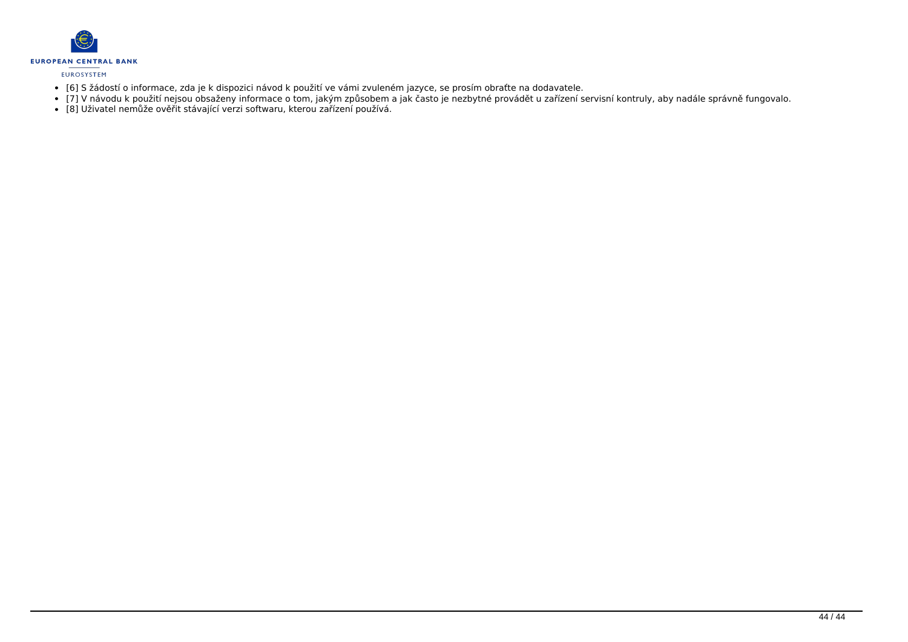- [6] S žádostí o informace, zda je k dispozici návod k použití ve vámi zvuleném jazyce, se prosím obraťte na dodavatele.
- [7] V návodu k použití nejsou obsaženy informace o tom, jakým způsobem a jak často je nezbytné provádět u zařízení servisní kontroly, aby nadále správně fungovalo.
- [8] Uživatel nemůže ověřit stávající verzi softwaru, kterou zařízení používá.